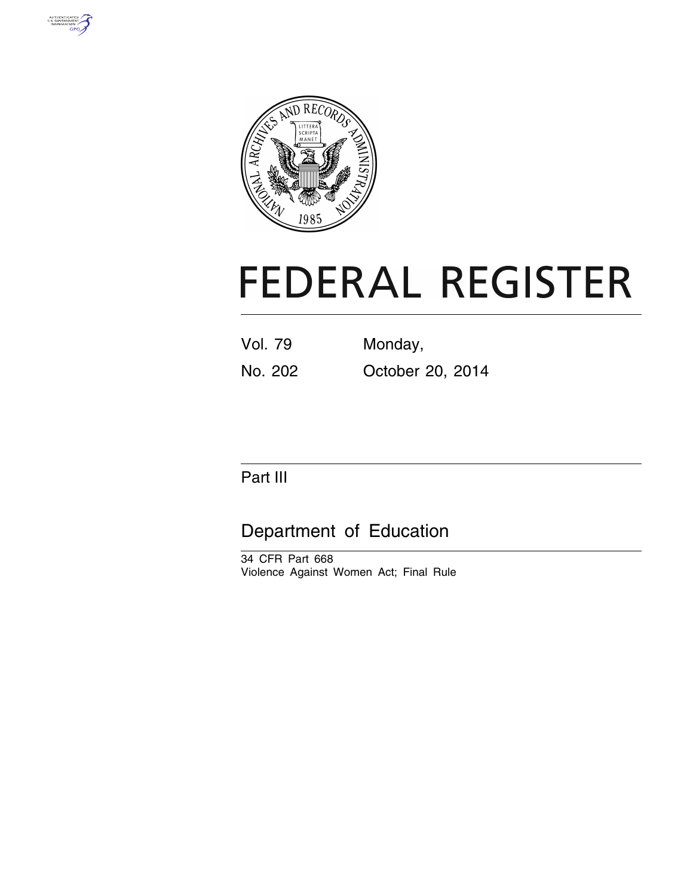# FEDERAL REGISTER

Vol. 79 Monday,

No. 202 October 20, 2014

## Part III

## Department of Education

34 CFR Part 668

Violence Against Women Act; Final Rule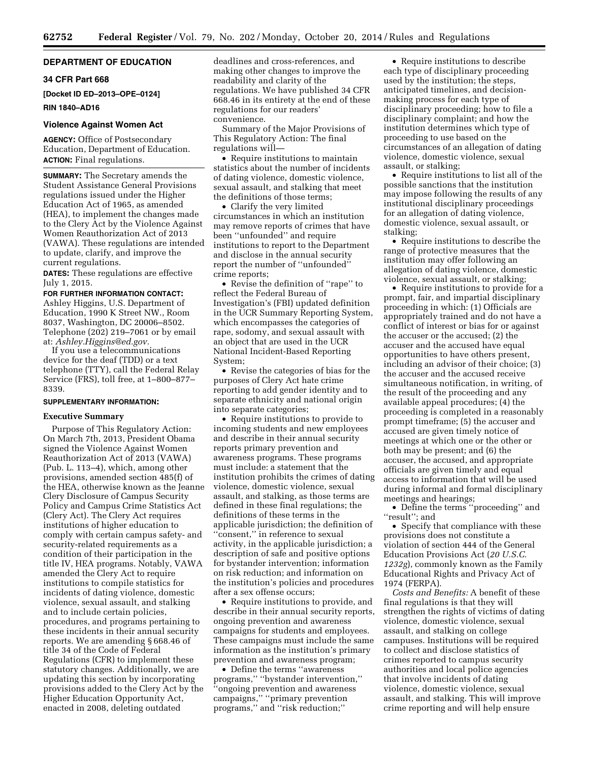## DEPARTMENT OF EDUCATION

### 34 CFR Part 668

**[Docket ID ED–2013–OPE–0124]**

**RIN 1840–AD16**

### Violence Against Women Act

**AGENCY:** Office of Postsecondary Education, Department of Education.

**ACTION:** Final regulations.

**SUMMARY:** The Secretary amends the Student Assistance General Provisions regulations issued under the Higher Education Act of 1965, as amended (HEA), to implement the changes made to the Clery Act by the Violence Against Women Reauthorization Act of 2013 (VAWA). These regulations are intended to update, clarify, and improve the current regulations.

**DATES:** These regulations are effective July 1, 2015.

**FOR FURTHER INFORMATION CONTACT:** Ashley Higgins, U.S. Department of Education, 1990 K Street NW., Room 8037, Washington, DC 20006–8502. Telephone (202) 219–7061 or by email at: *Ashley.Higgins@ed.gov.*

If you use a telecommunications device for the deaf (TDD) or a text telephone (TTY), call the Federal Relay Service (FRS), toll free, at 1–800–877–8339.

**SUPPLEMENTARY INFORMATION:**

#### Executive Summary

Purpose of This Regulatory Action: On March 7th, 2013, President Obama signed the Violence Against Women Reauthorization Act of 2013 (VAWA) (Pub. L. 113–4), which, among other provisions, amended section 485(f) of the HEA, otherwise known as the Jeanne Clery Disclosure of Campus Security Policy and Campus Crime Statistics Act (Clery Act). The Clery Act requires institutions of higher education to comply with certain campus safety- and security-related requirements as a condition of their participation in the title IV, HEA programs. Notably, VAWA amended the Clery Act to require institutions to compile statistics for incidents of dating violence, domestic violence, sexual assault, and stalking and to include certain policies, procedures, and programs pertaining to these incidents in their annual security reports. We are amending § 668.46 of title 34 of the Code of Federal Regulations (CFR) to implement these statutory changes. Additionally, we are updating this section by incorporating provisions added to the Clery Act by the Higher Education Opportunity Act, enacted in 2008, deleting outdated deadlines and cross-references, and making other changes to improve the readability and clarity of the regulations. We have published 34 CFR 668.46 in its entirety at the end of these regulations for our readers' convenience.

Summary of the Major Provisions of This Regulatory Action: The final regulations will—

- Require institutions to maintain statistics about the number of incidents of dating violence, domestic violence, sexual assault, and stalking that meet the definitions of those terms;
- Clarify the very limited circumstances in which an institution may remove reports of crimes that have been "unfounded" and require institutions to report to the Department and disclose in the annual security report the number of "unfounded" crime reports;
- Revise the definition of "rape" to reflect the Federal Bureau of Investigation's (FBI) updated definition in the UCR Summary Reporting System, which encompasses the categories of rape, sodomy, and sexual assault with an object that are used in the UCR National Incident-Based Reporting System;
- Revise the categories of bias for the purposes of Clery Act hate crime reporting to add gender identity and to separate ethnicity and national origin into separate categories;
- Require institutions to provide to incoming students and new employees and describe in their annual security reports primary prevention and awareness programs. These programs must include: a statement that the institution prohibits the crimes of dating violence, domestic violence, sexual assault, and stalking, as those terms are defined in these final regulations; the definitions of these terms in the applicable jurisdiction; the definition of "consent," in reference to sexual activity, in the applicable jurisdiction; a description of safe and positive options for bystander intervention; information on risk reduction; and information on the institution's policies and procedures after a sex offense occurs;
- Require institutions to provide, and describe in their annual security reports, ongoing prevention and awareness campaigns for students and employees. These campaigns must include the same information as the institution's primary prevention and awareness program;
- Define the terms "awareness programs," "bystander intervention," "ongoing prevention and awareness campaigns," "primary prevention programs," and "risk reduction;"
- Require institutions to describe each type of disciplinary proceeding used by the institution; the steps, anticipated timelines, and decision-making process for each type of disciplinary proceeding; how to file a disciplinary complaint; and how the institution determines which type of proceeding to use based on the circumstances of an allegation of dating violence, domestic violence, sexual assault, or stalking;
- Require institutions to list all of the possible sanctions that the institution may impose following the results of any institutional disciplinary proceedings for an allegation of dating violence, domestic violence, sexual assault, or stalking;
- Require institutions to describe the range of protective measures that the institution may offer following an allegation of dating violence, domestic violence, sexual assault, or stalking;
- Require institutions to provide for a prompt, fair, and impartial disciplinary proceeding in which: (1) Officials are appropriately trained and do not have a conflict of interest or bias for or against the accuser or the accused; (2) the accuser and the accused have equal opportunities to have others present, including an advisor of their choice; (3) the accuser and the accused receive simultaneous notification, in writing, of the result of the proceeding and any available appeal procedures; (4) the proceeding is completed in a reasonably prompt timeframe; (5) the accuser and accused are given timely notice of meetings at which one or the other or both may be present; and (6) the accuser, the accused, and appropriate officials are given timely and equal access to information that will be used during informal and formal disciplinary meetings and hearings;
- Define the terms "proceeding" and "result"; and
- Specify that compliance with these provisions does not constitute a violation of section 444 of the General Education Provisions Act (*20 U.S.C. 1232g*), commonly known as the Family Educational Rights and Privacy Act of 1974 (FERPA).

*Costs and Benefits:* A benefit of these final regulations is that they will strengthen the rights of victims of dating violence, domestic violence, sexual assault, and stalking on college campuses. Institutions will be required to collect and disclose statistics of crimes reported to campus security authorities and local police agencies that involve incidents of dating violence, domestic violence, sexual assault, and stalking. This will improve crime reporting and will help ensure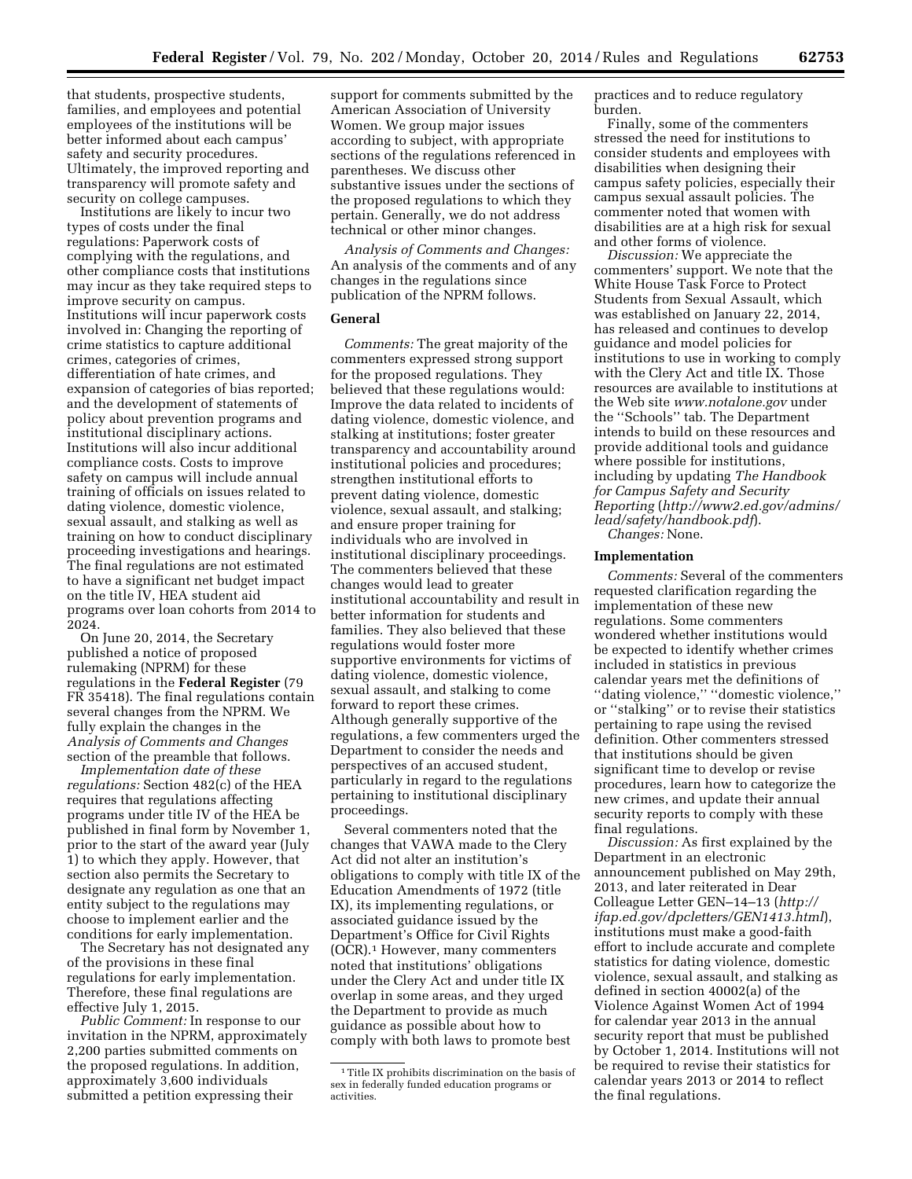that students, prospective students, families, and employees and potential employees of the institutions will be better informed about each campus' safety and security procedures. Ultimately, the improved reporting and transparency will promote safety and security on college campuses.

Institutions are likely to incur two types of costs under the final regulations: Paperwork costs of complying with the regulations, and other compliance costs that institutions may incur as they take required steps to improve security on campus. Institutions will incur paperwork costs involved in: Changing the reporting of crime statistics to capture additional crimes, categories of crimes, differentiation of hate crimes, and expansion of categories of bias reported; and the development of statements of policy about prevention programs and institutional disciplinary actions. Institutions will also incur additional compliance costs. Costs to improve safety on campus will include annual training of officials on issues related to dating violence, domestic violence, sexual assault, and stalking as well as training on how to conduct disciplinary proceeding investigations and hearings. The final regulations are not estimated to have a significant net budget impact on the title IV, HEA student aid programs over loan cohorts from 2014 to 2024.

On June 20, 2014, the Secretary published a notice of proposed rulemaking (NPRM) for these regulations in the **Federal Register** (79 FR 35418). The final regulations contain several changes from the NPRM. We fully explain the changes in the *Analysis of Comments and Changes* section of the preamble that follows.

*Implementation date of these regulations:* Section 482(c) of the HEA requires that regulations affecting programs under title IV of the HEA be published in final form by November 1, prior to the start of the award year (July 1) to which they apply. However, that section also permits the Secretary to designate any regulation as one that an entity subject to the regulations may choose to implement earlier and the conditions for early implementation.

The Secretary has not designated any of the provisions in these final regulations for early implementation. Therefore, these final regulations are effective July 1, 2015.

*Public Comment:* In response to our invitation in the NPRM, approximately 2,200 parties submitted comments on the proposed regulations. In addition, approximately 3,600 individuals submitted a petition expressing their support for comments submitted by the American Association of University Women. We group major issues according to subject, with appropriate sections of the regulations referenced in parentheses. We discuss other substantive issues under the sections of the proposed regulations to which they pertain. Generally, we do not address technical or other minor changes.

*Analysis of Comments and Changes:* An analysis of the comments and of any changes in the regulations since publication of the NPRM follows.

### General

*Comments:* The great majority of the commenters expressed strong support for the proposed regulations. They believed that these regulations would: Improve the data related to incidents of dating violence, domestic violence, and stalking at institutions; foster greater transparency and accountability around institutional policies and procedures; strengthen institutional efforts to prevent dating violence, domestic violence, sexual assault, and stalking; and ensure proper training for individuals who are involved in institutional disciplinary proceedings. The commenters believed that these changes would lead to greater institutional accountability and result in better information for students and families. They also believed that these regulations would foster more supportive environments for victims of dating violence, domestic violence, sexual assault, and stalking to come forward to report these crimes. Although generally supportive of the regulations, a few commenters urged the Department to consider the needs and perspectives of an accused student, particularly in regard to the regulations pertaining to institutional disciplinary proceedings.

Several commenters noted that the changes that VAWA made to the Clery Act did not alter an institution's obligations to comply with title IX of the Education Amendments of 1972 (title IX), its implementing regulations, or associated guidance issued by the Department's Office for Civil Rights (OCR).[1] However, many commenters noted that institutions' obligations under the Clery Act and under title IX overlap in some areas, and they urged the Department to provide as much guidance as possible about how to comply with both laws to promote best practices and to reduce regulatory burden.

Finally, some of the commenters stressed the need for institutions to consider students and employees with disabilities when designing their campus safety policies, especially their campus sexual assault policies. The commenter noted that women with disabilities are at a high risk for sexual and other forms of violence.

*Discussion:* We appreciate the commenters' support. We note that the White House Task Force to Protect Students from Sexual Assault, which was established on January 22, 2014, has released and continues to develop guidance and model policies for institutions to use in working to comply with the Clery Act and title IX. Those resources are available to institutions at the Web site *www.notalone.gov* under the ''Schools'' tab. The Department intends to build on these resources and provide additional tools and guidance where possible for institutions, including by updating *The Handbook for Campus Safety and Security Reporting* (*http://www2.ed.gov/admins/lead/safety/handbook.pdf*).

*Changes:* None.

### Implementation

*Comments:* Several of the commenters requested clarification regarding the implementation of these new regulations. Some commenters wondered whether institutions would be expected to identify whether crimes included in statistics in previous calendar years met the definitions of ''dating violence,'' ''domestic violence,'' or ''stalking'' or to revise their statistics pertaining to rape using the revised definition. Other commenters stressed that institutions should be given significant time to develop or revise procedures, learn how to categorize the new crimes, and update their annual security reports to comply with these final regulations.

*Discussion:* As first explained by the Department in an electronic announcement published on May 29th, 2013, and later reiterated in Dear Colleague Letter GEN–14–13 (*http://ifap.ed.gov/dpcletters/GEN1413.html*), institutions must make a good-faith effort to include accurate and complete statistics for dating violence, domestic violence, sexual assault, and stalking as defined in section 40002(a) of the Violence Against Women Act of 1994 for calendar year 2013 in the annual security report that must be published by October 1, 2014. Institutions will not be required to revise their statistics for calendar years 2013 or 2014 to reflect the final regulations.

---

[1] Title IX prohibits discrimination on the basis of sex in federally funded education programs or activities.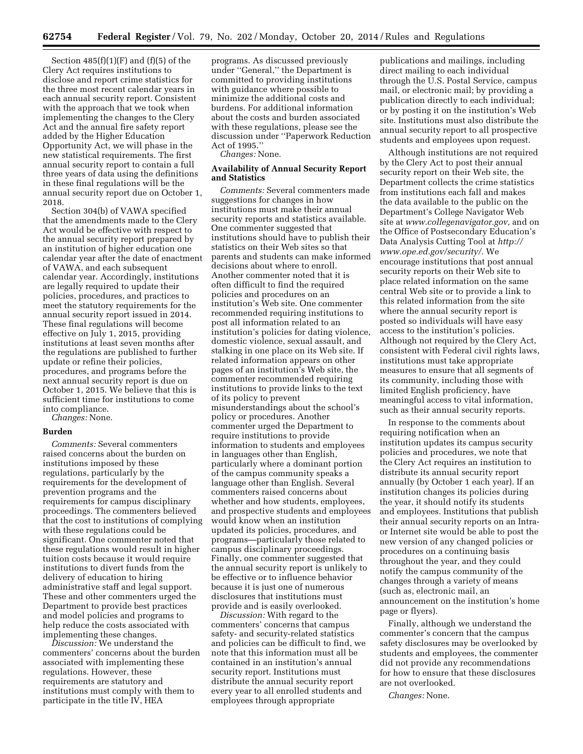Section 485(f)(1)(F) and (f)(5) of the Clery Act requires institutions to disclose and report crime statistics for the three most recent calendar years in each annual security report. Consistent with the approach that we took when implementing the changes to the Clery Act and the annual fire safety report added by the Higher Education Opportunity Act, we will phase in the new statistical requirements. The first annual security report to contain a full three years of data using the definitions in these final regulations will be the annual security report due on October 1, 2018.

Section 304(b) of VAWA specified that the amendments made to the Clery Act would be effective with respect to the annual security report prepared by an institution of higher education one calendar year after the date of enactment of VAWA, and each subsequent calendar year. Accordingly, institutions are legally required to update their policies, procedures, and practices to meet the statutory requirements for the annual security report issued in 2014. These final regulations will become effective on July 1, 2015, providing institutions at least seven months after the regulations are published to further update or refine their policies, procedures, and programs before the next annual security report is due on October 1, 2015. We believe that this is sufficient time for institutions to come into compliance.

*Changes:* None.

**Burden**

*Comments:* Several commenters raised concerns about the burden on institutions imposed by these regulations, particularly by the requirements for the development of prevention programs and the requirements for campus disciplinary proceedings. The commenters believed that the cost to institutions of complying with these regulations could be significant. One commenter noted that these regulations would result in higher tuition costs because it would require institutions to divert funds from the delivery of education to hiring administrative staff and legal support. These and other commenters urged the Department to provide best practices and model policies and programs to help reduce the costs associated with implementing these changes.

*Discussion:* We understand the commenters' concerns about the burden associated with implementing these regulations. However, these requirements are statutory and institutions must comply with them to participate in the title IV, HEA programs. As discussed previously under "General," the Department is committed to providing institutions with guidance where possible to minimize the additional costs and burdens. For additional information about the costs and burden associated with these regulations, please see the discussion under "Paperwork Reduction Act of 1995."

*Changes:* None.

**Availability of Annual Security Report and Statistics**

*Comments:* Several commenters made suggestions for changes in how institutions must make their annual security reports and statistics available. One commenter suggested that institutions should have to publish their statistics on their Web sites so that parents and students can make informed decisions about where to enroll. Another commenter noted that it is often difficult to find the required policies and procedures on an institution's Web site. One commenter recommended requiring institutions to post all information related to an institution's policies for dating violence, domestic violence, sexual assault, and stalking in one place on its Web site. If related information appears on other pages of an institution's Web site, the commenter recommended requiring institutions to provide links to the text of its policy to prevent misunderstandings about the school's policy or procedures. Another commenter urged the Department to require institutions to provide information to students and employees in languages other than English, particularly where a dominant portion of the campus community speaks a language other than English. Several commenters raised concerns about whether and how students, employees, and prospective students and employees would know when an institution updated its policies, procedures, and programs—particularly those related to campus disciplinary proceedings. Finally, one commenter suggested that the annual security report is unlikely to be effective or to influence behavior because it is just one of numerous disclosures that institutions must provide and is easily overlooked.

*Discussion:* With regard to the commenters' concerns that campus safety- and security-related statistics and policies can be difficult to find, we note that this information must all be contained in an institution's annual security report. Institutions must distribute the annual security report every year to all enrolled students and employees through appropriate publications and mailings, including direct mailing to each individual through the U.S. Postal Service, campus mail, or electronic mail; by providing a publication directly to each individual; or by posting it on the institution's Web site. Institutions must also distribute the annual security report to all prospective students and employees upon request.

Although institutions are not required by the Clery Act to post their annual security report on their Web site, the Department collects the crime statistics from institutions each fall and makes the data available to the public on the Department's College Navigator Web site at *www.collegenavigator.gov,* and on the Office of Postsecondary Education's Data Analysis Cutting Tool at *http://www.ope.ed.gov/security/.* We encourage institutions that post annual security reports on their Web site to place related information on the same central Web site or to provide a link to this related information from the site where the annual security report is posted so individuals will have easy access to the institution's policies. Although not required by the Clery Act, consistent with Federal civil rights laws, institutions must take appropriate measures to ensure that all segments of its community, including those with limited English proficiency, have meaningful access to vital information, such as their annual security reports.

In response to the comments about requiring notification when an institution updates its campus security policies and procedures, we note that the Clery Act requires an institution to distribute its annual security report annually (by October 1 each year). If an institution changes its policies during the year, it should notify its students and employees. Institutions that publish their annual security reports on an Intra- or Internet site would be able to post the new version of any changed policies or procedures on a continuing basis throughout the year, and they could notify the campus community of the changes through a variety of means (such as, electronic mail, an announcement on the institution's home page or flyers).

Finally, although we understand the commenter's concern that the campus safety disclosures may be overlooked by students and employees, the commenter did not provide any recommendations for how to ensure that these disclosures are not overlooked.

*Changes:* None.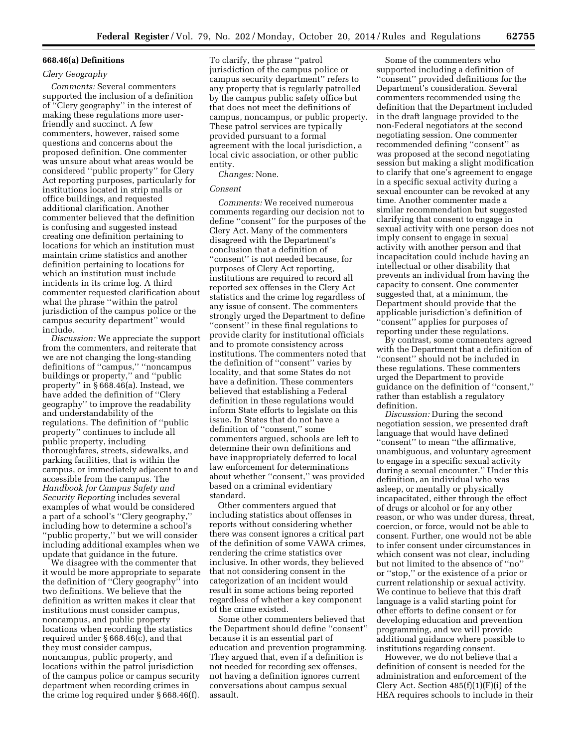### 668.46(a) Definitions

*Clery Geography*

*Comments:* Several commenters supported the inclusion of a definition of ''Clery geography'' in the interest of making these regulations more user-friendly and succinct. A few commenters, however, raised some questions and concerns about the proposed definition. One commenter was unsure about what areas would be considered ''public property'' for Clery Act reporting purposes, particularly for institutions located in strip malls or office buildings, and requested additional clarification. Another commenter believed that the definition is confusing and suggested instead creating one definition pertaining to locations for which an institution must maintain crime statistics and another definition pertaining to locations for which an institution must include incidents in its crime log. A third commenter requested clarification about what the phrase ''within the patrol jurisdiction of the campus police or the campus security department'' would include.

*Discussion:* We appreciate the support from the commenters, and reiterate that we are not changing the long-standing definitions of ''campus,'' ''noncampus buildings or property,'' and ''public property'' in § 668.46(a). Instead, we have added the definition of ''Clery geography'' to improve the readability and understandability of the regulations. The definition of ''public property'' continues to include all public property, including thoroughfares, streets, sidewalks, and parking facilities, that is within the campus, or immediately adjacent to and accessible from the campus. The *Handbook for Campus Safety and Security Reporting* includes several examples of what would be considered a part of a school's ''Clery geography,'' including how to determine a school's ''public property,'' but we will consider including additional examples when we update that guidance in the future.

We disagree with the commenter that it would be more appropriate to separate the definition of ''Clery geography'' into two definitions. We believe that the definition as written makes it clear that institutions must consider campus, noncampus, and public property locations when recording the statistics required under § 668.46(c), and that they must consider campus, noncampus, public property, and locations within the patrol jurisdiction of the campus police or campus security department when recording crimes in the crime log required under § 668.46(f). To clarify, the phrase ''patrol jurisdiction of the campus police or campus security department'' refers to any property that is regularly patrolled by the campus public safety office but that does not meet the definitions of campus, noncampus, or public property. These patrol services are typically provided pursuant to a formal agreement with the local jurisdiction, a local civic association, or other public entity.

*Changes:* None.

*Consent*

*Comments:* We received numerous comments regarding our decision not to define ''consent'' for the purposes of the Clery Act. Many of the commenters disagreed with the Department's conclusion that a definition of ''consent'' is not needed because, for purposes of Clery Act reporting, institutions are required to record all reported sex offenses in the Clery Act statistics and the crime log regardless of any issue of consent. The commenters strongly urged the Department to define ''consent'' in these final regulations to provide clarity for institutional officials and to promote consistency across institutions. The commenters noted that the definition of ''consent'' varies by locality, and that some States do not have a definition. These commenters believed that establishing a Federal definition in these regulations would inform State efforts to legislate on this issue. In States that do not have a definition of ''consent,'' some commenters argued, schools are left to determine their own definitions and have inappropriately deferred to local law enforcement for determinations about whether ''consent,'' was provided based on a criminal evidentiary standard.

Other commenters argued that including statistics about offenses in reports without considering whether there was consent ignores a critical part of the definition of some VAWA crimes, rendering the crime statistics over inclusive. In other words, they believed that not considering consent in the categorization of an incident would result in some actions being reported regardless of whether a key component of the crime existed.

Some other commenters believed that the Department should define ''consent'' because it is an essential part of education and prevention programming. They argued that, even if a definition is not needed for recording sex offenses, not having a definition ignores current conversations about campus sexual assault.

Some of the commenters who supported including a definition of ''consent'' provided definitions for the Department's consideration. Several commenters recommended using the definition that the Department included in the draft language provided to the non-Federal negotiators at the second negotiating session. One commenter recommended defining ''consent'' as was proposed at the second negotiating session but making a slight modification to clarify that one's agreement to engage in a specific sexual activity during a sexual encounter can be revoked at any time. Another commenter made a similar recommendation but suggested clarifying that consent to engage in sexual activity with one person does not imply consent to engage in sexual activity with another person and that incapacitation could include having an intellectual or other disability that prevents an individual from having the capacity to consent. One commenter suggested that, at a minimum, the Department should provide that the applicable jurisdiction's definition of ''consent'' applies for purposes of reporting under these regulations.

By contrast, some commenters agreed with the Department that a definition of ''consent'' should not be included in these regulations. These commenters urged the Department to provide guidance on the definition of ''consent,'' rather than establish a regulatory definition.

*Discussion:* During the second negotiation session, we presented draft language that would have defined ''consent'' to mean ''the affirmative, unambiguous, and voluntary agreement to engage in a specific sexual activity during a sexual encounter.'' Under this definition, an individual who was asleep, or mentally or physically incapacitated, either through the effect of drugs or alcohol or for any other reason, or who was under duress, threat, coercion, or force, would not be able to consent. Further, one would not be able to infer consent under circumstances in which consent was not clear, including but not limited to the absence of ''no'' or ''stop,'' or the existence of a prior or current relationship or sexual activity. We continue to believe that this draft language is a valid starting point for other efforts to define consent or for developing education and prevention programming, and we will provide additional guidance where possible to institutions regarding consent.

However, we do not believe that a definition of consent is needed for the administration and enforcement of the Clery Act. Section 485(f)(1)(F)(i) of the HEA requires schools to include in their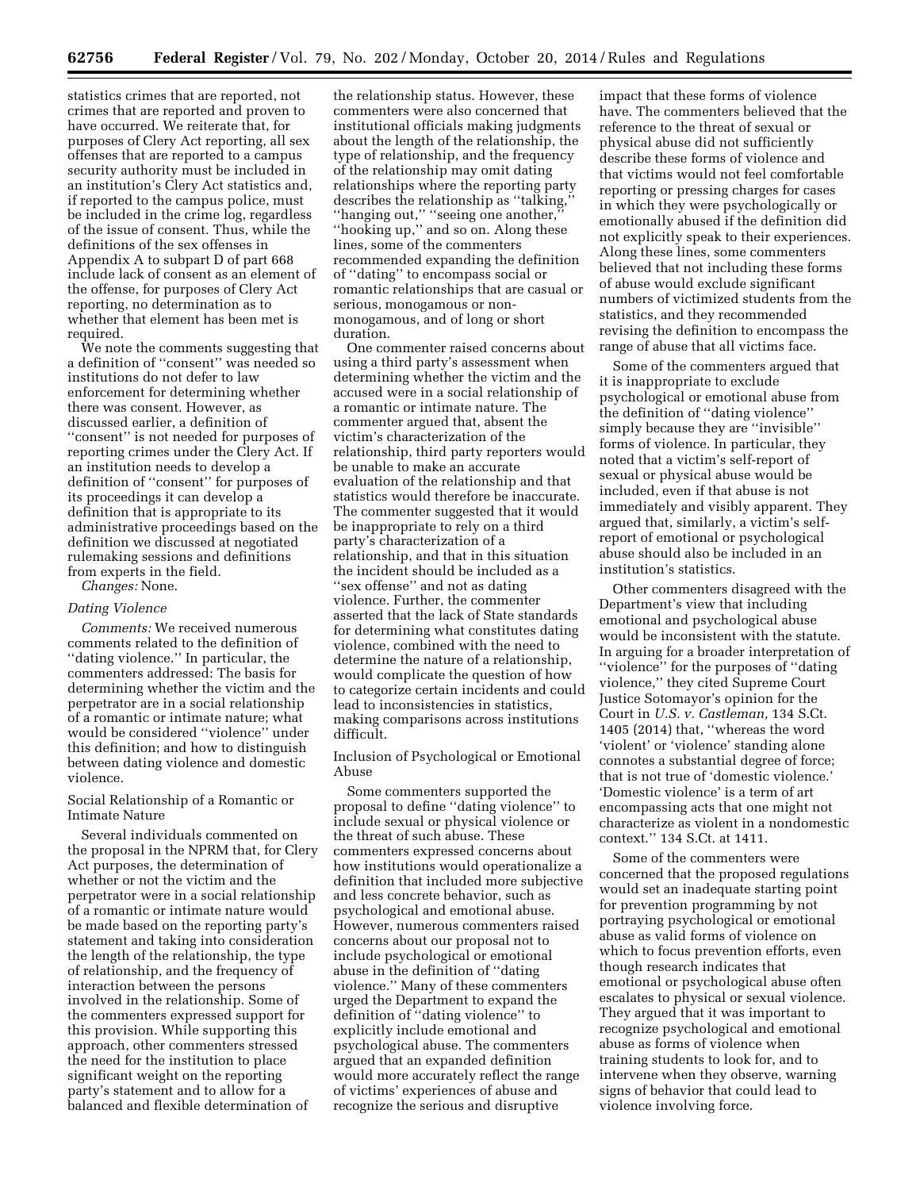statistics crimes that are reported, not crimes that are reported and proven to have occurred. We reiterate that, for purposes of Clery Act reporting, all sex offenses that are reported to a campus security authority must be included in an institution's Clery Act statistics and, if reported to the campus police, must be included in the crime log, regardless of the issue of consent. Thus, while the definitions of the sex offenses in Appendix A to subpart D of part 668 include lack of consent as an element of the offense, for purposes of Clery Act reporting, no determination as to whether that element has been met is required.

We note the comments suggesting that a definition of ''consent'' was needed so institutions do not defer to law enforcement for determining whether there was consent. However, as discussed earlier, a definition of ''consent'' is not needed for purposes of reporting crimes under the Clery Act. If an institution needs to develop a definition of ''consent'' for purposes of its proceedings it can develop a definition that is appropriate to its administrative proceedings based on the definition we discussed at negotiated rulemaking sessions and definitions from experts in the field.

*Changes:* None.

*Dating Violence*

*Comments:* We received numerous comments related to the definition of ''dating violence.'' In particular, the commenters addressed: The basis for determining whether the victim and the perpetrator are in a social relationship of a romantic or intimate nature; what would be considered ''violence'' under this definition; and how to distinguish between dating violence and domestic violence.

Social Relationship of a Romantic or Intimate Nature

Several individuals commented on the proposal in the NPRM that, for Clery Act purposes, the determination of whether or not the victim and the perpetrator were in a social relationship of a romantic or intimate nature would be made based on the reporting party's statement and taking into consideration the length of the relationship, the type of relationship, and the frequency of interaction between the persons involved in the relationship. Some of the commenters expressed support for this provision. While supporting this approach, other commenters stressed the need for the institution to place significant weight on the reporting party's statement and to allow for a balanced and flexible determination of the relationship status. However, these commenters were also concerned that institutional officials making judgments about the length of the relationship, the type of relationship, and the frequency of the relationship may omit dating relationships where the reporting party describes the relationship as ''talking,'' ''hanging out,'' ''seeing one another,'' ''hooking up,'' and so on. Along these lines, some of the commenters recommended expanding the definition of ''dating'' to encompass social or romantic relationships that are casual or serious, monogamous or non-monogamous, and of long or short duration.

One commenter raised concerns about using a third party's assessment when determining whether the victim and the accused were in a social relationship of a romantic or intimate nature. The commenter argued that, absent the victim's characterization of the relationship, third party reporters would be unable to make an accurate evaluation of the relationship and that statistics would therefore be inaccurate. The commenter suggested that it would be inappropriate to rely on a third party's characterization of a relationship, and that in this situation the incident should be included as a ''sex offense'' and not as dating violence. Further, the commenter asserted that the lack of State standards for determining what constitutes dating violence, combined with the need to determine the nature of a relationship, would complicate the question of how to categorize certain incidents and could lead to inconsistencies in statistics, making comparisons across institutions difficult.

Inclusion of Psychological or Emotional Abuse

Some commenters supported the proposal to define ''dating violence'' to include sexual or physical violence or the threat of such abuse. These commenters expressed concerns about how institutions would operationalize a definition that included more subjective and less concrete behavior, such as psychological and emotional abuse. However, numerous commenters raised concerns about our proposal not to include psychological or emotional abuse in the definition of ''dating violence.'' Many of these commenters urged the Department to expand the definition of ''dating violence'' to explicitly include emotional and psychological abuse. The commenters argued that an expanded definition would more accurately reflect the range of victims' experiences of abuse and recognize the serious and disruptive impact that these forms of violence have. The commenters believed that the reference to the threat of sexual or physical abuse did not sufficiently describe these forms of violence and that victims would not feel comfortable reporting or pressing charges for cases in which they were psychologically or emotionally abused if the definition did not explicitly speak to their experiences. Along these lines, some commenters believed that not including these forms of abuse would exclude significant numbers of victimized students from the statistics, and they recommended revising the definition to encompass the range of abuse that all victims face.

Some of the commenters argued that it is inappropriate to exclude psychological or emotional abuse from the definition of ''dating violence'' simply because they are ''invisible'' forms of violence. In particular, they noted that a victim's self-report of sexual or physical abuse would be included, even if that abuse is not immediately and visibly apparent. They argued that, similarly, a victim's self-report of emotional or psychological abuse should also be included in an institution's statistics.

Other commenters disagreed with the Department's view that including emotional and psychological abuse would be inconsistent with the statute. In arguing for a broader interpretation of ''violence'' for the purposes of ''dating violence,'' they cited Supreme Court Justice Sotomayor's opinion for the Court in *U.S. v. Castleman,* 134 S.Ct. 1405 (2014) that, ''whereas the word 'violent' or 'violence' standing alone connotes a substantial degree of force; that is not true of 'domestic violence.' 'Domestic violence' is a term of art encompassing acts that one might not characterize as violent in a nondomestic context.'' 134 S.Ct. at 1411.

Some of the commenters were concerned that the proposed regulations would set an inadequate starting point for prevention programming by not portraying psychological or emotional abuse as valid forms of violence on which to focus prevention efforts, even though research indicates that emotional or psychological abuse often escalates to physical or sexual violence. They argued that it was important to recognize psychological and emotional abuse as forms of violence when training students to look for, and to intervene when they observe, warning signs of behavior that could lead to violence involving force.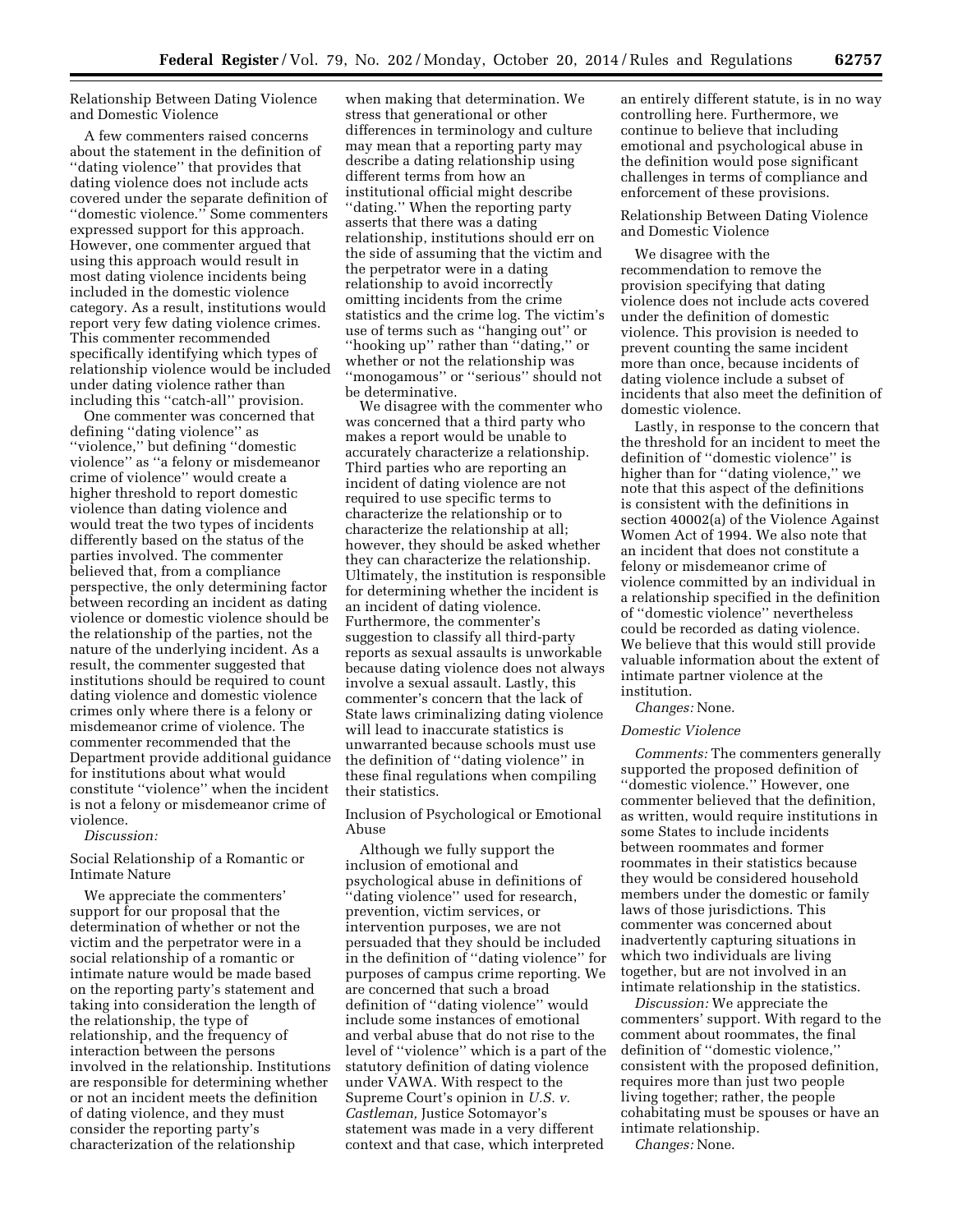Relationship Between Dating Violence and Domestic Violence

A few commenters raised concerns about the statement in the definition of "dating violence" that provides that dating violence does not include acts covered under the separate definition of "domestic violence." Some commenters expressed support for this approach. However, one commenter argued that using this approach would result in most dating violence incidents being included in the domestic violence category. As a result, institutions would report very few dating violence crimes. This commenter recommended specifically identifying which types of relationship violence would be included under dating violence rather than including this "catch-all" provision.

One commenter was concerned that defining "dating violence" as "violence," but defining "domestic violence" as "a felony or misdemeanor crime of violence" would create a higher threshold to report domestic violence than dating violence and would treat the two types of incidents differently based on the status of the parties involved. The commenter believed that, from a compliance perspective, the only determining factor between recording an incident as dating violence or domestic violence should be the relationship of the parties, not the nature of the underlying incident. As a result, the commenter suggested that institutions should be required to count dating violence and domestic violence crimes only where there is a felony or misdemeanor crime of violence. The commenter recommended that the Department provide additional guidance for institutions about what would constitute "violence" when the incident is not a felony or misdemeanor crime of violence.

*Discussion:*

Social Relationship of a Romantic or Intimate Nature

We appreciate the commenters' support for our proposal that the determination of whether or not the victim and the perpetrator were in a social relationship of a romantic or intimate nature would be made based on the reporting party's statement and taking into consideration the length of the relationship, the type of relationship, and the frequency of interaction between the persons involved in the relationship. Institutions are responsible for determining whether or not an incident meets the definition of dating violence, and they must consider the reporting party's characterization of the relationship when making that determination. We stress that generational or other differences in terminology and culture may mean that a reporting party may describe a dating relationship using different terms from how an institutional official might describe "dating." When the reporting party asserts that there was a dating relationship, institutions should err on the side of assuming that the victim and the perpetrator were in a dating relationship to avoid incorrectly omitting incidents from the crime statistics and the crime log. The victim's use of terms such as "hanging out" or "hooking up" rather than "dating," or whether or not the relationship was "monogamous" or "serious" should not be determinative.

We disagree with the commenter who was concerned that a third party who makes a report would be unable to accurately characterize a relationship. Third parties who are reporting an incident of dating violence are not required to use specific terms to characterize the relationship or to characterize the relationship at all; however, they should be asked whether they can characterize the relationship. Ultimately, the institution is responsible for determining whether the incident is an incident of dating violence. Furthermore, the commenter's suggestion to classify all third-party reports as sexual assaults is unworkable because dating violence does not always involve a sexual assault. Lastly, this commenter's concern that the lack of State laws criminalizing dating violence will lead to inaccurate statistics is unwarranted because schools must use the definition of "dating violence" in these final regulations when compiling their statistics.

Inclusion of Psychological or Emotional Abuse

Although we fully support the inclusion of emotional and psychological abuse in definitions of "dating violence" used for research, prevention, victim services, or intervention purposes, we are not persuaded that they should be included in the definition of "dating violence" for purposes of campus crime reporting. We are concerned that such a broad definition of "dating violence" would include some instances of emotional and verbal abuse that do not rise to the level of "violence" which is a part of the statutory definition of dating violence under VAWA. With respect to the Supreme Court's opinion in *U.S. v. Castleman,* Justice Sotomayor's statement was made in a very different context and that case, which interpreted an entirely different statute, is in no way controlling here. Furthermore, we continue to believe that including emotional and psychological abuse in the definition would pose significant challenges in terms of compliance and enforcement of these provisions.

Relationship Between Dating Violence and Domestic Violence

We disagree with the recommendation to remove the provision specifying that dating violence does not include acts covered under the definition of domestic violence. This provision is needed to prevent counting the same incident more than once, because incidents of dating violence include a subset of incidents that also meet the definition of domestic violence.

Lastly, in response to the concern that the threshold for an incident to meet the definition of "domestic violence" is higher than for "dating violence," we note that this aspect of the definitions is consistent with the definitions in section 40002(a) of the Violence Against Women Act of 1994. We also note that an incident that does not constitute a felony or misdemeanor crime of violence committed by an individual in a relationship specified in the definition of "domestic violence" nevertheless could be recorded as dating violence. We believe that this would still provide valuable information about the extent of intimate partner violence at the institution.

*Changes:* None.

*Domestic Violence*

*Comments:* The commenters generally supported the proposed definition of "domestic violence." However, one commenter believed that the definition, as written, would require institutions in some States to include incidents between roommates and former roommates in their statistics because they would be considered household members under the domestic or family laws of those jurisdictions. This commenter was concerned about inadvertently capturing situations in which two individuals are living together, but are not involved in an intimate relationship in the statistics.

*Discussion:* We appreciate the commenters' support. With regard to the comment about roommates, the final definition of "domestic violence," consistent with the proposed definition, requires more than just two people living together; rather, the people cohabitating must be spouses or have an intimate relationship.

*Changes:* None.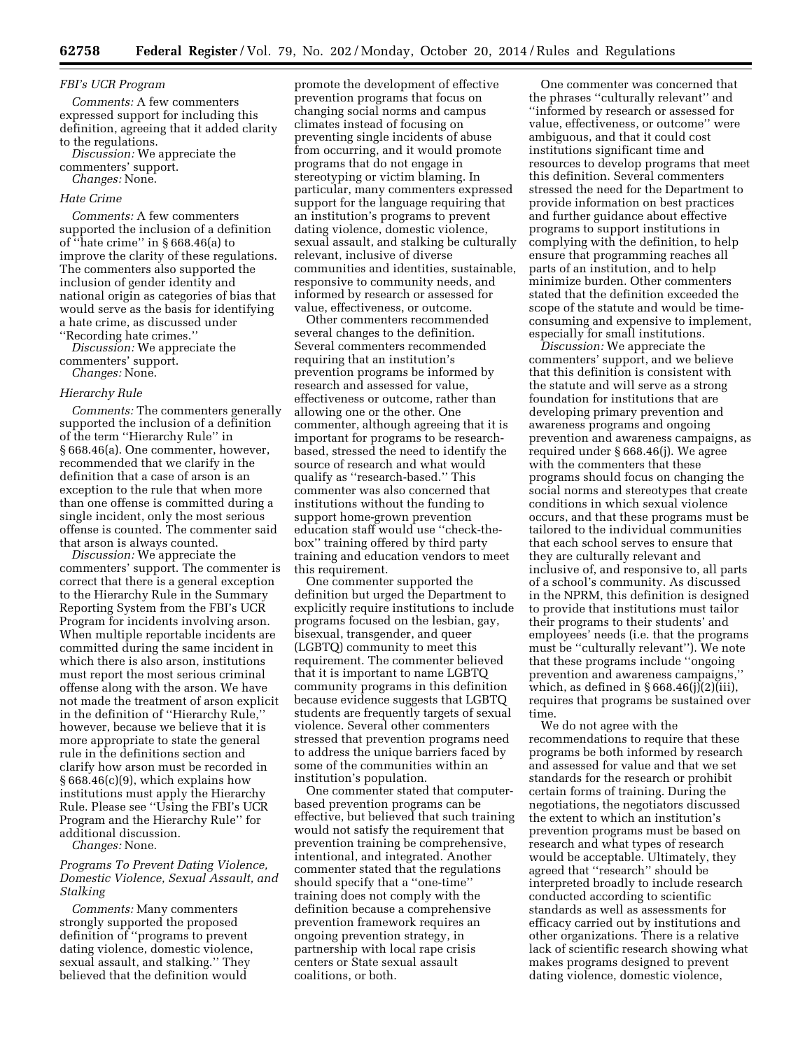### *FBI's UCR Program*

*Comments:* A few commenters expressed support for including this definition, agreeing that it added clarity to the regulations.

*Discussion:* We appreciate the commenters' support.

*Changes:* None.

### *Hate Crime*

*Comments:* A few commenters supported the inclusion of a definition of "hate crime" in § 668.46(a) to improve the clarity of these regulations. The commenters also supported the inclusion of gender identity and national origin as categories of bias that would serve as the basis for identifying a hate crime, as discussed under "Recording hate crimes."

*Discussion:* We appreciate the commenters' support.

*Changes:* None.

### *Hierarchy Rule*

*Comments:* The commenters generally supported the inclusion of a definition of the term "Hierarchy Rule" in § 668.46(a). One commenter, however, recommended that we clarify in the definition that a case of arson is an exception to the rule that when more than one offense is committed during a single incident, only the most serious offense is counted. The commenter said that arson is always counted.

*Discussion:* We appreciate the commenters' support. The commenter is correct that there is a general exception to the Hierarchy Rule in the Summary Reporting System from the FBI's UCR Program for incidents involving arson. When multiple reportable incidents are committed during the same incident in which there is also arson, institutions must report the most serious criminal offense along with the arson. We have not made the treatment of arson explicit in the definition of "Hierarchy Rule," however, because we believe that it is more appropriate to state the general rule in the definitions section and clarify how arson must be recorded in § 668.46(c)(9), which explains how institutions must apply the Hierarchy Rule. Please see "Using the FBI's UCR Program and the Hierarchy Rule" for additional discussion.

*Changes:* None.

### *Programs To Prevent Dating Violence, Domestic Violence, Sexual Assault, and Stalking*

*Comments:* Many commenters strongly supported the proposed definition of "programs to prevent dating violence, domestic violence, sexual assault, and stalking." They believed that the definition would promote the development of effective prevention programs that focus on changing social norms and campus climates instead of focusing on preventing single incidents of abuse from occurring, and it would promote programs that do not engage in stereotyping or victim blaming. In particular, many commenters expressed support for the language requiring that an institution's programs to prevent dating violence, domestic violence, sexual assault, and stalking be culturally relevant, inclusive of diverse communities and identities, sustainable, responsive to community needs, and informed by research or assessed for value, effectiveness, or outcome.

Other commenters recommended several changes to the definition. Several commenters recommended requiring that an institution's prevention programs be informed by research and assessed for value, effectiveness or outcome, rather than allowing one or the other. One commenter, although agreeing that it is important for programs to be research-based, stressed the need to identify the source of research and what would qualify as "research-based." This commenter was also concerned that institutions without the funding to support home-grown prevention education staff would use "check-the-box" training offered by third party training and education vendors to meet this requirement.

One commenter supported the definition but urged the Department to explicitly require institutions to include programs focused on the lesbian, gay, bisexual, transgender, and queer (LGBTQ) community to meet this requirement. The commenter believed that it is important to name LGBTQ community programs in this definition because evidence suggests that LGBTQ students are frequently targets of sexual violence. Several other commenters stressed that prevention programs need to address the unique barriers faced by some of the communities within an institution's population.

One commenter stated that computer-based prevention programs can be effective, but believed that such training would not satisfy the requirement that prevention training be comprehensive, intentional, and integrated. Another commenter stated that the regulations should specify that a "one-time" training does not comply with the definition because a comprehensive prevention framework requires an ongoing prevention strategy, in partnership with local rape crisis centers or State sexual assault coalitions, or both.

One commenter was concerned that the phrases "culturally relevant" and "informed by research or assessed for value, effectiveness, or outcome" were ambiguous, and that it could cost institutions significant time and resources to develop programs that meet this definition. Several commenters stressed the need for the Department to provide information on best practices and further guidance about effective programs to support institutions in complying with the definition, to help ensure that programming reaches all parts of an institution, and to help minimize burden. Other commenters stated that the definition exceeded the scope of the statute and would be time-consuming and expensive to implement, especially for small institutions.

*Discussion:* We appreciate the commenters' support, and we believe that this definition is consistent with the statute and will serve as a strong foundation for institutions that are developing primary prevention and awareness programs and ongoing prevention and awareness campaigns, as required under § 668.46(j). We agree with the commenters that these programs should focus on changing the social norms and stereotypes that create conditions in which sexual violence occurs, and that these programs must be tailored to the individual communities that each school serves to ensure that they are culturally relevant and inclusive of, and responsive to, all parts of a school's community. As discussed in the NPRM, this definition is designed to provide that institutions must tailor their programs to their students' and employees' needs (i.e. that the programs must be "culturally relevant"). We note that these programs include "ongoing prevention and awareness campaigns," which, as defined in § 668.46(j)(2)(iii), requires that programs be sustained over time.

We do not agree with the recommendations to require that these programs be both informed by research and assessed for value and that we set standards for the research or prohibit certain forms of training. During the negotiations, the negotiators discussed the extent to which an institution's prevention programs must be based on research and what types of research would be acceptable. Ultimately, they agreed that "research" should be interpreted broadly to include research conducted according to scientific standards as well as assessments for efficacy carried out by institutions and other organizations. There is a relative lack of scientific research showing what makes programs designed to prevent dating violence, domestic violence,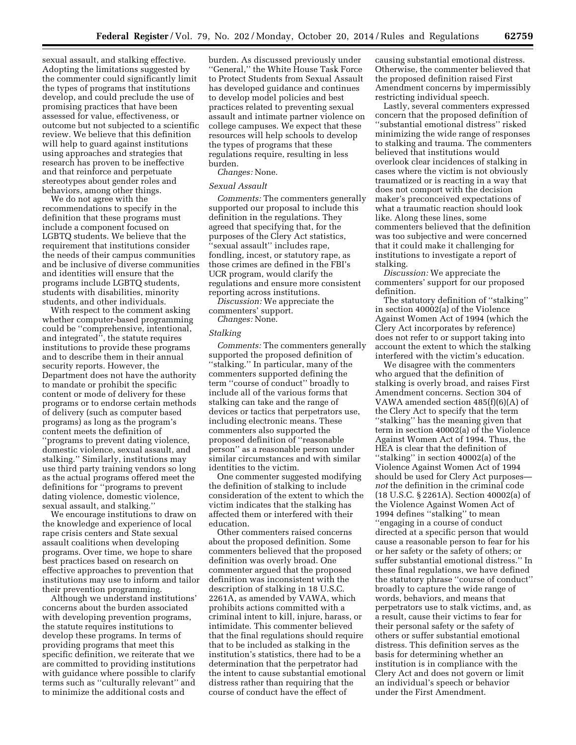sexual assault, and stalking effective. Adopting the limitations suggested by the commenter could significantly limit the types of programs that institutions develop, and could preclude the use of promising practices that have been assessed for value, effectiveness, or outcome but not subjected to a scientific review. We believe that this definition will help to guard against institutions using approaches and strategies that research has proven to be ineffective and that reinforce and perpetuate stereotypes about gender roles and behaviors, among other things.

We do not agree with the recommendations to specify in the definition that these programs must include a component focused on LGBTQ students. We believe that the requirement that institutions consider the needs of their campus communities and be inclusive of diverse communities and identities will ensure that the programs include LGBTQ students, students with disabilities, minority students, and other individuals.

With respect to the comment asking whether computer-based programming could be ''comprehensive, intentional, and integrated'', the statute requires institutions to provide these programs and to describe them in their annual security reports. However, the Department does not have the authority to mandate or prohibit the specific content or mode of delivery for these programs or to endorse certain methods of delivery (such as computer based programs) as long as the program's content meets the definition of ''programs to prevent dating violence, domestic violence, sexual assault, and stalking.'' Similarly, institutions may use third party training vendors so long as the actual programs offered meet the definitions for ''programs to prevent dating violence, domestic violence, sexual assault, and stalking.''

We encourage institutions to draw on the knowledge and experience of local rape crisis centers and State sexual assault coalitions when developing programs. Over time, we hope to share best practices based on research on effective approaches to prevention that institutions may use to inform and tailor their prevention programming.

Although we understand institutions' concerns about the burden associated with developing prevention programs, the statute requires institutions to develop these programs. In terms of providing programs that meet this specific definition, we reiterate that we are committed to providing institutions with guidance where possible to clarify terms such as ''culturally relevant'' and to minimize the additional costs and burden. As discussed previously under ''General,'' the White House Task Force to Protect Students from Sexual Assault has developed guidance and continues to develop model policies and best practices related to preventing sexual assault and intimate partner violence on college campuses. We expect that these resources will help schools to develop the types of programs that these regulations require, resulting in less burden.

*Changes:* None.

### Sexual Assault

*Comments:* The commenters generally supported our proposal to include this definition in the regulations. They agreed that specifying that, for the purposes of the Clery Act statistics, ''sexual assault'' includes rape, fondling, incest, or statutory rape, as those crimes are defined in the FBI's UCR program, would clarify the regulations and ensure more consistent reporting across institutions.

*Discussion:* We appreciate the commenters' support.

*Changes:* None.

### Stalking

*Comments:* The commenters generally supported the proposed definition of ''stalking.'' In particular, many of the commenters supported defining the term ''course of conduct'' broadly to include all of the various forms that stalking can take and the range of devices or tactics that perpetrators use, including electronic means. These commenters also supported the proposed definition of ''reasonable person'' as a reasonable person under similar circumstances and with similar identities to the victim.

One commenter suggested modifying the definition of stalking to include consideration of the extent to which the victim indicates that the stalking has affected them or interfered with their education.

Other commenters raised concerns about the proposed definition. Some commenters believed that the proposed definition was overly broad. One commenter argued that the proposed definition was inconsistent with the description of stalking in 18 U.S.C. 2261A, as amended by VAWA, which prohibits actions committed with a criminal intent to kill, injure, harass, or intimidate. This commenter believed that the final regulations should require that to be included as stalking in the institution's statistics, there had to be a determination that the perpetrator had the intent to cause substantial emotional distress rather than requiring that the course of conduct have the effect of causing substantial emotional distress. Otherwise, the commenter believed that the proposed definition raised First Amendment concerns by impermissibly restricting individual speech.

Lastly, several commenters expressed concern that the proposed definition of ''substantial emotional distress'' risked minimizing the wide range of responses to stalking and trauma. The commenters believed that institutions would overlook clear incidences of stalking in cases where the victim is not obviously traumatized or is reacting in a way that does not comport with the decision maker's preconceived expectations of what a traumatic reaction should look like. Along these lines, some commenters believed that the definition was too subjective and were concerned that it could make it challenging for institutions to investigate a report of stalking.

*Discussion:* We appreciate the commenters' support for our proposed definition.

The statutory definition of ''stalking'' in section 40002(a) of the Violence Against Women Act of 1994 (which the Clery Act incorporates by reference) does not refer to or support taking into account the extent to which the stalking interfered with the victim's education.

We disagree with the commenters who argued that the definition of stalking is overly broad, and raises First Amendment concerns. Section 304 of VAWA amended section 485(f)(6)(A) of the Clery Act to specify that the term ''stalking'' has the meaning given that term in section 40002(a) of the Violence Against Women Act of 1994. Thus, the HEA is clear that the definition of ''stalking'' in section 40002(a) of the Violence Against Women Act of 1994 should be used for Clery Act purposes—*not* the definition in the criminal code (18 U.S.C. § 2261A). Section 40002(a) of the Violence Against Women Act of 1994 defines ''stalking'' to mean ''engaging in a course of conduct directed at a specific person that would cause a reasonable person to fear for his or her safety or the safety of others; or suffer substantial emotional distress.'' In these final regulations, we have defined the statutory phrase ''course of conduct'' broadly to capture the wide range of words, behaviors, and means that perpetrators use to stalk victims, and, as a result, cause their victims to fear for their personal safety or the safety of others or suffer substantial emotional distress. This definition serves as the basis for determining whether an institution is in compliance with the Clery Act and does not govern or limit an individual's speech or behavior under the First Amendment.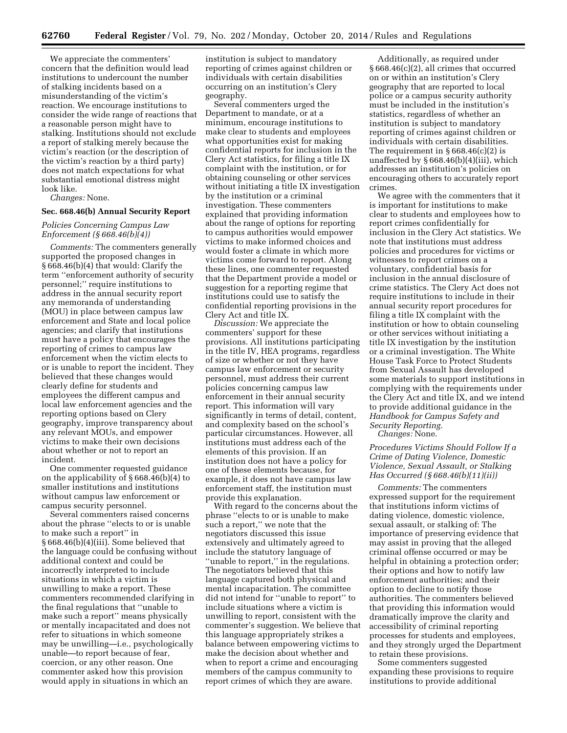We appreciate the commenters' concern that the definition would lead institutions to undercount the number of stalking incidents based on a misunderstanding of the victim's reaction. We encourage institutions to consider the wide range of reactions that a reasonable person might have to stalking. Institutions should not exclude a report of stalking merely because the victim's reaction (or the description of the victim's reaction by a third party) does not match expectations for what substantial emotional distress might look like.

*Changes:* None.

### Sec. 668.46(b) Annual Security Report

#### *Policies Concerning Campus Law Enforcement (§ 668.46(b)(4))*

*Comments:* The commenters generally supported the proposed changes in § 668.46(b)(4) that would: Clarify the term ''enforcement authority of security personnel;'' require institutions to address in the annual security report any memoranda of understanding (MOU) in place between campus law enforcement and State and local police agencies; and clarify that institutions must have a policy that encourages the reporting of crimes to campus law enforcement when the victim elects to or is unable to report the incident. They believed that these changes would clearly define for students and employees the different campus and local law enforcement agencies and the reporting options based on Clery geography, improve transparency about any relevant MOUs, and empower victims to make their own decisions about whether or not to report an incident.

One commenter requested guidance on the applicability of § 668.46(b)(4) to smaller institutions and institutions without campus law enforcement or campus security personnel.

Several commenters raised concerns about the phrase ''elects to or is unable to make such a report'' in § 668.46(b)(4)(iii). Some believed that the language could be confusing without additional context and could be incorrectly interpreted to include situations in which a victim is unwilling to make a report. These commenters recommended clarifying in the final regulations that ''unable to make such a report'' means physically or mentally incapacitated and does not refer to situations in which someone may be unwilling—i.e., psychologically unable—to report because of fear, coercion, or any other reason. One commenter asked how this provision would apply in situations in which an institution is subject to mandatory reporting of crimes against children or individuals with certain disabilities occurring on an institution's Clery geography.

Several commenters urged the Department to mandate, or at a minimum, encourage institutions to make clear to students and employees what opportunities exist for making confidential reports for inclusion in the Clery Act statistics, for filing a title IX complaint with the institution, or for obtaining counseling or other services without initiating a title IX investigation by the institution or a criminal investigation. These commenters explained that providing information about the range of options for reporting to campus authorities would empower victims to make informed choices and would foster a climate in which more victims come forward to report. Along these lines, one commenter requested that the Department provide a model or suggestion for a reporting regime that institutions could use to satisfy the confidential reporting provisions in the Clery Act and title IX.

*Discussion:* We appreciate the commenters' support for these provisions. All institutions participating in the title IV, HEA programs, regardless of size or whether or not they have campus law enforcement or security personnel, must address their current policies concerning campus law enforcement in their annual security report. This information will vary significantly in terms of detail, content, and complexity based on the school's particular circumstances. However, all institutions must address each of the elements of this provision. If an institution does not have a policy for one of these elements because, for example, it does not have campus law enforcement staff, the institution must provide this explanation.

With regard to the concerns about the phrase ''elects to or is unable to make such a report,'' we note that the negotiators discussed this issue extensively and ultimately agreed to include the statutory language of ''unable to report,'' in the regulations. The negotiators believed that this language captured both physical and mental incapacitation. The committee did not intend for ''unable to report'' to include situations where a victim is unwilling to report, consistent with the commenter's suggestion. We believe that this language appropriately strikes a balance between empowering victims to make the decision about whether and when to report a crime and encouraging members of the campus community to report crimes of which they are aware.

Additionally, as required under § 668.46(c)(2), all crimes that occurred on or within an institution's Clery geography that are reported to local police or a campus security authority must be included in the institution's statistics, regardless of whether an institution is subject to mandatory reporting of crimes against children or individuals with certain disabilities. The requirement in § 668.46(c)(2) is unaffected by § 668.46(b)(4)(iii), which addresses an institution's policies on encouraging others to accurately report crimes.

We agree with the commenters that it is important for institutions to make clear to students and employees how to report crimes confidentially for inclusion in the Clery Act statistics. We note that institutions must address policies and procedures for victims or witnesses to report crimes on a voluntary, confidential basis for inclusion in the annual disclosure of crime statistics. The Clery Act does not require institutions to include in their annual security report procedures for filing a title IX complaint with the institution or how to obtain counseling or other services without initiating a title IX investigation by the institution or a criminal investigation. The White House Task Force to Protect Students from Sexual Assault has developed some materials to support institutions in complying with the requirements under the Clery Act and title IX, and we intend to provide additional guidance in the *Handbook for Campus Safety and Security Reporting.*

*Changes:* None.

#### *Procedures Victims Should Follow If a Crime of Dating Violence, Domestic Violence, Sexual Assault, or Stalking Has Occurred (§ 668.46(b)(11)(ii))*

*Comments:* The commenters expressed support for the requirement that institutions inform victims of dating violence, domestic violence, sexual assault, or stalking of: The importance of preserving evidence that may assist in proving that the alleged criminal offense occurred or may be helpful in obtaining a protection order; their options and how to notify law enforcement authorities; and their option to decline to notify those authorities. The commenters believed that providing this information would dramatically improve the clarity and accessibility of criminal reporting processes for students and employees, and they strongly urged the Department to retain these provisions.

Some commenters suggested expanding these provisions to require institutions to provide additional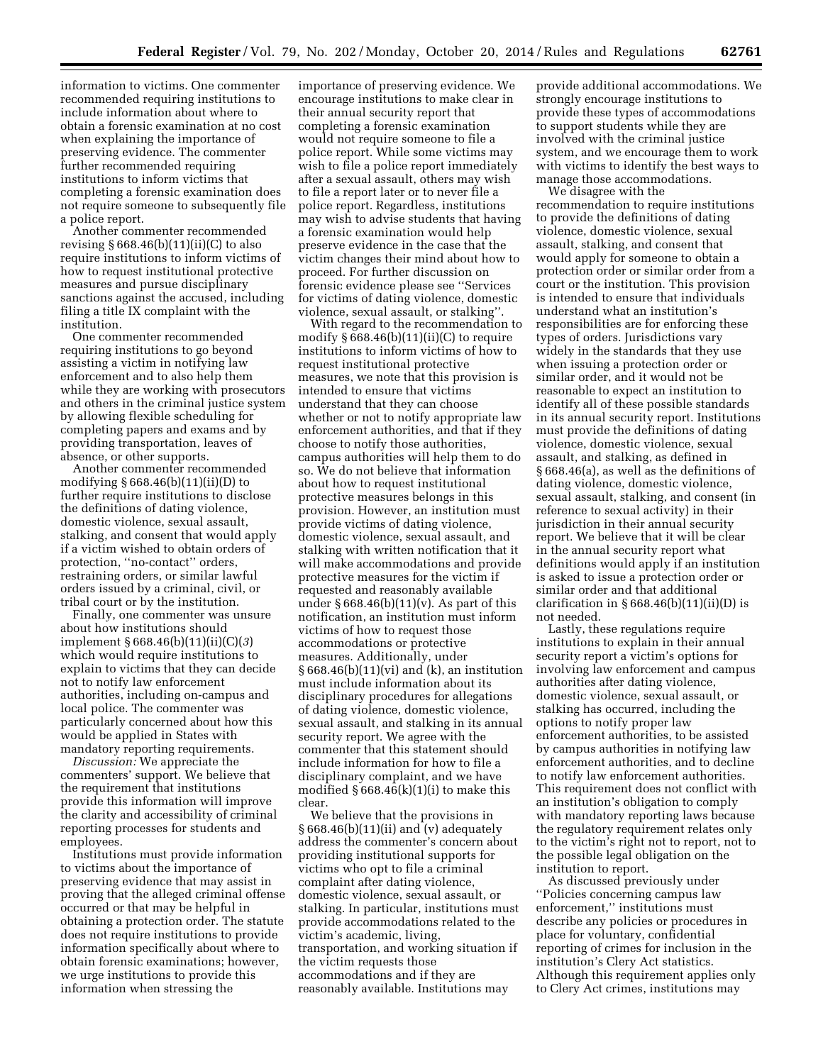information to victims. One commenter recommended requiring institutions to include information about where to obtain a forensic examination at no cost when explaining the importance of preserving evidence. The commenter further recommended requiring institutions to inform victims that completing a forensic examination does not require someone to subsequently file a police report.

Another commenter recommended revising § 668.46(b)(11)(ii)(C) to also require institutions to inform victims of how to request institutional protective measures and pursue disciplinary sanctions against the accused, including filing a title IX complaint with the institution.

One commenter recommended requiring institutions to go beyond assisting a victim in notifying law enforcement and to also help them while they are working with prosecutors and others in the criminal justice system by allowing flexible scheduling for completing papers and exams and by providing transportation, leaves of absence, or other supports.

Another commenter recommended modifying § 668.46(b)(11)(ii)(D) to further require institutions to disclose the definitions of dating violence, domestic violence, sexual assault, stalking, and consent that would apply if a victim wished to obtain orders of protection, "no-contact" orders, restraining orders, or similar lawful orders issued by a criminal, civil, or tribal court or by the institution.

Finally, one commenter was unsure about how institutions should implement § 668.46(b)(11)(ii)(C)(*3*) which would require institutions to explain to victims that they can decide not to notify law enforcement authorities, including on-campus and local police. The commenter was particularly concerned about how this would be applied in States with mandatory reporting requirements.

*Discussion:* We appreciate the commenters' support. We believe that the requirement that institutions provide this information will improve the clarity and accessibility of criminal reporting processes for students and employees.

Institutions must provide information to victims about the importance of preserving evidence that may assist in proving that the alleged criminal offense occurred or that may be helpful in obtaining a protection order. The statute does not require institutions to provide information specifically about where to obtain forensic examinations; however, we urge institutions to provide this information when stressing the importance of preserving evidence. We encourage institutions to make clear in their annual security report that completing a forensic examination would not require someone to file a police report. While some victims may wish to file a police report immediately after a sexual assault, others may wish to file a report later or to never file a police report. Regardless, institutions may wish to advise students that having a forensic examination would help preserve evidence in the case that the victim changes their mind about how to proceed. For further discussion on forensic evidence please see "Services for victims of dating violence, domestic violence, sexual assault, or stalking".

With regard to the recommendation to modify § 668.46(b)(11)(ii)(C) to require institutions to inform victims of how to request institutional protective measures, we note that this provision is intended to ensure that victims understand that they can choose whether or not to notify appropriate law enforcement authorities, and that if they choose to notify those authorities, campus authorities will help them to do so. We do not believe that information about how to request institutional protective measures belongs in this provision. However, an institution must provide victims of dating violence, domestic violence, sexual assault, and stalking with written notification that it will make accommodations and provide protective measures for the victim if requested and reasonably available under § 668.46(b)(11)(v). As part of this notification, an institution must inform victims of how to request those accommodations or protective measures. Additionally, under § 668.46(b)(11)(vi) and (k), an institution must include information about its disciplinary procedures for allegations of dating violence, domestic violence, sexual assault, and stalking in its annual security report. We agree with the commenter that this statement should include information for how to file a disciplinary complaint, and we have modified § 668.46(k)(1)(i) to make this clear.

We believe that the provisions in § 668.46(b)(11)(ii) and (v) adequately address the commenter's concern about providing institutional supports for victims who opt to file a criminal complaint after dating violence, domestic violence, sexual assault, or stalking. In particular, institutions must provide accommodations related to the victim's academic, living, transportation, and working situation if the victim requests those accommodations and if they are reasonably available. Institutions may provide additional accommodations. We strongly encourage institutions to provide these types of accommodations to support students while they are involved with the criminal justice system, and we encourage them to work with victims to identify the best ways to manage those accommodations.

We disagree with the recommendation to require institutions to provide the definitions of dating violence, domestic violence, sexual assault, stalking, and consent that would apply for someone to obtain a protection order or similar order from a court or the institution. This provision is intended to ensure that individuals understand what an institution's responsibilities are for enforcing these types of orders. Jurisdictions vary widely in the standards that they use when issuing a protection order or similar order, and it would not be reasonable to expect an institution to identify all of these possible standards in its annual security report. Institutions must provide the definitions of dating violence, domestic violence, sexual assault, and stalking, as defined in § 668.46(a), as well as the definitions of dating violence, domestic violence, sexual assault, stalking, and consent (in reference to sexual activity) in their jurisdiction in their annual security report. We believe that it will be clear in the annual security report what definitions would apply if an institution is asked to issue a protection order or similar order and that additional clarification in § 668.46(b)(11)(ii)(D) is not needed.

Lastly, these regulations require institutions to explain in their annual security report a victim's options for involving law enforcement and campus authorities after dating violence, domestic violence, sexual assault, or stalking has occurred, including the options to notify proper law enforcement authorities, to be assisted by campus authorities in notifying law enforcement authorities, and to decline to notify law enforcement authorities. This requirement does not conflict with an institution's obligation to comply with mandatory reporting laws because the regulatory requirement relates only to the victim's right not to report, not to the possible legal obligation on the institution to report.

As discussed previously under "Policies concerning campus law enforcement," institutions must describe any policies or procedures in place for voluntary, confidential reporting of crimes for inclusion in the institution's Clery Act statistics. Although this requirement applies only to Clery Act crimes, institutions may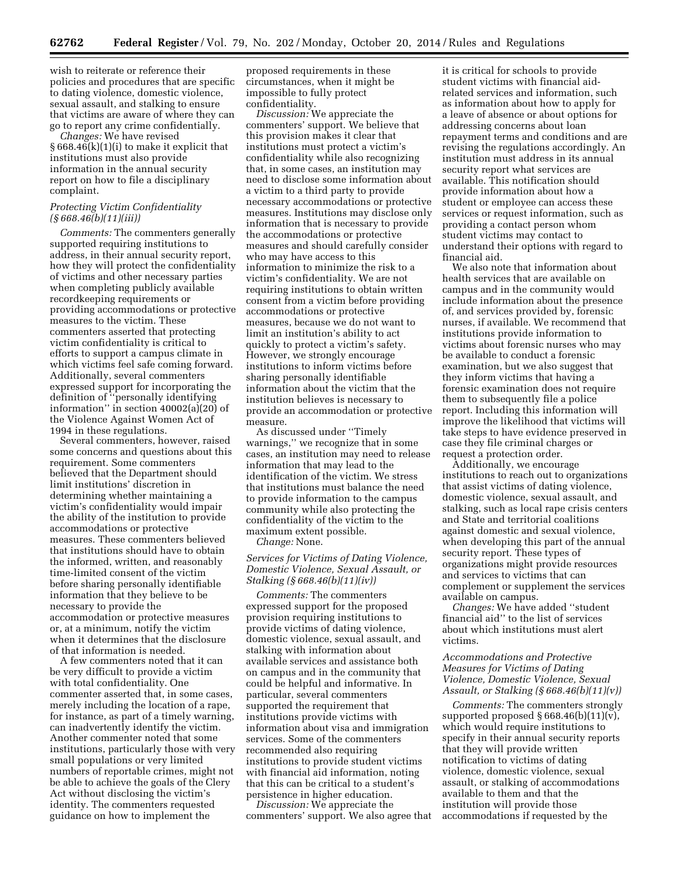wish to reiterate or reference their policies and procedures that are specific to dating violence, domestic violence, sexual assault, and stalking to ensure that victims are aware of where they can go to report any crime confidentially.

*Changes:* We have revised § 668.46(k)(1)(i) to make it explicit that institutions must also provide information in the annual security report on how to file a disciplinary complaint.

*Protecting Victim Confidentiality (§ 668.46(b)(11)(iii))*

*Comments:* The commenters generally supported requiring institutions to address, in their annual security report, how they will protect the confidentiality of victims and other necessary parties when completing publicly available recordkeeping requirements or providing accommodations or protective measures to the victim. These commenters asserted that protecting victim confidentiality is critical to efforts to support a campus climate in which victims feel safe coming forward. Additionally, several commenters expressed support for incorporating the definition of ''personally identifying information'' in section 40002(a)(20) of the Violence Against Women Act of 1994 in these regulations.

Several commenters, however, raised some concerns and questions about this requirement. Some commenters believed that the Department should limit institutions' discretion in determining whether maintaining a victim's confidentiality would impair the ability of the institution to provide accommodations or protective measures. These commenters believed that institutions should have to obtain the informed, written, and reasonably time-limited consent of the victim before sharing personally identifiable information that they believe to be necessary to provide the accommodation or protective measures or, at a minimum, notify the victim when it determines that the disclosure of that information is needed.

A few commenters noted that it can be very difficult to provide a victim with total confidentiality. One commenter asserted that, in some cases, merely including the location of a rape, for instance, as part of a timely warning, can inadvertently identify the victim. Another commenter noted that some institutions, particularly those with very small populations or very limited numbers of reportable crimes, might not be able to achieve the goals of the Clery Act without disclosing the victim's identity. The commenters requested guidance on how to implement the proposed requirements in these circumstances, when it might be impossible to fully protect confidentiality.

*Discussion:* We appreciate the commenters' support. We believe that this provision makes it clear that institutions must protect a victim's confidentiality while also recognizing that, in some cases, an institution may need to disclose some information about a victim to a third party to provide necessary accommodations or protective measures. Institutions may disclose only information that is necessary to provide the accommodations or protective measures and should carefully consider who may have access to this information to minimize the risk to a victim's confidentiality. We are not requiring institutions to obtain written consent from a victim before providing accommodations or protective measures, because we do not want to limit an institution's ability to act quickly to protect a victim's safety. However, we strongly encourage institutions to inform victims before sharing personally identifiable information about the victim that the institution believes is necessary to provide an accommodation or protective measure.

As discussed under ''Timely warnings,'' we recognize that in some cases, an institution may need to release information that may lead to the identification of the victim. We stress that institutions must balance the need to provide information to the campus community while also protecting the confidentiality of the victim to the maximum extent possible.

*Change:* None.

*Services for Victims of Dating Violence, Domestic Violence, Sexual Assault, or Stalking (§ 668.46(b)(11)(iv))*

*Comments:* The commenters expressed support for the proposed provision requiring institutions to provide victims of dating violence, domestic violence, sexual assault, and stalking with information about available services and assistance both on campus and in the community that could be helpful and informative. In particular, several commenters supported the requirement that institutions provide victims with information about visa and immigration services. Some of the commenters recommended also requiring institutions to provide student victims with financial aid information, noting that this can be critical to a student's persistence in higher education.

*Discussion:* We appreciate the commenters' support. We also agree that it is critical for schools to provide student victims with financial aid-related services and information, such as information about how to apply for a leave of absence or about options for addressing concerns about loan repayment terms and conditions and are revising the regulations accordingly. An institution must address in its annual security report what services are available. This notification should provide information about how a student or employee can access these services or request information, such as providing a contact person whom student victims may contact to understand their options with regard to financial aid.

We also note that information about health services that are available on campus and in the community would include information about the presence of, and services provided by, forensic nurses, if available. We recommend that institutions provide information to victims about forensic nurses who may be available to conduct a forensic examination, but we also suggest that they inform victims that having a forensic examination does not require them to subsequently file a police report. Including this information will improve the likelihood that victims will take steps to have evidence preserved in case they file criminal charges or request a protection order.

Additionally, we encourage institutions to reach out to organizations that assist victims of dating violence, domestic violence, sexual assault, and stalking, such as local rape crisis centers and State and territorial coalitions against domestic and sexual violence, when developing this part of the annual security report. These types of organizations might provide resources and services to victims that can complement or supplement the services available on campus.

*Changes:* We have added ''student financial aid'' to the list of services about which institutions must alert victims.

*Accommodations and Protective Measures for Victims of Dating Violence, Domestic Violence, Sexual Assault, or Stalking (§ 668.46(b)(11)(v))*

*Comments:* The commenters strongly supported proposed § 668.46(b)(11)(v), which would require institutions to specify in their annual security reports that they will provide written notification to victims of dating violence, domestic violence, sexual assault, or stalking of accommodations available to them and that the institution will provide those accommodations if requested by the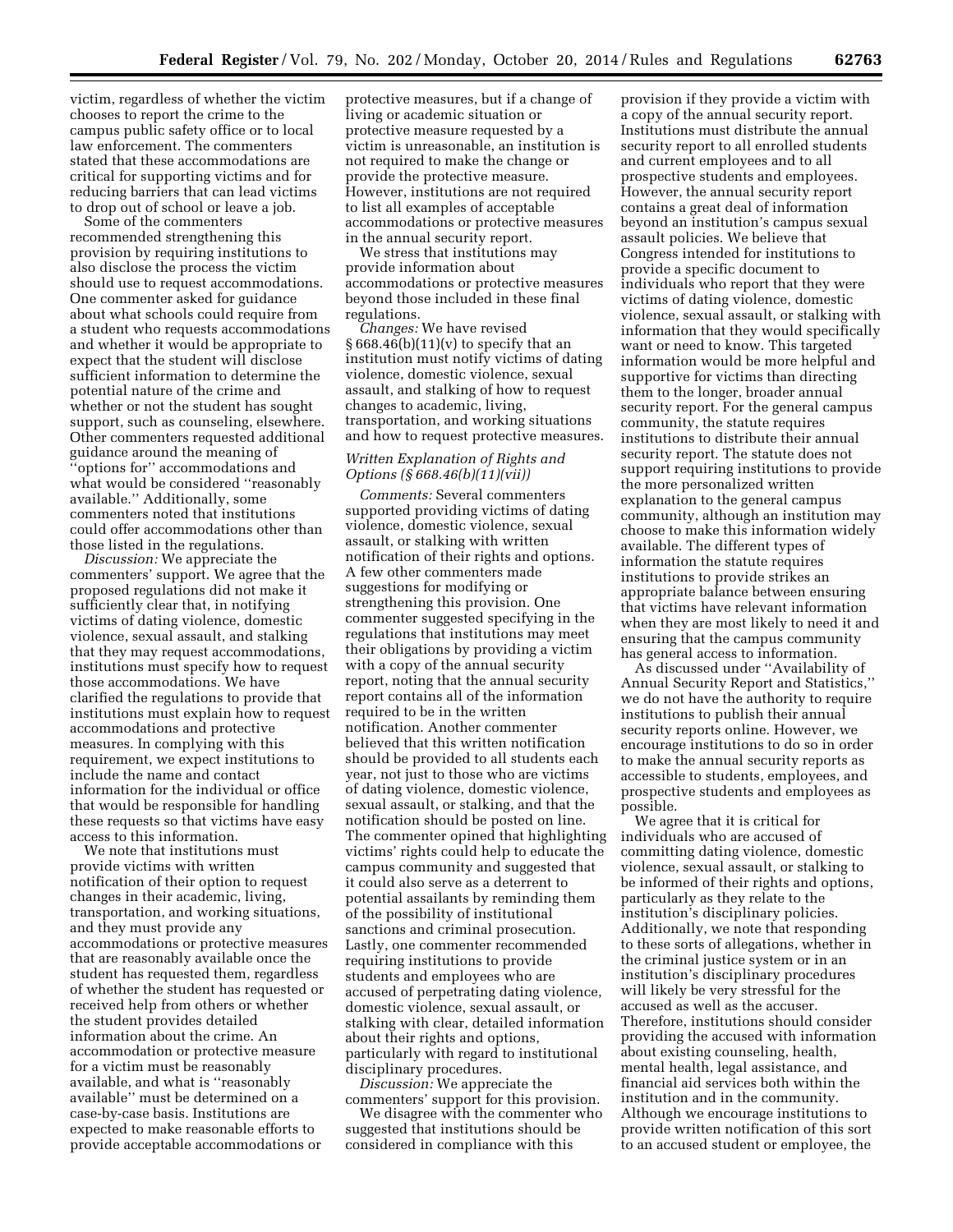victim, regardless of whether the victim chooses to report the crime to the campus public safety office or to local law enforcement. The commenters stated that these accommodations are critical for supporting victims and for reducing barriers that can lead victims to drop out of school or leave a job.

Some of the commenters recommended strengthening this provision by requiring institutions to also disclose the process the victim should use to request accommodations. One commenter asked for guidance about what schools could require from a student who requests accommodations and whether it would be appropriate to expect that the student will disclose sufficient information to determine the potential nature of the crime and whether or not the student has sought support, such as counseling, elsewhere. Other commenters requested additional guidance around the meaning of ''options for'' accommodations and what would be considered ''reasonably available.'' Additionally, some commenters noted that institutions could offer accommodations other than those listed in the regulations.

*Discussion:* We appreciate the commenters' support. We agree that the proposed regulations did not make it sufficiently clear that, in notifying victims of dating violence, domestic violence, sexual assault, and stalking that they may request accommodations, institutions must specify how to request those accommodations. We have clarified the regulations to provide that institutions must explain how to request accommodations and protective measures. In complying with this requirement, we expect institutions to include the name and contact information for the individual or office that would be responsible for handling these requests so that victims have easy access to this information.

We note that institutions must provide victims with written notification of their option to request changes in their academic, living, transportation, and working situations, and they must provide any accommodations or protective measures that are reasonably available once the student has requested them, regardless of whether the student has requested or received help from others or whether the student provides detailed information about the crime. An accommodation or protective measure for a victim must be reasonably available, and what is ''reasonably available'' must be determined on a case-by-case basis. Institutions are expected to make reasonable efforts to provide acceptable accommodations or protective measures, but if a change of living or academic situation or protective measure requested by a victim is unreasonable, an institution is not required to make the change or provide the protective measure. However, institutions are not required to list all examples of acceptable accommodations or protective measures in the annual security report.

We stress that institutions may provide information about accommodations or protective measures beyond those included in these final regulations.

*Changes:* We have revised § 668.46(b)(11)(v) to specify that an institution must notify victims of dating violence, domestic violence, sexual assault, and stalking of how to request changes to academic, living, transportation, and working situations and how to request protective measures.

### *Written Explanation of Rights and Options (§ 668.46(b)(11)(vii))*

*Comments:* Several commenters supported providing victims of dating violence, domestic violence, sexual assault, or stalking with written notification of their rights and options. A few other commenters made suggestions for modifying or strengthening this provision. One commenter suggested specifying in the regulations that institutions may meet their obligations by providing a victim with a copy of the annual security report, noting that the annual security report contains all of the information required to be in the written notification. Another commenter believed that this written notification should be provided to all students each year, not just to those who are victims of dating violence, domestic violence, sexual assault, or stalking, and that the notification should be posted on line. The commenter opined that highlighting victims' rights could help to educate the campus community and suggested that it could also serve as a deterrent to potential assailants by reminding them of the possibility of institutional sanctions and criminal prosecution. Lastly, one commenter recommended requiring institutions to provide students and employees who are accused of perpetrating dating violence, domestic violence, sexual assault, or stalking with clear, detailed information about their rights and options, particularly with regard to institutional disciplinary procedures.

*Discussion:* We appreciate the commenters' support for this provision.

We disagree with the commenter who suggested that institutions should be considered in compliance with this provision if they provide a victim with a copy of the annual security report. Institutions must distribute the annual security report to all enrolled students and current employees and to all prospective students and employees. However, the annual security report contains a great deal of information beyond an institution's campus sexual assault policies. We believe that Congress intended for institutions to provide a specific document to individuals who report that they were victims of dating violence, domestic violence, sexual assault, or stalking with information that they would specifically want or need to know. This targeted information would be more helpful and supportive for victims than directing them to the longer, broader annual security report. For the general campus community, the statute requires institutions to distribute their annual security report. The statute does not support requiring institutions to provide the more personalized written explanation to the general campus community, although an institution may choose to make this information widely available. The different types of information the statute requires institutions to provide strikes an appropriate balance between ensuring that victims have relevant information when they are most likely to need it and ensuring that the campus community has general access to information.

As discussed under ''Availability of Annual Security Report and Statistics,'' we do not have the authority to require institutions to publish their annual security reports online. However, we encourage institutions to do so in order to make the annual security reports as accessible to students, employees, and prospective students and employees as possible.

We agree that it is critical for individuals who are accused of committing dating violence, domestic violence, sexual assault, or stalking to be informed of their rights and options, particularly as they relate to the institution's disciplinary policies. Additionally, we note that responding to these sorts of allegations, whether in the criminal justice system or in an institution's disciplinary procedures will likely be very stressful for the accused as well as the accuser. Therefore, institutions should consider providing the accused with information about existing counseling, health, mental health, legal assistance, and financial aid services both within the institution and in the community. Although we encourage institutions to provide written notification of this sort to an accused student or employee, the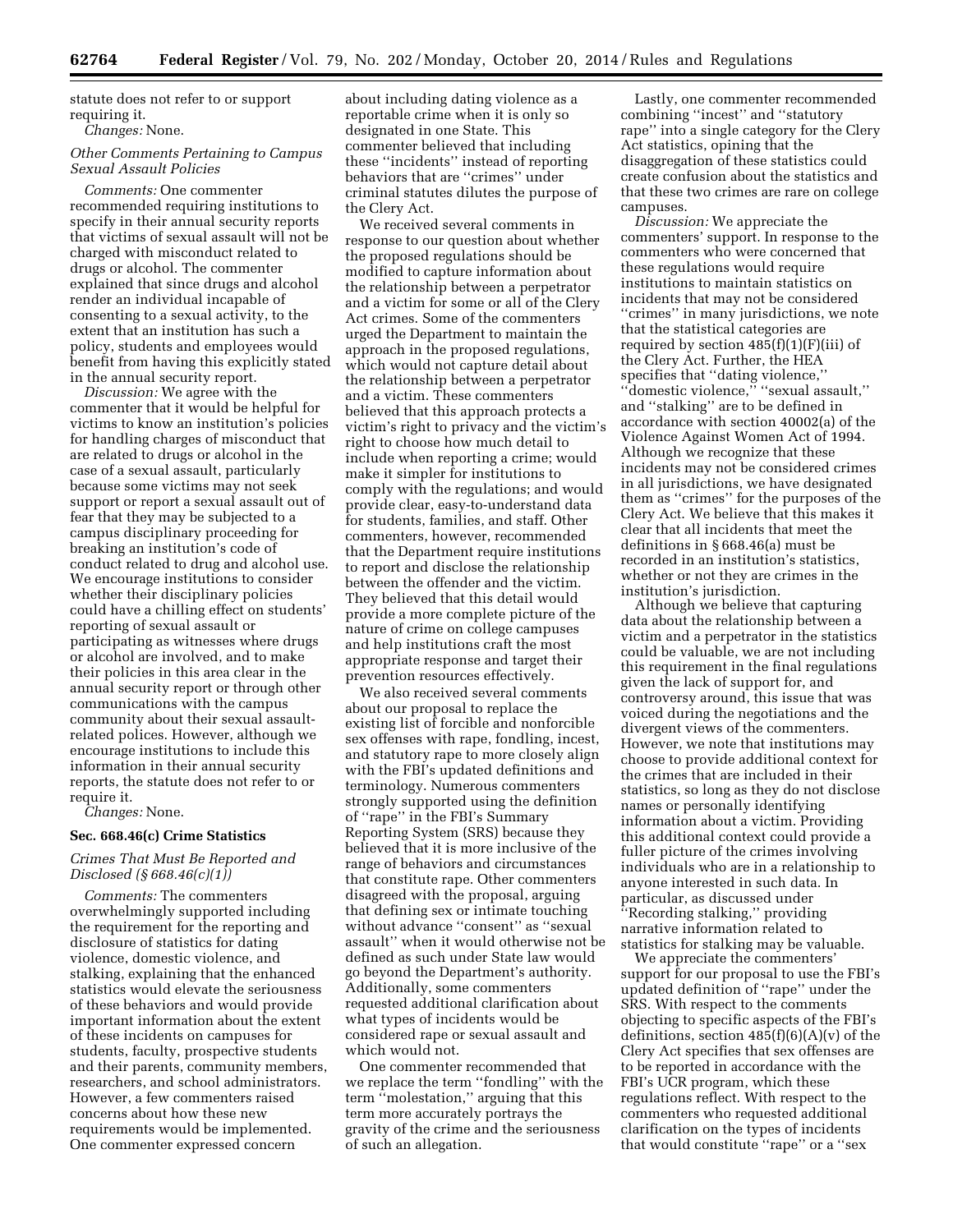statute does not refer to or support requiring it.

*Changes:* None.

### *Other Comments Pertaining to Campus Sexual Assault Policies*

*Comments:* One commenter recommended requiring institutions to specify in their annual security reports that victims of sexual assault will not be charged with misconduct related to drugs or alcohol. The commenter explained that since drugs and alcohol render an individual incapable of consenting to a sexual activity, to the extent that an institution has such a policy, students and employees would benefit from having this explicitly stated in the annual security report.

*Discussion:* We agree with the commenter that it would be helpful for victims to know an institution's policies for handling charges of misconduct that are related to drugs or alcohol in the case of a sexual assault, particularly because some victims may not seek support or report a sexual assault out of fear that they may be subjected to a campus disciplinary proceeding for breaking an institution's code of conduct related to drug and alcohol use. We encourage institutions to consider whether their disciplinary policies could have a chilling effect on students' reporting of sexual assault or participating as witnesses where drugs or alcohol are involved, and to make their policies in this area clear in the annual security report or through other communications with the campus community about their sexual assault-related polices. However, although we encourage institutions to include this information in their annual security reports, the statute does not refer to or require it.

*Changes:* None.

## Sec. 668.46(c) Crime Statistics

### *Crimes That Must Be Reported and Disclosed (§ 668.46(c)(1))*

*Comments:* The commenters overwhelmingly supported including the requirement for the reporting and disclosure of statistics for dating violence, domestic violence, and stalking, explaining that the enhanced statistics would elevate the seriousness of these behaviors and would provide important information about the extent of these incidents on campuses for students, faculty, prospective students and their parents, community members, researchers, and school administrators. However, a few commenters raised concerns about how these new requirements would be implemented. One commenter expressed concern about including dating violence as a reportable crime when it is only so designated in one State. This commenter believed that including these ''incidents'' instead of reporting behaviors that are ''crimes'' under criminal statutes dilutes the purpose of the Clery Act.

We received several comments in response to our question about whether the proposed regulations should be modified to capture information about the relationship between a perpetrator and a victim for some or all of the Clery Act crimes. Some of the commenters urged the Department to maintain the approach in the proposed regulations, which would not capture detail about the relationship between a perpetrator and a victim. These commenters believed that this approach protects a victim's right to privacy and the victim's right to choose how much detail to include when reporting a crime; would make it simpler for institutions to comply with the regulations; and would provide clear, easy-to-understand data for students, families, and staff. Other commenters, however, recommended that the Department require institutions to report and disclose the relationship between the offender and the victim. They believed that this detail would provide a more complete picture of the nature of crime on college campuses and help institutions craft the most appropriate response and target their prevention resources effectively.

We also received several comments about our proposal to replace the existing list of forcible and nonforcible sex offenses with rape, fondling, incest, and statutory rape to more closely align with the FBI's updated definitions and terminology. Numerous commenters strongly supported using the definition of ''rape'' in the FBI's Summary Reporting System (SRS) because they believed that it is more inclusive of the range of behaviors and circumstances that constitute rape. Other commenters disagreed with the proposal, arguing that defining sex or intimate touching without advance ''consent'' as ''sexual assault'' when it would otherwise not be defined as such under State law would go beyond the Department's authority. Additionally, some commenters requested additional clarification about what types of incidents would be considered rape or sexual assault and which would not.

One commenter recommended that we replace the term ''fondling'' with the term ''molestation,'' arguing that this term more accurately portrays the gravity of the crime and the seriousness of such an allegation.

Lastly, one commenter recommended combining ''incest'' and ''statutory rape'' into a single category for the Clery Act statistics, opining that the disaggregation of these statistics could create confusion about the statistics and that these two crimes are rare on college campuses.

*Discussion:* We appreciate the commenters' support. In response to the commenters who were concerned that these regulations would require institutions to maintain statistics on incidents that may not be considered ''crimes'' in many jurisdictions, we note that the statistical categories are required by section 485(f)(1)(F)(iii) of the Clery Act. Further, the HEA specifies that ''dating violence,'' ''domestic violence,'' ''sexual assault,'' and ''stalking'' are to be defined in accordance with section 40002(a) of the Violence Against Women Act of 1994. Although we recognize that these incidents may not be considered crimes in all jurisdictions, we have designated them as ''crimes'' for the purposes of the Clery Act. We believe that this makes it clear that all incidents that meet the definitions in § 668.46(a) must be recorded in an institution's statistics, whether or not they are crimes in the institution's jurisdiction.

Although we believe that capturing data about the relationship between a victim and a perpetrator in the statistics could be valuable, we are not including this requirement in the final regulations given the lack of support for, and controversy around, this issue that was voiced during the negotiations and the divergent views of the commenters. However, we note that institutions may choose to provide additional context for the crimes that are included in their statistics, so long as they do not disclose names or personally identifying information about a victim. Providing this additional context could provide a fuller picture of the crimes involving individuals who are in a relationship to anyone interested in such data. In particular, as discussed under ''Recording stalking,'' providing narrative information related to statistics for stalking may be valuable.

We appreciate the commenters' support for our proposal to use the FBI's updated definition of ''rape'' under the SRS. With respect to the comments objecting to specific aspects of the FBI's definitions, section 485(f)(6)(A)(v) of the Clery Act specifies that sex offenses are to be reported in accordance with the FBI's UCR program, which these regulations reflect. With respect to the commenters who requested additional clarification on the types of incidents that would constitute ''rape'' or a ''sex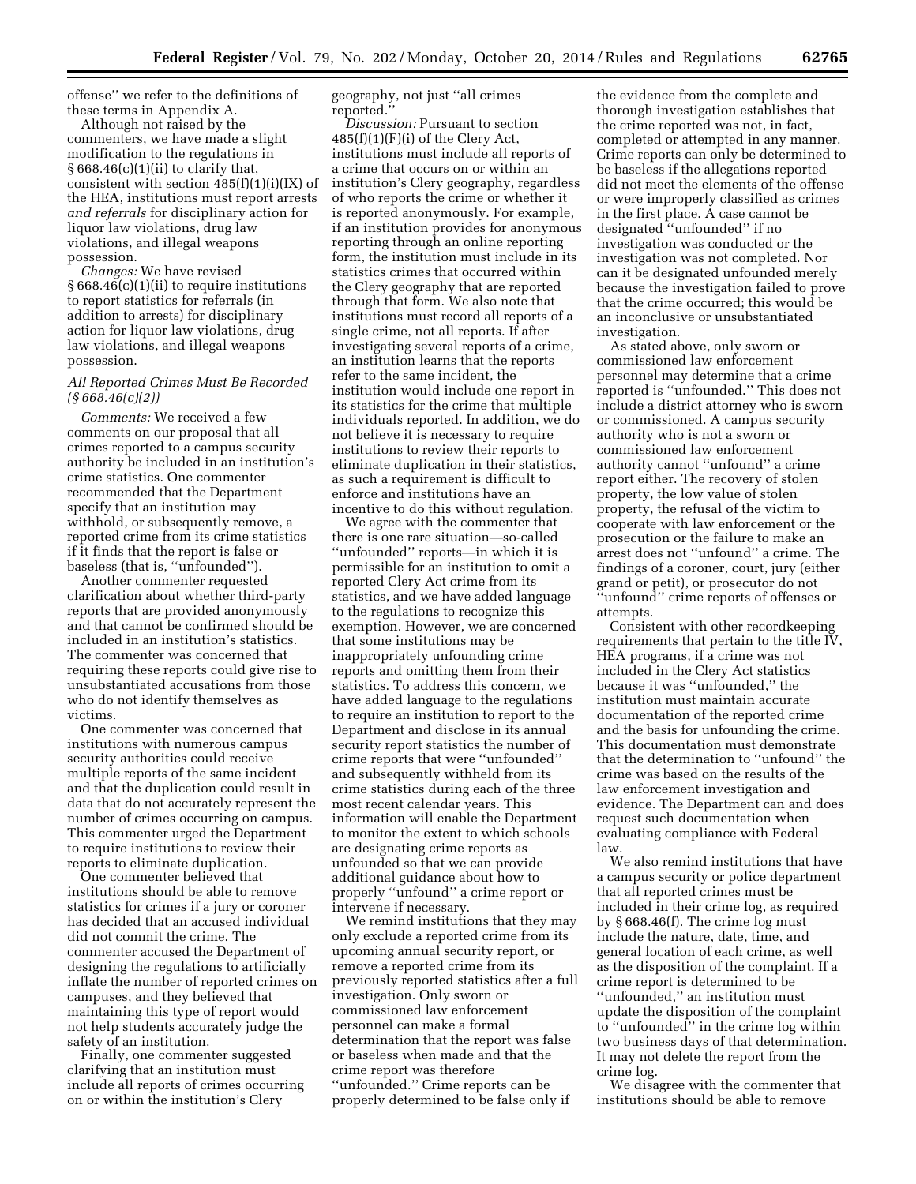offense'' we refer to the definitions of these terms in Appendix A.

Although not raised by the commenters, we have made a slight modification to the regulations in § 668.46(c)(1)(ii) to clarify that, consistent with section 485(f)(1)(i)(IX) of the HEA, institutions must report arrests *and referrals* for disciplinary action for liquor law violations, drug law violations, and illegal weapons possession.

*Changes:* We have revised § 668.46(c)(1)(ii) to require institutions to report statistics for referrals (in addition to arrests) for disciplinary action for liquor law violations, drug law violations, and illegal weapons possession.

### *All Reported Crimes Must Be Recorded (§ 668.46(c)(2))*

*Comments:* We received a few comments on our proposal that all crimes reported to a campus security authority be included in an institution's crime statistics. One commenter recommended that the Department specify that an institution may withhold, or subsequently remove, a reported crime from its crime statistics if it finds that the report is false or baseless (that is, ''unfounded'').

Another commenter requested clarification about whether third-party reports that are provided anonymously and that cannot be confirmed should be included in an institution's statistics. The commenter was concerned that requiring these reports could give rise to unsubstantiated accusations from those who do not identify themselves as victims.

One commenter was concerned that institutions with numerous campus security authorities could receive multiple reports of the same incident and that the duplication could result in data that do not accurately represent the number of crimes occurring on campus. This commenter urged the Department to require institutions to review their reports to eliminate duplication.

One commenter believed that institutions should be able to remove statistics for crimes if a jury or coroner has decided that an accused individual did not commit the crime. The commenter accused the Department of designing the regulations to artificially inflate the number of reported crimes on campuses, and they believed that maintaining this type of report would not help students accurately judge the safety of an institution.

Finally, one commenter suggested clarifying that an institution must include all reports of crimes occurring on or within the institution's Clery geography, not just ''all crimes reported.''

*Discussion:* Pursuant to section 485(f)(1)(F)(i) of the Clery Act, institutions must include all reports of a crime that occurs on or within an institution's Clery geography, regardless of who reports the crime or whether it is reported anonymously. For example, if an institution provides for anonymous reporting through an online reporting form, the institution must include in its statistics crimes that occurred within the Clery geography that are reported through that form. We also note that institutions must record all reports of a single crime, not all reports. If after investigating several reports of a crime, an institution learns that the reports refer to the same incident, the institution would include one report in its statistics for the crime that multiple individuals reported. In addition, we do not believe it is necessary to require institutions to review their reports to eliminate duplication in their statistics, as such a requirement is difficult to enforce and institutions have an incentive to do this without regulation.

We agree with the commenter that there is one rare situation—so-called ''unfounded'' reports—in which it is permissible for an institution to omit a reported Clery Act crime from its statistics, and we have added language to the regulations to recognize this exemption. However, we are concerned that some institutions may be inappropriately unfounding crime reports and omitting them from their statistics. To address this concern, we have added language to the regulations to require an institution to report to the Department and disclose in its annual security report statistics the number of crime reports that were ''unfounded'' and subsequently withheld from its crime statistics during each of the three most recent calendar years. This information will enable the Department to monitor the extent to which schools are designating crime reports as unfounded so that we can provide additional guidance about how to properly ''unfound'' a crime report or intervene if necessary.

We remind institutions that they may only exclude a reported crime from its upcoming annual security report, or remove a reported crime from its previously reported statistics after a full investigation. Only sworn or commissioned law enforcement personnel can make a formal determination that the report was false or baseless when made and that the crime report was therefore ''unfounded.'' Crime reports can be properly determined to be false only if the evidence from the complete and thorough investigation establishes that the crime reported was not, in fact, completed or attempted in any manner. Crime reports can only be determined to be baseless if the allegations reported did not meet the elements of the offense or were improperly classified as crimes in the first place. A case cannot be designated ''unfounded'' if no investigation was conducted or the investigation was not completed. Nor can it be designated unfounded merely because the investigation failed to prove that the crime occurred; this would be an inconclusive or unsubstantiated investigation.

As stated above, only sworn or commissioned law enforcement personnel may determine that a crime reported is ''unfounded.'' This does not include a district attorney who is sworn or commissioned. A campus security authority who is not a sworn or commissioned law enforcement authority cannot ''unfound'' a crime report either. The recovery of stolen property, the low value of stolen property, the refusal of the victim to cooperate with law enforcement or the prosecution or the failure to make an arrest does not ''unfound'' a crime. The findings of a coroner, court, jury (either grand or petit), or prosecutor do not ''unfound'' crime reports of offenses or attempts.

Consistent with other recordkeeping requirements that pertain to the title IV, HEA programs, if a crime was not included in the Clery Act statistics because it was ''unfounded,'' the institution must maintain accurate documentation of the reported crime and the basis for unfounding the crime. This documentation must demonstrate that the determination to ''unfound'' the crime was based on the results of the law enforcement investigation and evidence. The Department can and does request such documentation when evaluating compliance with Federal law.

We also remind institutions that have a campus security or police department that all reported crimes must be included in their crime log, as required by § 668.46(f). The crime log must include the nature, date, time, and general location of each crime, as well as the disposition of the complaint. If a crime report is determined to be ''unfounded,'' an institution must update the disposition of the complaint to ''unfounded'' in the crime log within two business days of that determination. It may not delete the report from the crime log.

We disagree with the commenter that institutions should be able to remove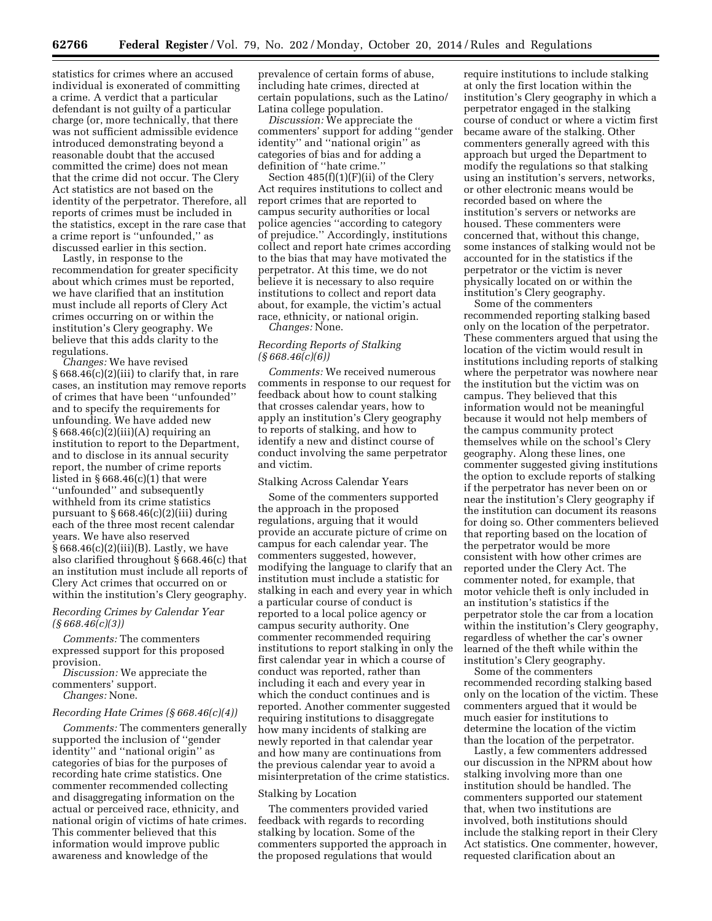statistics for crimes where an accused individual is exonerated of committing a crime. A verdict that a particular defendant is not guilty of a particular charge (or, more technically, that there was not sufficient admissible evidence introduced demonstrating beyond a reasonable doubt that the accused committed the crime) does not mean that the crime did not occur. The Clery Act statistics are not based on the identity of the perpetrator. Therefore, all reports of crimes must be included in the statistics, except in the rare case that a crime report is ''unfounded,'' as discussed earlier in this section.

Lastly, in response to the recommendation for greater specificity about which crimes must be reported, we have clarified that an institution must include all reports of Clery Act crimes occurring on or within the institution's Clery geography. We believe that this adds clarity to the regulations.

*Changes:* We have revised § 668.46(c)(2)(iii) to clarify that, in rare cases, an institution may remove reports of crimes that have been ''unfounded'' and to specify the requirements for unfounding. We have added new § 668.46(c)(2)(iii)(A) requiring an institution to report to the Department, and to disclose in its annual security report, the number of crime reports listed in § 668.46(c)(1) that were ''unfounded'' and subsequently withheld from its crime statistics pursuant to § 668.46(c)(2)(iii) during each of the three most recent calendar years. We have also reserved § 668.46(c)(2)(iii)(B). Lastly, we have also clarified throughout § 668.46(c) that an institution must include all reports of Clery Act crimes that occurred on or within the institution's Clery geography.

*Recording Crimes by Calendar Year (§ 668.46(c)(3))*

*Comments:* The commenters expressed support for this proposed provision.

*Discussion:* We appreciate the commenters' support.

*Changes:* None.

*Recording Hate Crimes (§ 668.46(c)(4))*

*Comments:* The commenters generally supported the inclusion of ''gender identity'' and ''national origin'' as categories of bias for the purposes of recording hate crime statistics. One commenter recommended collecting and disaggregating information on the actual or perceived race, ethnicity, and national origin of victims of hate crimes. This commenter believed that this information would improve public awareness and knowledge of the prevalence of certain forms of abuse, including hate crimes, directed at certain populations, such as the Latino/Latina college population.

*Discussion:* We appreciate the commenters' support for adding ''gender identity'' and ''national origin'' as categories of bias and for adding a definition of ''hate crime.''

Section 485(f)(1)(F)(ii) of the Clery Act requires institutions to collect and report crimes that are reported to campus security authorities or local police agencies ''according to category of prejudice.'' Accordingly, institutions collect and report hate crimes according to the bias that may have motivated the perpetrator. At this time, we do not believe it is necessary to also require institutions to collect and report data about, for example, the victim's actual race, ethnicity, or national origin.

*Changes:* None.

*Recording Reports of Stalking (§ 668.46(c)(6))*

*Comments:* We received numerous comments in response to our request for feedback about how to count stalking that crosses calendar years, how to apply an institution's Clery geography to reports of stalking, and how to identify a new and distinct course of conduct involving the same perpetrator and victim.

Stalking Across Calendar Years

Some of the commenters supported the approach in the proposed regulations, arguing that it would provide an accurate picture of crime on campus for each calendar year. The commenters suggested, however, modifying the language to clarify that an institution must include a statistic for stalking in each and every year in which a particular course of conduct is reported to a local police agency or campus security authority. One commenter recommended requiring institutions to report stalking in only the first calendar year in which a course of conduct was reported, rather than including it each and every year in which the conduct continues and is reported. Another commenter suggested requiring institutions to disaggregate how many incidents of stalking are newly reported in that calendar year and how many are continuations from the previous calendar year to avoid a misinterpretation of the crime statistics.

Stalking by Location

The commenters provided varied feedback with regards to recording stalking by location. Some of the commenters supported the approach in the proposed regulations that would require institutions to include stalking at only the first location within the institution's Clery geography in which a perpetrator engaged in the stalking course of conduct or where a victim first became aware of the stalking. Other commenters generally agreed with this approach but urged the Department to modify the regulations so that stalking using an institution's servers, networks, or other electronic means would be recorded based on where the institution's servers or networks are housed. These commenters were concerned that, without this change, some instances of stalking would not be accounted for in the statistics if the perpetrator or the victim is never physically located on or within the institution's Clery geography.

Some of the commenters recommended reporting stalking based only on the location of the perpetrator. These commenters argued that using the location of the victim would result in institutions including reports of stalking where the perpetrator was nowhere near the institution but the victim was on campus. They believed that this information would not be meaningful because it would not help members of the campus community protect themselves while on the school's Clery geography. Along these lines, one commenter suggested giving institutions the option to exclude reports of stalking if the perpetrator has never been on or near the institution's Clery geography if the institution can document its reasons for doing so. Other commenters believed that reporting based on the location of the perpetrator would be more consistent with how other crimes are reported under the Clery Act. The commenter noted, for example, that motor vehicle theft is only included in an institution's statistics if the perpetrator stole the car from a location within the institution's Clery geography, regardless of whether the car's owner learned of the theft while within the institution's Clery geography.

Some of the commenters recommended recording stalking based only on the location of the victim. These commenters argued that it would be much easier for institutions to determine the location of the victim than the location of the perpetrator.

Lastly, a few commenters addressed our discussion in the NPRM about how stalking involving more than one institution should be handled. The commenters supported our statement that, when two institutions are involved, both institutions should include the stalking report in their Clery Act statistics. One commenter, however, requested clarification about an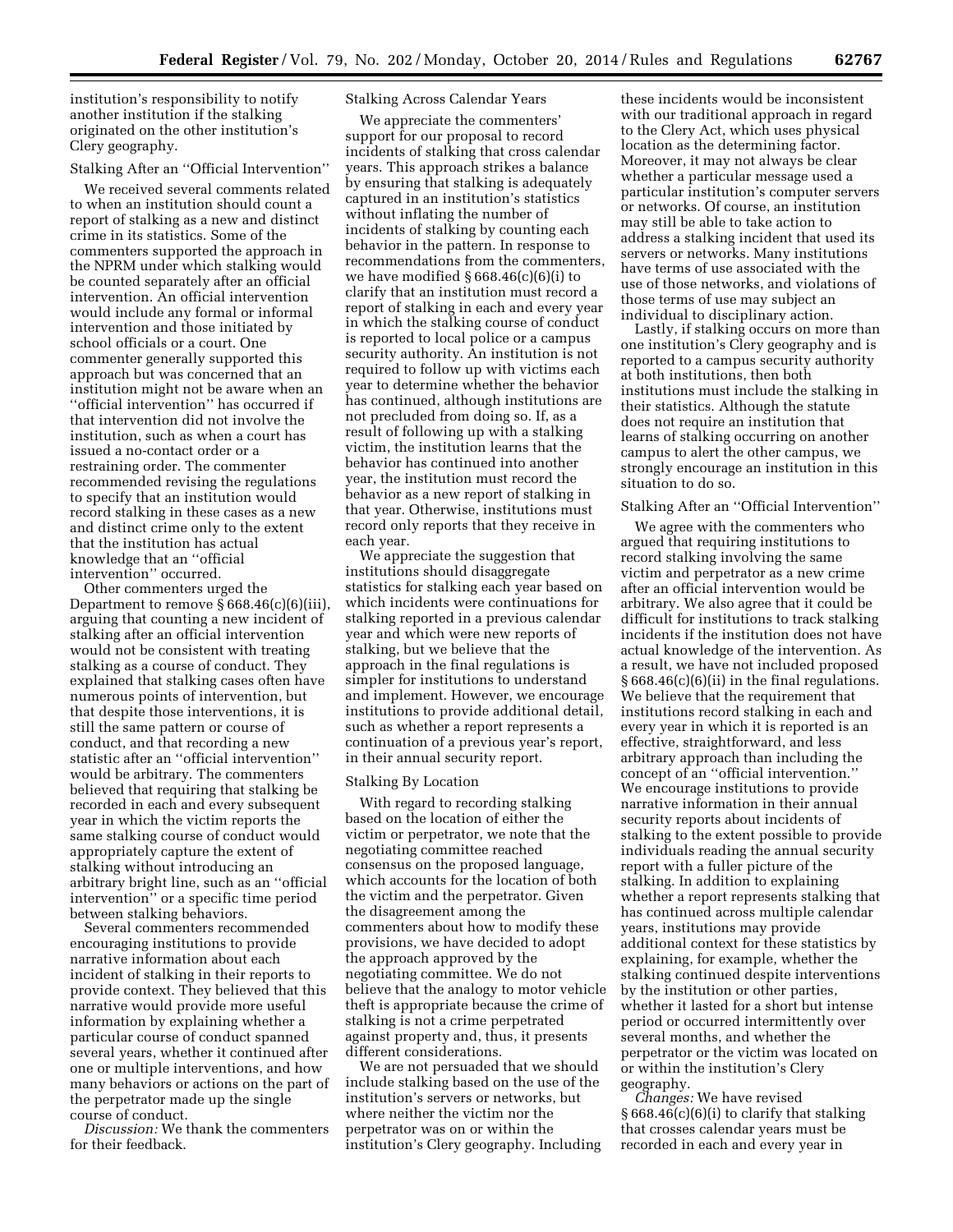institution's responsibility to notify another institution if the stalking originated on the other institution's Clery geography.

Stalking After an ''Official Intervention''

We received several comments related to when an institution should count a report of stalking as a new and distinct crime in its statistics. Some of the commenters supported the approach in the NPRM under which stalking would be counted separately after an official intervention. An official intervention would include any formal or informal intervention and those initiated by school officials or a court. One commenter generally supported this approach but was concerned that an institution might not be aware when an ''official intervention'' has occurred if that intervention did not involve the institution, such as when a court has issued a no-contact order or a restraining order. The commenter recommended revising the regulations to specify that an institution would record stalking in these cases as a new and distinct crime only to the extent that the institution has actual knowledge that an ''official intervention'' occurred.

Other commenters urged the Department to remove § 668.46(c)(6)(iii), arguing that counting a new incident of stalking after an official intervention would not be consistent with treating stalking as a course of conduct. They explained that stalking cases often have numerous points of intervention, but that despite those interventions, it is still the same pattern or course of conduct, and that recording a new statistic after an ''official intervention'' would be arbitrary. The commenters believed that requiring that stalking be recorded in each and every subsequent year in which the victim reports the same stalking course of conduct would appropriately capture the extent of stalking without introducing an arbitrary bright line, such as an ''official intervention'' or a specific time period between stalking behaviors.

Several commenters recommended encouraging institutions to provide narrative information about each incident of stalking in their reports to provide context. They believed that this narrative would provide more useful information by explaining whether a particular course of conduct spanned several years, whether it continued after one or multiple interventions, and how many behaviors or actions on the part of the perpetrator made up the single course of conduct.

*Discussion:* We thank the commenters for their feedback.

Stalking Across Calendar Years

We appreciate the commenters' support for our proposal to record incidents of stalking that cross calendar years. This approach strikes a balance by ensuring that stalking is adequately captured in an institution's statistics without inflating the number of incidents of stalking by counting each behavior in the pattern. In response to recommendations from the commenters, we have modified § 668.46(c)(6)(i) to clarify that an institution must record a report of stalking in each and every year in which the stalking course of conduct is reported to local police or a campus security authority. An institution is not required to follow up with victims each year to determine whether the behavior has continued, although institutions are not precluded from doing so. If, as a result of following up with a stalking victim, the institution learns that the behavior has continued into another year, the institution must record the behavior as a new report of stalking in that year. Otherwise, institutions must record only reports that they receive in each year.

We appreciate the suggestion that institutions should disaggregate statistics for stalking each year based on which incidents were continuations for stalking reported in a previous calendar year and which were new reports of stalking, but we believe that the approach in the final regulations is simpler for institutions to understand and implement. However, we encourage institutions to provide additional detail, such as whether a report represents a continuation of a previous year's report, in their annual security report.

Stalking By Location

With regard to recording stalking based on the location of either the victim or perpetrator, we note that the negotiating committee reached consensus on the proposed language, which accounts for the location of both the victim and the perpetrator. Given the disagreement among the commenters about how to modify these provisions, we have decided to adopt the approach approved by the negotiating committee. We do not believe that the analogy to motor vehicle theft is appropriate because the crime of stalking is not a crime perpetrated against property and, thus, it presents different considerations.

We are not persuaded that we should include stalking based on the use of the institution's servers or networks, but where neither the victim nor the perpetrator was on or within the institution's Clery geography. Including these incidents would be inconsistent with our traditional approach in regard to the Clery Act, which uses physical location as the determining factor. Moreover, it may not always be clear whether a particular message used a particular institution's computer servers or networks. Of course, an institution may still be able to take action to address a stalking incident that used its servers or networks. Many institutions have terms of use associated with the use of those networks, and violations of those terms of use may subject an individual to disciplinary action.

Lastly, if stalking occurs on more than one institution's Clery geography and is reported to a campus security authority at both institutions, then both institutions must include the stalking in their statistics. Although the statute does not require an institution that learns of stalking occurring on another campus to alert the other campus, we strongly encourage an institution in this situation to do so.

Stalking After an ''Official Intervention''

We agree with the commenters who argued that requiring institutions to record stalking involving the same victim and perpetrator as a new crime after an official intervention would be arbitrary. We also agree that it could be difficult for institutions to track stalking incidents if the institution does not have actual knowledge of the intervention. As a result, we have not included proposed § 668.46(c)(6)(ii) in the final regulations. We believe that the requirement that institutions record stalking in each and every year in which it is reported is an effective, straightforward, and less arbitrary approach than including the concept of an ''official intervention.'' We encourage institutions to provide narrative information in their annual security reports about incidents of stalking to the extent possible to provide individuals reading the annual security report with a fuller picture of the stalking. In addition to explaining whether a report represents stalking that has continued across multiple calendar years, institutions may provide additional context for these statistics by explaining, for example, whether the stalking continued despite interventions by the institution or other parties, whether it lasted for a short but intense period or occurred intermittently over several months, and whether the perpetrator or the victim was located on or within the institution's Clery geography.

*Changes:* We have revised § 668.46(c)(6)(i) to clarify that stalking that crosses calendar years must be recorded in each and every year in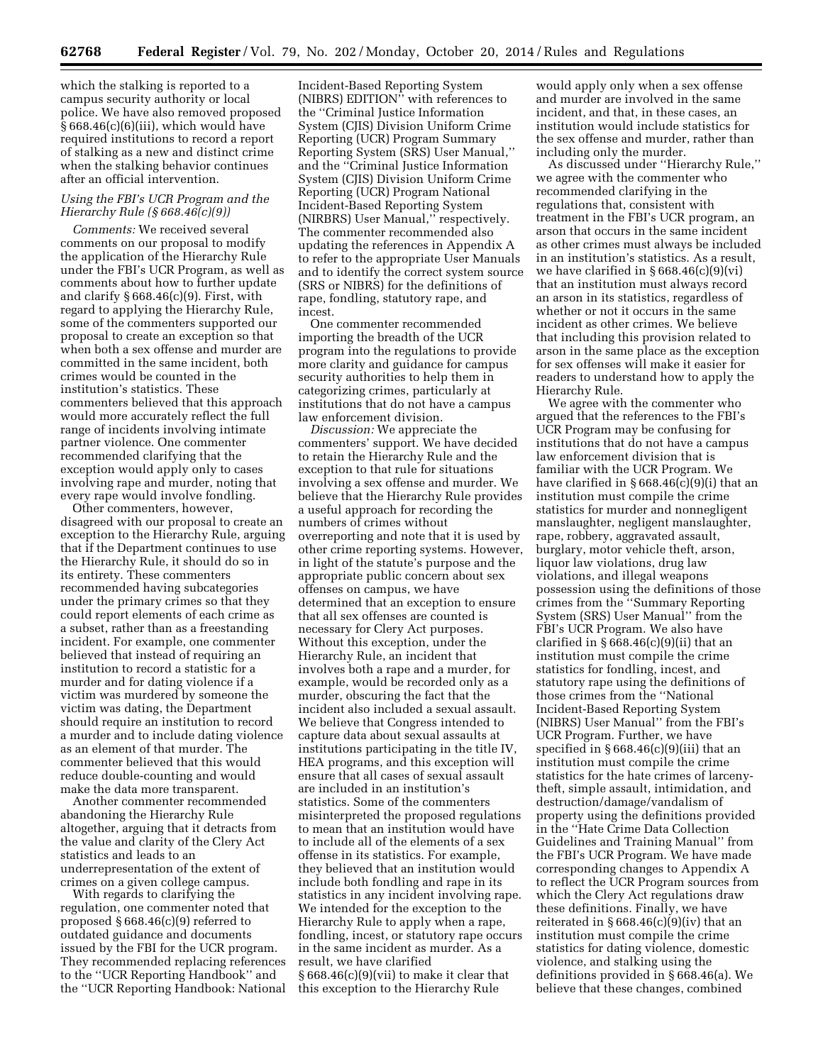which the stalking is reported to a campus security authority or local police. We have also removed proposed § 668.46(c)(6)(iii), which would have required institutions to record a report of stalking as a new and distinct crime when the stalking behavior continues after an official intervention.

*Using the FBI's UCR Program and the Hierarchy Rule (§ 668.46(c)(9))*

*Comments:* We received several comments on our proposal to modify the application of the Hierarchy Rule under the FBI's UCR Program, as well as comments about how to further update and clarify § 668.46(c)(9). First, with regard to applying the Hierarchy Rule, some of the commenters supported our proposal to create an exception so that when both a sex offense and murder are committed in the same incident, both crimes would be counted in the institution's statistics. These commenters believed that this approach would more accurately reflect the full range of incidents involving intimate partner violence. One commenter recommended clarifying that the exception would apply only to cases involving rape and murder, noting that every rape would involve fondling.

Other commenters, however, disagreed with our proposal to create an exception to the Hierarchy Rule, arguing that if the Department continues to use the Hierarchy Rule, it should do so in its entirety. These commenters recommended having subcategories under the primary crimes so that they could report elements of each crime as a subset, rather than as a freestanding incident. For example, one commenter believed that instead of requiring an institution to record a statistic for a murder and for dating violence if a victim was murdered by someone the victim was dating, the Department should require an institution to record a murder and to include dating violence as an element of that murder. The commenter believed that this would reduce double-counting and would make the data more transparent.

Another commenter recommended abandoning the Hierarchy Rule altogether, arguing that it detracts from the value and clarity of the Clery Act statistics and leads to an underrepresentation of the extent of crimes on a given college campus.

With regards to clarifying the regulation, one commenter noted that proposed § 668.46(c)(9) referred to outdated guidance and documents issued by the FBI for the UCR program. They recommended replacing references to the "UCR Reporting Handbook" and the "UCR Reporting Handbook: National Incident-Based Reporting System (NIBRS) EDITION" with references to the "Criminal Justice Information System (CJIS) Division Uniform Crime Reporting (UCR) Program Summary Reporting System (SRS) User Manual," and the "Criminal Justice Information System (CJIS) Division Uniform Crime Reporting (UCR) Program National Incident-Based Reporting System (NIRBRS) User Manual," respectively. The commenter recommended also updating the references in Appendix A to refer to the appropriate User Manuals and to identify the correct system source (SRS or NIBRS) for the definitions of rape, fondling, statutory rape, and incest.

One commenter recommended importing the breadth of the UCR program into the regulations to provide more clarity and guidance for campus security authorities to help them in categorizing crimes, particularly at institutions that do not have a campus law enforcement division.

*Discussion:* We appreciate the commenters' support. We have decided to retain the Hierarchy Rule and the exception to that rule for situations involving a sex offense and murder. We believe that the Hierarchy Rule provides a useful approach for recording the numbers of crimes without overreporting and note that it is used by other crime reporting systems. However, in light of the statute's purpose and the appropriate public concern about sex offenses on campus, we have determined that an exception to ensure that all sex offenses are counted is necessary for Clery Act purposes. Without this exception, under the Hierarchy Rule, an incident that involves both a rape and a murder, for example, would be recorded only as a murder, obscuring the fact that the incident also included a sexual assault. We believe that Congress intended to capture data about sexual assaults at institutions participating in the title IV, HEA programs, and this exception will ensure that all cases of sexual assault are included in an institution's statistics. Some of the commenters misinterpreted the proposed regulations to mean that an institution would have to include all of the elements of a sex offense in its statistics. For example, they believed that an institution would include both fondling and rape in its statistics in any incident involving rape. We intended for the exception to the Hierarchy Rule to apply when a rape, fondling, incest, or statutory rape occurs in the same incident as murder. As a result, we have clarified § 668.46(c)(9)(vii) to make it clear that this exception to the Hierarchy Rule would apply only when a sex offense and murder are involved in the same incident, and that, in these cases, an institution would include statistics for the sex offense and murder, rather than including only the murder.

As discussed under "Hierarchy Rule," we agree with the commenter who recommended clarifying in the regulations that, consistent with treatment in the FBI's UCR program, an arson that occurs in the same incident as other crimes must always be included in an institution's statistics. As a result, we have clarified in § 668.46(c)(9)(vi) that an institution must always record an arson in its statistics, regardless of whether or not it occurs in the same incident as other crimes. We believe that including this provision related to arson in the same place as the exception for sex offenses will make it easier for readers to understand how to apply the Hierarchy Rule.

We agree with the commenter who argued that the references to the FBI's UCR Program may be confusing for institutions that do not have a campus law enforcement division that is familiar with the UCR Program. We have clarified in § 668.46(c)(9)(i) that an institution must compile the crime statistics for murder and nonnegligent manslaughter, negligent manslaughter, rape, robbery, aggravated assault, burglary, motor vehicle theft, arson, liquor law violations, drug law violations, and illegal weapons possession using the definitions of those crimes from the "Summary Reporting System (SRS) User Manual" from the FBI's UCR Program. We also have clarified in § 668.46(c)(9)(ii) that an institution must compile the crime statistics for fondling, incest, and statutory rape using the definitions of those crimes from the "National Incident-Based Reporting System (NIBRS) User Manual" from the FBI's UCR Program. Further, we have specified in § 668.46(c)(9)(iii) that an institution must compile the crime statistics for the hate crimes of larceny-theft, simple assault, intimidation, and destruction/damage/vandalism of property using the definitions provided in the "Hate Crime Data Collection Guidelines and Training Manual" from the FBI's UCR Program. We have made corresponding changes to Appendix A to reflect the UCR Program sources from which the Clery Act regulations draw these definitions. Finally, we have reiterated in § 668.46(c)(9)(iv) that an institution must compile the crime statistics for dating violence, domestic violence, and stalking using the definitions provided in § 668.46(a). We believe that these changes, combined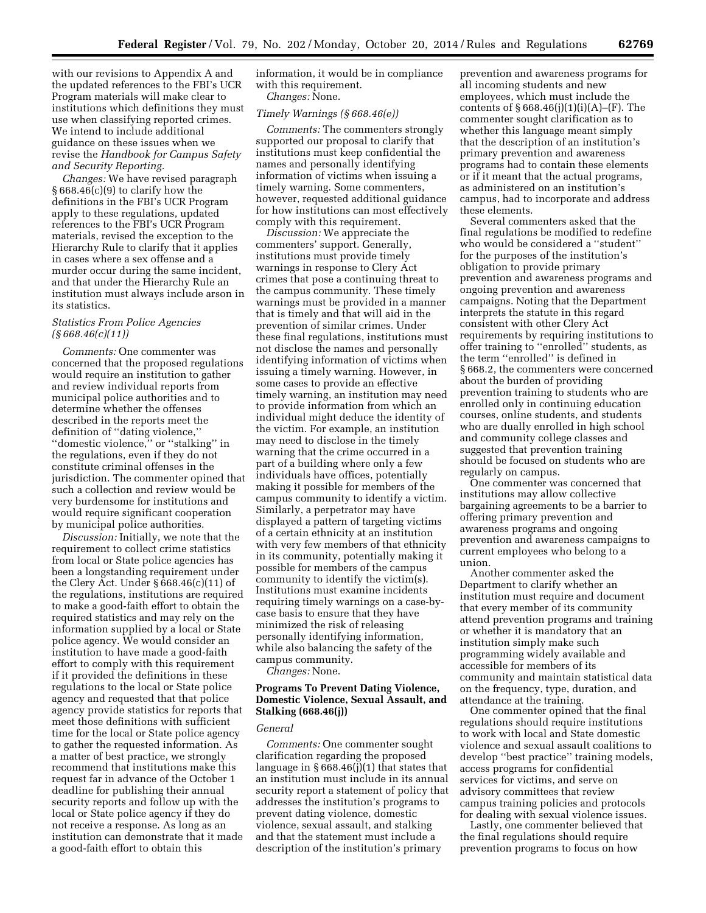with our revisions to Appendix A and the updated references to the FBI's UCR Program materials will make clear to institutions which definitions they must use when classifying reported crimes. We intend to include additional guidance on these issues when we revise the *Handbook for Campus Safety and Security Reporting.*

*Changes:* We have revised paragraph § 668.46(c)(9) to clarify how the definitions in the FBI's UCR Program apply to these regulations, updated references to the FBI's UCR Program materials, revised the exception to the Hierarchy Rule to clarify that it applies in cases where a sex offense and a murder occur during the same incident, and that under the Hierarchy Rule an institution must always include arson in its statistics.

*Statistics From Police Agencies (§ 668.46(c)(11))*

*Comments:* One commenter was concerned that the proposed regulations would require an institution to gather and review individual reports from municipal police authorities and to determine whether the offenses described in the reports meet the definition of ''dating violence,'' ''domestic violence,'' or ''stalking'' in the regulations, even if they do not constitute criminal offenses in the jurisdiction. The commenter opined that such a collection and review would be very burdensome for institutions and would require significant cooperation by municipal police authorities.

*Discussion:* Initially, we note that the requirement to collect crime statistics from local or State police agencies has been a longstanding requirement under the Clery Act. Under § 668.46(c)(11) of the regulations, institutions are required to make a good-faith effort to obtain the required statistics and may rely on the information supplied by a local or State police agency. We would consider an institution to have made a good-faith effort to comply with this requirement if it provided the definitions in these regulations to the local or State police agency and requested that that police agency provide statistics for reports that meet those definitions with sufficient time for the local or State police agency to gather the requested information. As a matter of best practice, we strongly recommend that institutions make this request far in advance of the October 1 deadline for publishing their annual security reports and follow up with the local or State police agency if they do not receive a response. As long as an institution can demonstrate that it made a good-faith effort to obtain this information, it would be in compliance with this requirement.

*Changes:* None.

*Timely Warnings (§ 668.46(e))*

*Comments:* The commenters strongly supported our proposal to clarify that institutions must keep confidential the names and personally identifying information of victims when issuing a timely warning. Some commenters, however, requested additional guidance for how institutions can most effectively comply with this requirement.

*Discussion:* We appreciate the commenters' support. Generally, institutions must provide timely warnings in response to Clery Act crimes that pose a continuing threat to the campus community. These timely warnings must be provided in a manner that is timely and that will aid in the prevention of similar crimes. Under these final regulations, institutions must not disclose the names and personally identifying information of victims when issuing a timely warning. However, in some cases to provide an effective timely warning, an institution may need to provide information from which an individual might deduce the identity of the victim. For example, an institution may need to disclose in the timely warning that the crime occurred in a part of a building where only a few individuals have offices, potentially making it possible for members of the campus community to identify a victim. Similarly, a perpetrator may have displayed a pattern of targeting victims of a certain ethnicity at an institution with very few members of that ethnicity in its community, potentially making it possible for members of the campus community to identify the victim(s). Institutions must examine incidents requiring timely warnings on a case-by-case basis to ensure that they have minimized the risk of releasing personally identifying information, while also balancing the safety of the campus community.

*Changes:* None.

**Programs To Prevent Dating Violence, Domestic Violence, Sexual Assault, and Stalking (668.46(j))**

*General*

*Comments:* One commenter sought clarification regarding the proposed language in § 668.46(j)(1) that states that an institution must include in its annual security report a statement of policy that addresses the institution's programs to prevent dating violence, domestic violence, sexual assault, and stalking and that the statement must include a description of the institution's primary prevention and awareness programs for all incoming students and new employees, which must include the contents of § 668.46(j)(1)(i)(A)–(F). The commenter sought clarification as to whether this language meant simply that the description of an institution's primary prevention and awareness programs had to contain these elements or if it meant that the actual programs, as administered on an institution's campus, had to incorporate and address these elements.

Several commenters asked that the final regulations be modified to redefine who would be considered a ''student'' for the purposes of the institution's obligation to provide primary prevention and awareness programs and ongoing prevention and awareness campaigns. Noting that the Department interprets the statute in this regard consistent with other Clery Act requirements by requiring institutions to offer training to ''enrolled'' students, as the term ''enrolled'' is defined in § 668.2, the commenters were concerned about the burden of providing prevention training to students who are enrolled only in continuing education courses, online students, and students who are dually enrolled in high school and community college classes and suggested that prevention training should be focused on students who are regularly on campus.

One commenter was concerned that institutions may allow collective bargaining agreements to be a barrier to offering primary prevention and awareness programs and ongoing prevention and awareness campaigns to current employees who belong to a union.

Another commenter asked the Department to clarify whether an institution must require and document that every member of its community attend prevention programs and training or whether it is mandatory that an institution simply make such programming widely available and accessible for members of its community and maintain statistical data on the frequency, type, duration, and attendance at the training.

One commenter opined that the final regulations should require institutions to work with local and State domestic violence and sexual assault coalitions to develop ''best practice'' training models, access programs for confidential services for victims, and serve on advisory committees that review campus training policies and protocols for dealing with sexual violence issues.

Lastly, one commenter believed that the final regulations should require prevention programs to focus on how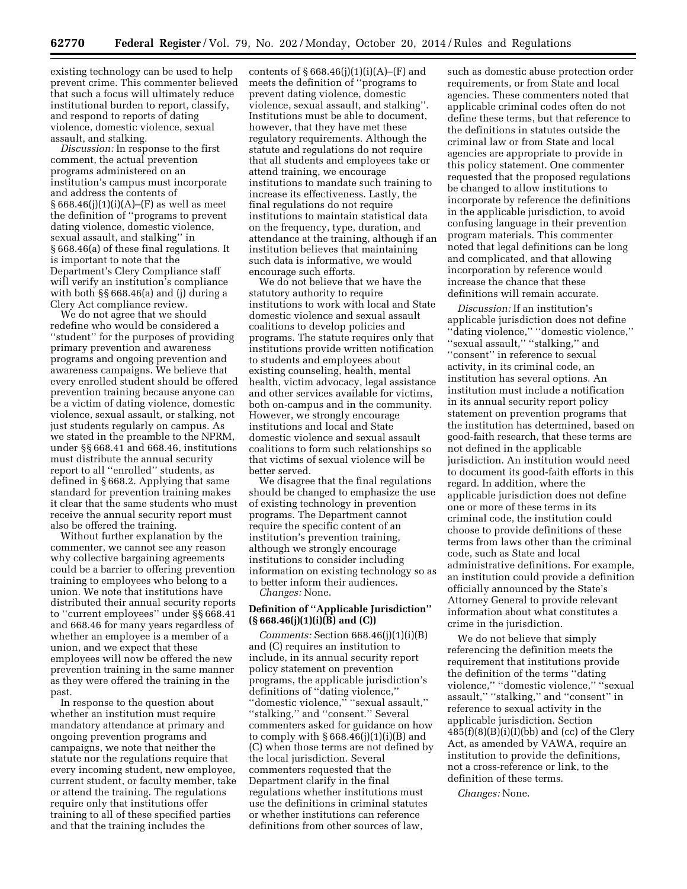existing technology can be used to help prevent crime. This commenter believed that such a focus will ultimately reduce institutional burden to report, classify, and respond to reports of dating violence, domestic violence, sexual assault, and stalking.

*Discussion:* In response to the first comment, the actual prevention programs administered on an institution's campus must incorporate and address the contents of § 668.46(j)(1)(i)(A)–(F) as well as meet the definition of ''programs to prevent dating violence, domestic violence, sexual assault, and stalking'' in § 668.46(a) of these final regulations. It is important to note that the Department's Clery Compliance staff will verify an institution's compliance with both §§ 668.46(a) and (j) during a Clery Act compliance review.

We do not agree that we should redefine who would be considered a ''student'' for the purposes of providing primary prevention and awareness programs and ongoing prevention and awareness campaigns. We believe that every enrolled student should be offered prevention training because anyone can be a victim of dating violence, domestic violence, sexual assault, or stalking, not just students regularly on campus. As we stated in the preamble to the NPRM, under §§ 668.41 and 668.46, institutions must distribute the annual security report to all ''enrolled'' students, as defined in § 668.2. Applying that same standard for prevention training makes it clear that the same students who must receive the annual security report must also be offered the training.

Without further explanation by the commenter, we cannot see any reason why collective bargaining agreements could be a barrier to offering prevention training to employees who belong to a union. We note that institutions have distributed their annual security reports to ''current employees'' under §§ 668.41 and 668.46 for many years regardless of whether an employee is a member of a union, and we expect that these employees will now be offered the new prevention training in the same manner as they were offered the training in the past.

In response to the question about whether an institution must require mandatory attendance at primary and ongoing prevention programs and campaigns, we note that neither the statute nor the regulations require that every incoming student, new employee, current student, or faculty member, take or attend the training. The regulations require only that institutions offer training to all of these specified parties and that the training includes the contents of § 668.46(j)(1)(i)(A)–(F) and meets the definition of ''programs to prevent dating violence, domestic violence, sexual assault, and stalking''. Institutions must be able to document, however, that they have met these regulatory requirements. Although the statute and regulations do not require that all students and employees take or attend training, we encourage institutions to mandate such training to increase its effectiveness. Lastly, the final regulations do not require institutions to maintain statistical data on the frequency, type, duration, and attendance at the training, although if an institution believes that maintaining such data is informative, we would encourage such efforts.

We do not believe that we have the statutory authority to require institutions to work with local and State domestic violence and sexual assault coalitions to develop policies and programs. The statute requires only that institutions provide written notification to students and employees about existing counseling, health, mental health, victim advocacy, legal assistance and other services available for victims, both on-campus and in the community. However, we strongly encourage institutions and local and State domestic violence and sexual assault coalitions to form such relationships so that victims of sexual violence will be better served.

We disagree that the final regulations should be changed to emphasize the use of existing technology in prevention programs. The Department cannot require the specific content of an institution's prevention training, although we strongly encourage institutions to consider including information on existing technology so as to better inform their audiences.

*Changes:* None.

**Definition of ''Applicable Jurisdiction'' (§ 668.46(j)(1)(i)(B) and (C))**

*Comments:* Section 668.46(j)(1)(i)(B) and (C) requires an institution to include, in its annual security report policy statement on prevention programs, the applicable jurisdiction's definitions of ''dating violence,'' ''domestic violence,'' ''sexual assault,'' ''stalking,'' and ''consent.'' Several commenters asked for guidance on how to comply with § 668.46(j)(1)(i)(B) and (C) when those terms are not defined by the local jurisdiction. Several commenters requested that the Department clarify in the final regulations whether institutions must use the definitions in criminal statutes or whether institutions can reference definitions from other sources of law, such as domestic abuse protection order requirements, or from State and local agencies. These commenters noted that applicable criminal codes often do not define these terms, but that reference to the definitions in statutes outside the criminal law or from State and local agencies are appropriate to provide in this policy statement. One commenter requested that the proposed regulations be changed to allow institutions to incorporate by reference the definitions in the applicable jurisdiction, to avoid confusing language in their prevention program materials. This commenter noted that legal definitions can be long and complicated, and that allowing incorporation by reference would increase the chance that these definitions will remain accurate.

*Discussion:* If an institution's applicable jurisdiction does not define ''dating violence,'' ''domestic violence,'' ''sexual assault,'' ''stalking,'' and ''consent'' in reference to sexual activity, in its criminal code, an institution has several options. An institution must include a notification in its annual security report policy statement on prevention programs that the institution has determined, based on good-faith research, that these terms are not defined in the applicable jurisdiction. An institution would need to document its good-faith efforts in this regard. In addition, where the applicable jurisdiction does not define one or more of these terms in its criminal code, the institution could choose to provide definitions of these terms from laws other than the criminal code, such as State and local administrative definitions. For example, an institution could provide a definition officially announced by the State's Attorney General to provide relevant information about what constitutes a crime in the jurisdiction.

We do not believe that simply referencing the definition meets the requirement that institutions provide the definition of the terms ''dating violence,'' ''domestic violence,'' ''sexual assault,'' ''stalking,'' and ''consent'' in reference to sexual activity in the applicable jurisdiction. Section 485(f)(8)(B)(i)(I)(bb) and (cc) of the Clery Act, as amended by VAWA, require an institution to provide the definitions, not a cross-reference or link, to the definition of these terms.

*Changes:* None.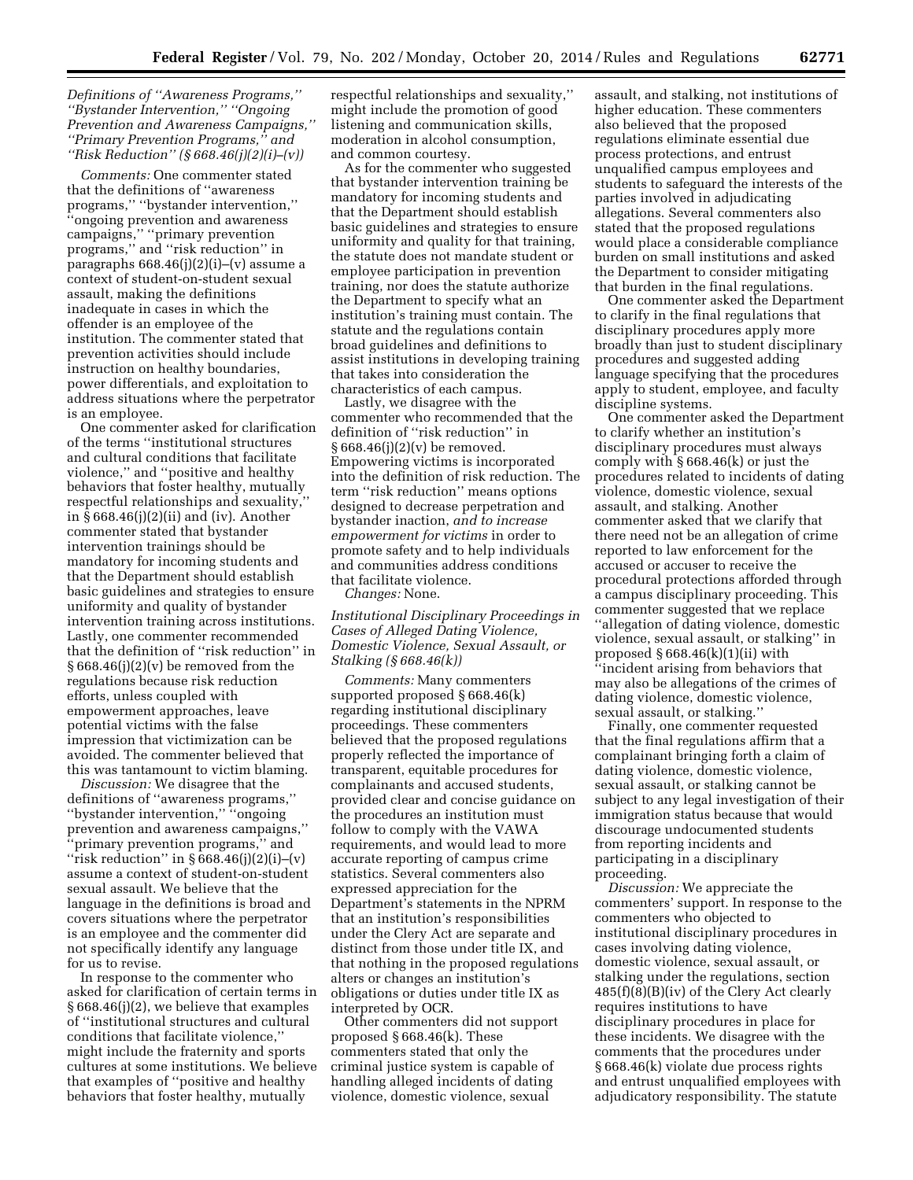*Definitions of "Awareness Programs," "Bystander Intervention," "Ongoing Prevention and Awareness Campaigns," "Primary Prevention Programs," and "Risk Reduction" (§ 668.46(j)(2)(i)–(v))*

*Comments:* One commenter stated that the definitions of "awareness programs," "bystander intervention," "ongoing prevention and awareness campaigns," "primary prevention programs," and "risk reduction" in paragraphs 668.46(j)(2)(i)–(v) assume a context of student-on-student sexual assault, making the definitions inadequate in cases in which the offender is an employee of the institution. The commenter stated that prevention activities should include instruction on healthy boundaries, power differentials, and exploitation to address situations where the perpetrator is an employee.

One commenter asked for clarification of the terms "institutional structures and cultural conditions that facilitate violence," and "positive and healthy behaviors that foster healthy, mutually respectful relationships and sexuality," in § 668.46(j)(2)(ii) and (iv). Another commenter stated that bystander intervention trainings should be mandatory for incoming students and that the Department should establish basic guidelines and strategies to ensure uniformity and quality of bystander intervention training across institutions. Lastly, one commenter recommended that the definition of "risk reduction" in § 668.46(j)(2)(v) be removed from the regulations because risk reduction efforts, unless coupled with empowerment approaches, leave potential victims with the false impression that victimization can be avoided. The commenter believed that this was tantamount to victim blaming.

*Discussion:* We disagree that the definitions of "awareness programs," "bystander intervention," "ongoing prevention and awareness campaigns," "primary prevention programs," and "risk reduction" in § 668.46(j)(2)(i)–(v) assume a context of student-on-student sexual assault. We believe that the language in the definitions is broad and covers situations where the perpetrator is an employee and the commenter did not specifically identify any language for us to revise.

In response to the commenter who asked for clarification of certain terms in § 668.46(j)(2), we believe that examples of "institutional structures and cultural conditions that facilitate violence," might include the fraternity and sports cultures at some institutions. We believe that examples of "positive and healthy behaviors that foster healthy, mutually respectful relationships and sexuality," might include the promotion of good listening and communication skills, moderation in alcohol consumption, and common courtesy.

As for the commenter who suggested that bystander intervention training be mandatory for incoming students and that the Department should establish basic guidelines and strategies to ensure uniformity and quality for that training, the statute does not mandate student or employee participation in prevention training, nor does the statute authorize the Department to specify what an institution's training must contain. The statute and the regulations contain broad guidelines and definitions to assist institutions in developing training that takes into consideration the characteristics of each campus.

Lastly, we disagree with the commenter who recommended that the definition of "risk reduction" in § 668.46(j)(2)(v) be removed. Empowering victims is incorporated into the definition of risk reduction. The term "risk reduction" means options designed to decrease perpetration and bystander inaction, *and to increase empowerment for victims* in order to promote safety and to help individuals and communities address conditions that facilitate violence.

*Changes:* None.

*Institutional Disciplinary Proceedings in Cases of Alleged Dating Violence, Domestic Violence, Sexual Assault, or Stalking (§ 668.46(k))*

*Comments:* Many commenters supported proposed § 668.46(k) regarding institutional disciplinary proceedings. These commenters believed that the proposed regulations properly reflected the importance of transparent, equitable procedures for complainants and accused students, provided clear and concise guidance on the procedures an institution must follow to comply with the VAWA requirements, and would lead to more accurate reporting of campus crime statistics. Several commenters also expressed appreciation for the Department's statements in the NPRM that an institution's responsibilities under the Clery Act are separate and distinct from those under title IX, and that nothing in the proposed regulations alters or changes an institution's obligations or duties under title IX as interpreted by OCR.

Other commenters did not support proposed § 668.46(k). These commenters stated that only the criminal justice system is capable of handling alleged incidents of dating violence, domestic violence, sexual assault, and stalking, not institutions of higher education. These commenters also believed that the proposed regulations eliminate essential due process protections, and entrust unqualified campus employees and students to safeguard the interests of the parties involved in adjudicating allegations. Several commenters also stated that the proposed regulations would place a considerable compliance burden on small institutions and asked the Department to consider mitigating that burden in the final regulations.

One commenter asked the Department to clarify in the final regulations that disciplinary procedures apply more broadly than just to student disciplinary procedures and suggested adding language specifying that the procedures apply to student, employee, and faculty discipline systems.

One commenter asked the Department to clarify whether an institution's disciplinary procedures must always comply with § 668.46(k) or just the procedures related to incidents of dating violence, domestic violence, sexual assault, and stalking. Another commenter asked that we clarify that there need not be an allegation of crime reported to law enforcement for the accused or accuser to receive the procedural protections afforded through a campus disciplinary proceeding. This commenter suggested that we replace "allegation of dating violence, domestic violence, sexual assault, or stalking" in proposed § 668.46(k)(1)(ii) with "incident arising from behaviors that may also be allegations of the crimes of dating violence, domestic violence, sexual assault, or stalking."

Finally, one commenter requested that the final regulations affirm that a complainant bringing forth a claim of dating violence, domestic violence, sexual assault, or stalking cannot be subject to any legal investigation of their immigration status because that would discourage undocumented students from reporting incidents and participating in a disciplinary proceeding.

*Discussion:* We appreciate the commenters' support. In response to the commenters who objected to institutional disciplinary procedures in cases involving dating violence, domestic violence, sexual assault, or stalking under the regulations, section 485(f)(8)(B)(iv) of the Clery Act clearly requires institutions to have disciplinary procedures in place for these incidents. We disagree with the comments that the procedures under § 668.46(k) violate due process rights and entrust unqualified employees with adjudicatory responsibility. The statute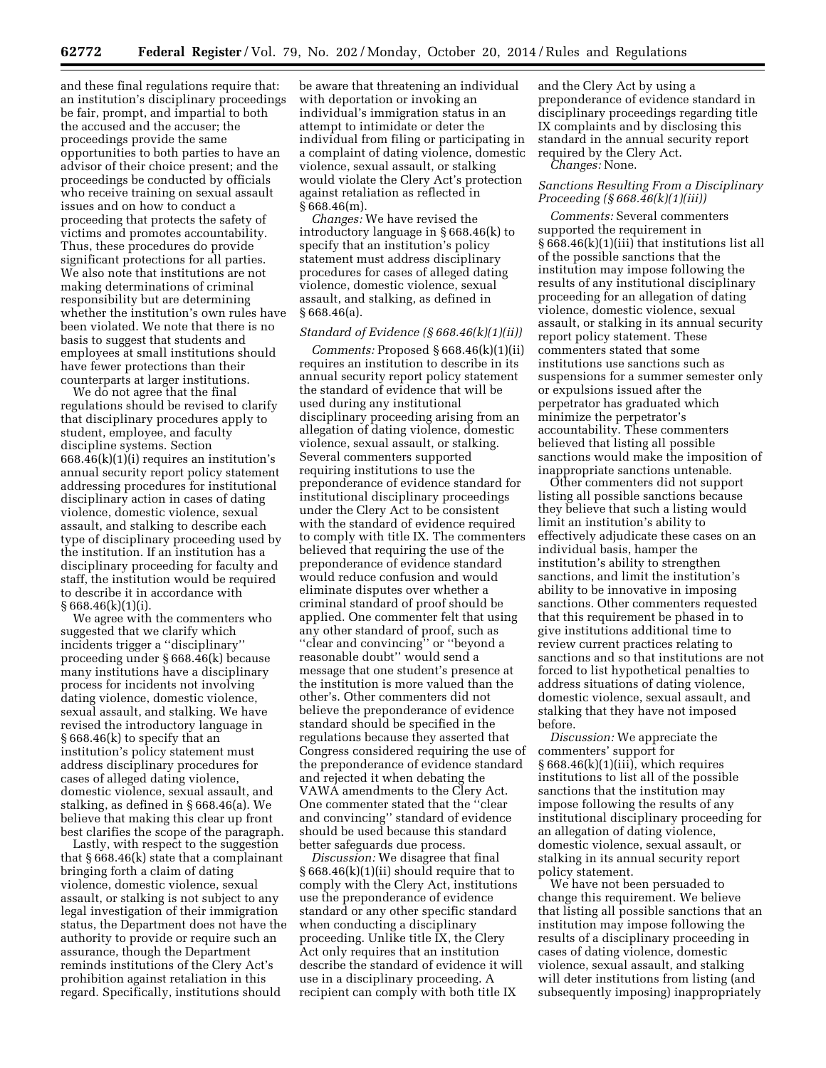and these final regulations require that: an institution's disciplinary proceedings be fair, prompt, and impartial to both the accused and the accuser; the proceedings provide the same opportunities to both parties to have an advisor of their choice present; and the proceedings be conducted by officials who receive training on sexual assault issues and on how to conduct a proceeding that protects the safety of victims and promotes accountability. Thus, these procedures do provide significant protections for all parties. We also note that institutions are not making determinations of criminal responsibility but are determining whether the institution's own rules have been violated. We note that there is no basis to suggest that students and employees at small institutions should have fewer protections than their counterparts at larger institutions.

We do not agree that the final regulations should be revised to clarify that disciplinary procedures apply to student, employee, and faculty discipline systems. Section 668.46(k)(1)(i) requires an institution's annual security report policy statement addressing procedures for institutional disciplinary action in cases of dating violence, domestic violence, sexual assault, and stalking to describe each type of disciplinary proceeding used by the institution. If an institution has a disciplinary proceeding for faculty and staff, the institution would be required to describe it in accordance with § 668.46(k)(1)(i).

We agree with the commenters who suggested that we clarify which incidents trigger a ''disciplinary'' proceeding under § 668.46(k) because many institutions have a disciplinary process for incidents not involving dating violence, domestic violence, sexual assault, and stalking. We have revised the introductory language in § 668.46(k) to specify that an institution's policy statement must address disciplinary procedures for cases of alleged dating violence, domestic violence, sexual assault, and stalking, as defined in § 668.46(a). We believe that making this clear up front best clarifies the scope of the paragraph.

Lastly, with respect to the suggestion that § 668.46(k) state that a complainant bringing forth a claim of dating violence, domestic violence, sexual assault, or stalking is not subject to any legal investigation of their immigration status, the Department does not have the authority to provide or require such an assurance, though the Department reminds institutions of the Clery Act's prohibition against retaliation in this regard. Specifically, institutions should be aware that threatening an individual with deportation or invoking an individual's immigration status in an attempt to intimidate or deter the individual from filing or participating in a complaint of dating violence, domestic violence, sexual assault, or stalking would violate the Clery Act's protection against retaliation as reflected in § 668.46(m).

*Changes:* We have revised the introductory language in § 668.46(k) to specify that an institution's policy statement must address disciplinary procedures for cases of alleged dating violence, domestic violence, sexual assault, and stalking, as defined in § 668.46(a).

*Standard of Evidence (§ 668.46(k)(1)(ii))*

*Comments:* Proposed § 668.46(k)(1)(ii) requires an institution to describe in its annual security report policy statement the standard of evidence that will be used during any institutional disciplinary proceeding arising from an allegation of dating violence, domestic violence, sexual assault, or stalking. Several commenters supported requiring institutions to use the preponderance of evidence standard for institutional disciplinary proceedings under the Clery Act to be consistent with the standard of evidence required to comply with title IX. The commenters believed that requiring the use of the preponderance of evidence standard would reduce confusion and would eliminate disputes over whether a criminal standard of proof should be applied. One commenter felt that using any other standard of proof, such as ''clear and convincing'' or ''beyond a reasonable doubt'' would send a message that one student's presence at the institution is more valued than the other's. Other commenters did not believe the preponderance of evidence standard should be specified in the regulations because they asserted that Congress considered requiring the use of the preponderance of evidence standard and rejected it when debating the VAWA amendments to the Clery Act. One commenter stated that the ''clear and convincing'' standard of evidence should be used because this standard better safeguards due process.

*Discussion:* We disagree that final § 668.46(k)(1)(ii) should require that to comply with the Clery Act, institutions use the preponderance of evidence standard or any other specific standard when conducting a disciplinary proceeding. Unlike title IX, the Clery Act only requires that an institution describe the standard of evidence it will use in a disciplinary proceeding. A recipient can comply with both title IX and the Clery Act by using a preponderance of evidence standard in disciplinary proceedings regarding title IX complaints and by disclosing this standard in the annual security report required by the Clery Act.

*Changes:* None.

*Sanctions Resulting From a Disciplinary Proceeding (§ 668.46(k)(1)(iii))*

*Comments:* Several commenters supported the requirement in § 668.46(k)(1)(iii) that institutions list all of the possible sanctions that the institution may impose following the results of any institutional disciplinary proceeding for an allegation of dating violence, domestic violence, sexual assault, or stalking in its annual security report policy statement. These commenters stated that some institutions use sanctions such as suspensions for a summer semester only or expulsions issued after the perpetrator has graduated which minimize the perpetrator's accountability. These commenters believed that listing all possible sanctions would make the imposition of inappropriate sanctions untenable.

Other commenters did not support listing all possible sanctions because they believe that such a listing would limit an institution's ability to effectively adjudicate these cases on an individual basis, hamper the institution's ability to strengthen sanctions, and limit the institution's ability to be innovative in imposing sanctions. Other commenters requested that this requirement be phased in to give institutions additional time to review current practices relating to sanctions and so that institutions are not forced to list hypothetical penalties to address situations of dating violence, domestic violence, sexual assault, and stalking that they have not imposed before.

*Discussion:* We appreciate the commenters' support for § 668.46(k)(1)(iii), which requires institutions to list all of the possible sanctions that the institution may impose following the results of any institutional disciplinary proceeding for an allegation of dating violence, domestic violence, sexual assault, or stalking in its annual security report policy statement.

We have not been persuaded to change this requirement. We believe that listing all possible sanctions that an institution may impose following the results of a disciplinary proceeding in cases of dating violence, domestic violence, sexual assault, and stalking will deter institutions from listing (and subsequently imposing) inappropriately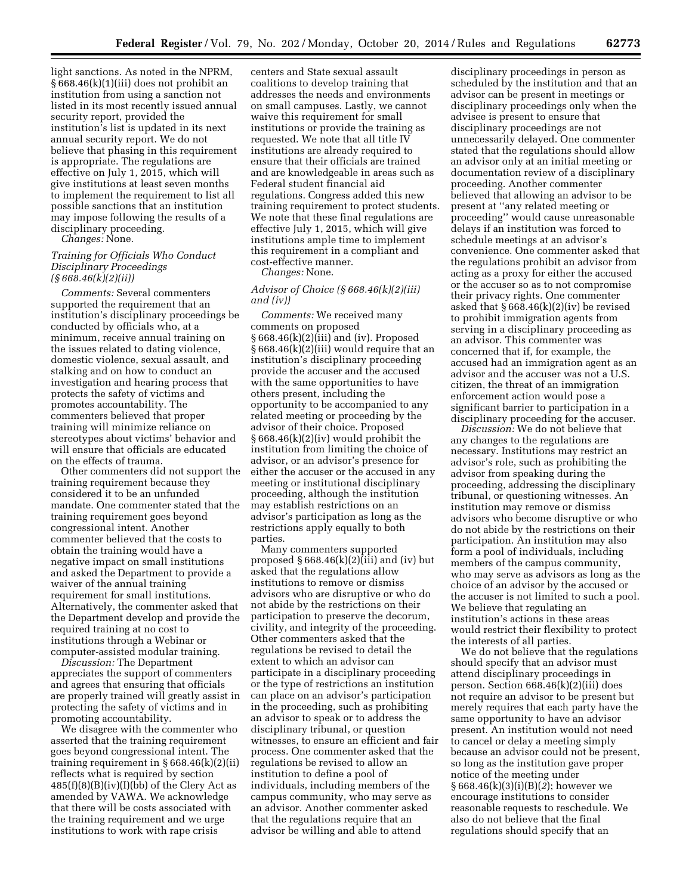light sanctions. As noted in the NPRM, § 668.46(k)(1)(iii) does not prohibit an institution from using a sanction not listed in its most recently issued annual security report, provided the institution's list is updated in its next annual security report. We do not believe that phasing in this requirement is appropriate. The regulations are effective on July 1, 2015, which will give institutions at least seven months to implement the requirement to list all possible sanctions that an institution may impose following the results of a disciplinary proceeding.

*Changes:* None.

### *Training for Officials Who Conduct Disciplinary Proceedings (§ 668.46(k)(2)(ii))*

*Comments:* Several commenters supported the requirement that an institution's disciplinary proceedings be conducted by officials who, at a minimum, receive annual training on the issues related to dating violence, domestic violence, sexual assault, and stalking and on how to conduct an investigation and hearing process that protects the safety of victims and promotes accountability. The commenters believed that proper training will minimize reliance on stereotypes about victims' behavior and will ensure that officials are educated on the effects of trauma.

Other commenters did not support the training requirement because they considered it to be an unfunded mandate. One commenter stated that the training requirement goes beyond congressional intent. Another commenter believed that the costs to obtain the training would have a negative impact on small institutions and asked the Department to provide a waiver of the annual training requirement for small institutions. Alternatively, the commenter asked that the Department develop and provide the required training at no cost to institutions through a Webinar or computer-assisted modular training.

*Discussion:* The Department appreciates the support of commenters and agrees that ensuring that officials are properly trained will greatly assist in protecting the safety of victims and in promoting accountability.

We disagree with the commenter who asserted that the training requirement goes beyond congressional intent. The training requirement in § 668.46(k)(2)(ii) reflects what is required by section 485(f)(8)(B)(iv)(I)(bb) of the Clery Act as amended by VAWA. We acknowledge that there will be costs associated with the training requirement and we urge institutions to work with rape crisis centers and State sexual assault coalitions to develop training that addresses the needs and environments on small campuses. Lastly, we cannot waive this requirement for small institutions or provide the training as requested. We note that all title IV institutions are already required to ensure that their officials are trained and are knowledgeable in areas such as Federal student financial aid regulations. Congress added this new training requirement to protect students. We note that these final regulations are effective July 1, 2015, which will give institutions ample time to implement this requirement in a compliant and cost-effective manner.

*Changes:* None.

### *Advisor of Choice (§ 668.46(k)(2)(iii) and (iv))*

*Comments:* We received many comments on proposed § 668.46(k)(2)(iii) and (iv). Proposed § 668.46(k)(2)(iii) would require that an institution's disciplinary proceeding provide the accuser and the accused with the same opportunities to have others present, including the opportunity to be accompanied to any related meeting or proceeding by the advisor of their choice. Proposed § 668.46(k)(2)(iv) would prohibit the institution from limiting the choice of advisor, or an advisor's presence for either the accuser or the accused in any meeting or institutional disciplinary proceeding, although the institution may establish restrictions on an advisor's participation as long as the restrictions apply equally to both parties.

Many commenters supported proposed § 668.46(k)(2)(iii) and (iv) but asked that the regulations allow institutions to remove or dismiss advisors who are disruptive or who do not abide by the restrictions on their participation to preserve the decorum, civility, and integrity of the proceeding. Other commenters asked that the regulations be revised to detail the extent to which an advisor can participate in a disciplinary proceeding or the type of restrictions an institution can place on an advisor's participation in the proceeding, such as prohibiting an advisor to speak or to address the disciplinary tribunal, or question witnesses, to ensure an efficient and fair process. One commenter asked that the regulations be revised to allow an institution to define a pool of individuals, including members of the campus community, who may serve as an advisor. Another commenter asked that the regulations require that an advisor be willing and able to attend disciplinary proceedings in person as scheduled by the institution and that an advisor can be present in meetings or disciplinary proceedings only when the advisee is present to ensure that disciplinary proceedings are not unnecessarily delayed. One commenter stated that the regulations should allow an advisor only at an initial meeting or documentation review of a disciplinary proceeding. Another commenter believed that allowing an advisor to be present at "any related meeting or proceeding" would cause unreasonable delays if an institution was forced to schedule meetings at an advisor's convenience. One commenter asked that the regulations prohibit an advisor from acting as a proxy for either the accused or the accuser so as to not compromise their privacy rights. One commenter asked that § 668.46(k)(2)(iv) be revised to prohibit immigration agents from serving in a disciplinary proceeding as an advisor. This commenter was concerned that if, for example, the accused had an immigration agent as an advisor and the accuser was not a U.S. citizen, the threat of an immigration enforcement action would pose a significant barrier to participation in a disciplinary proceeding for the accuser.

*Discussion:* We do not believe that any changes to the regulations are necessary. Institutions may restrict an advisor's role, such as prohibiting the advisor from speaking during the proceeding, addressing the disciplinary tribunal, or questioning witnesses. An institution may remove or dismiss advisors who become disruptive or who do not abide by the restrictions on their participation. An institution may also form a pool of individuals, including members of the campus community, who may serve as advisors as long as the choice of an advisor by the accused or the accuser is not limited to such a pool. We believe that regulating an institution's actions in these areas would restrict their flexibility to protect the interests of all parties.

We do not believe that the regulations should specify that an advisor must attend disciplinary proceedings in person. Section 668.46(k)(2)(iii) does not require an advisor to be present but merely requires that each party have the same opportunity to have an advisor present. An institution would not need to cancel or delay a meeting simply because an advisor could not be present, so long as the institution gave proper notice of the meeting under § 668.46(k)(3)(i)(B)(*2*); however we encourage institutions to consider reasonable requests to reschedule. We also do not believe that the final regulations should specify that an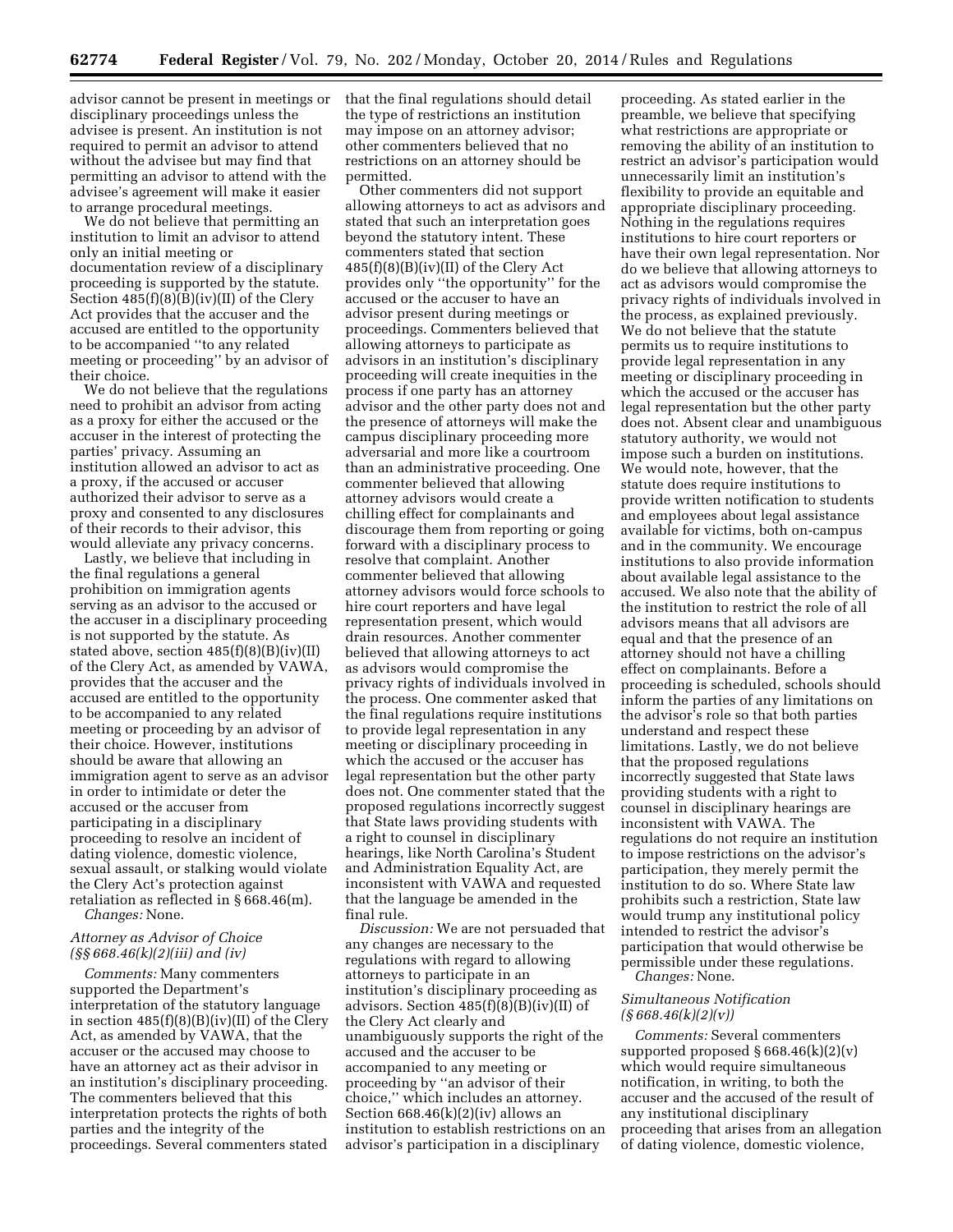advisor cannot be present in meetings or disciplinary proceedings unless the advisee is present. An institution is not required to permit an advisor to attend without the advisee but may find that permitting an advisor to attend with the advisee's agreement will make it easier to arrange procedural meetings.

We do not believe that permitting an institution to limit an advisor to attend only an initial meeting or documentation review of a disciplinary proceeding is supported by the statute. Section 485(f)(8)(B)(iv)(II) of the Clery Act provides that the accuser and the accused are entitled to the opportunity to be accompanied "to any related meeting or proceeding" by an advisor of their choice.

We do not believe that the regulations need to prohibit an advisor from acting as a proxy for either the accused or the accuser in the interest of protecting the parties' privacy. Assuming an institution allowed an advisor to act as a proxy, if the accused or accuser authorized their advisor to serve as a proxy and consented to any disclosures of their records to their advisor, this would alleviate any privacy concerns.

Lastly, we believe that including in the final regulations a general prohibition on immigration agents serving as an advisor to the accused or the accuser in a disciplinary proceeding is not supported by the statute. As stated above, section 485(f)(8)(B)(iv)(II) of the Clery Act, as amended by VAWA, provides that the accuser and the accused are entitled to the opportunity to be accompanied to any related meeting or proceeding by an advisor of their choice. However, institutions should be aware that allowing an immigration agent to serve as an advisor in order to intimidate or deter the accused or the accuser from participating in a disciplinary proceeding to resolve an incident of dating violence, domestic violence, sexual assault, or stalking would violate the Clery Act's protection against retaliation as reflected in § 668.46(m).

*Changes:* None.

### *Attorney as Advisor of Choice (§§ 668.46(k)(2)(iii) and (iv)*

*Comments:* Many commenters supported the Department's interpretation of the statutory language in section 485(f)(8)(B)(iv)(II) of the Clery Act, as amended by VAWA, that the accuser or the accused may choose to have an attorney act as their advisor in an institution's disciplinary proceeding. The commenters believed that this interpretation protects the rights of both parties and the integrity of the proceedings. Several commenters stated that the final regulations should detail the type of restrictions an institution may impose on an attorney advisor; other commenters believed that no restrictions on an attorney should be permitted.

Other commenters did not support allowing attorneys to act as advisors and stated that such an interpretation goes beyond the statutory intent. These commenters stated that section 485(f)(8)(B)(iv)(II) of the Clery Act provides only "the opportunity" for the accused or the accuser to have an advisor present during meetings or proceedings. Commenters believed that allowing attorneys to participate as advisors in an institution's disciplinary proceeding will create inequities in the process if one party has an attorney advisor and the other party does not and the presence of attorneys will make the campus disciplinary proceeding more adversarial and more like a courtroom than an administrative proceeding. One commenter believed that allowing attorney advisors would create a chilling effect for complainants and discourage them from reporting or going forward with a disciplinary process to resolve that complaint. Another commenter believed that allowing attorney advisors would force schools to hire court reporters and have legal representation present, which would drain resources. Another commenter believed that allowing attorneys to act as advisors would compromise the privacy rights of individuals involved in the process. One commenter asked that the final regulations require institutions to provide legal representation in any meeting or disciplinary proceeding in which the accused or the accuser has legal representation but the other party does not. One commenter stated that the proposed regulations incorrectly suggest that State laws providing students with a right to counsel in disciplinary hearings, like North Carolina's Student and Administration Equality Act, are inconsistent with VAWA and requested that the language be amended in the final rule.

*Discussion:* We are not persuaded that any changes are necessary to the regulations with regard to allowing attorneys to participate in an institution's disciplinary proceeding as advisors. Section 485(f)(8)(B)(iv)(II) of the Clery Act clearly and unambiguously supports the right of the accused and the accuser to be accompanied to any meeting or proceeding by "an advisor of their choice," which includes an attorney. Section 668.46(k)(2)(iv) allows an institution to establish restrictions on an advisor's participation in a disciplinary proceeding. As stated earlier in the preamble, we believe that specifying what restrictions are appropriate or removing the ability of an institution to restrict an advisor's participation would unnecessarily limit an institution's flexibility to provide an equitable and appropriate disciplinary proceeding. Nothing in the regulations requires institutions to hire court reporters or have their own legal representation. Nor do we believe that allowing attorneys to act as advisors would compromise the privacy rights of individuals involved in the process, as explained previously. We do not believe that the statute permits us to require institutions to provide legal representation in any meeting or disciplinary proceeding in which the accused or the accuser has legal representation but the other party does not. Absent clear and unambiguous statutory authority, we would not impose such a burden on institutions. We would note, however, that the statute does require institutions to provide written notification to students and employees about legal assistance available for victims, both on-campus and in the community. We encourage institutions to also provide information about available legal assistance to the accused. We also note that the ability of the institution to restrict the role of all advisors means that all advisors are equal and that the presence of an attorney should not have a chilling effect on complainants. Before a proceeding is scheduled, schools should inform the parties of any limitations on the advisor's role so that both parties understand and respect these limitations. Lastly, we do not believe that the proposed regulations incorrectly suggested that State laws providing students with a right to counsel in disciplinary hearings are inconsistent with VAWA. The regulations do not require an institution to impose restrictions on the advisor's participation, they merely permit the institution to do so. Where State law prohibits such a restriction, State law would trump any institutional policy intended to restrict the advisor's participation that would otherwise be permissible under these regulations.

*Changes:* None.

### *Simultaneous Notification (§ 668.46(k)(2)(v))*

*Comments:* Several commenters supported proposed § 668.46(k)(2)(v) which would require simultaneous notification, in writing, to both the accuser and the accused of the result of any institutional disciplinary proceeding that arises from an allegation of dating violence, domestic violence,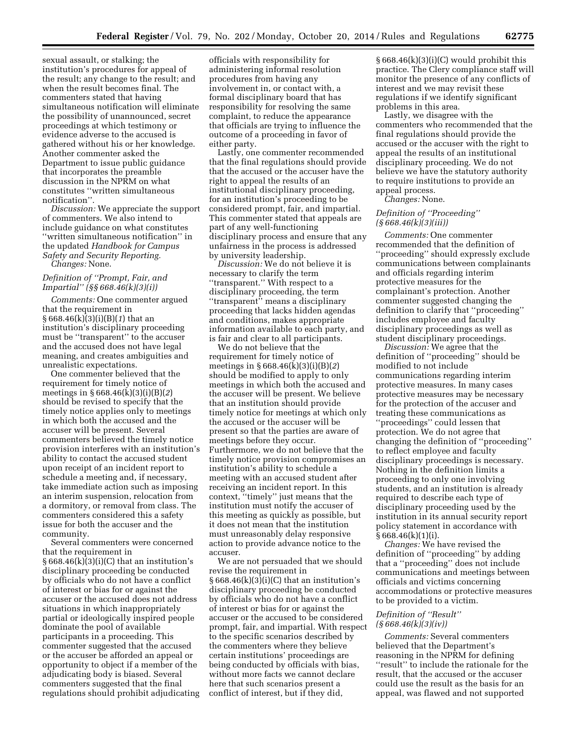sexual assault, or stalking; the institution's procedures for appeal of the result; any change to the result; and when the result becomes final. The commenters stated that having simultaneous notification will eliminate the possibility of unannounced, secret proceedings at which testimony or evidence adverse to the accused is gathered without his or her knowledge. Another commenter asked the Department to issue public guidance that incorporates the preamble discussion in the NPRM on what constitutes ''written simultaneous notification''.

*Discussion:* We appreciate the support of commenters. We also intend to include guidance on what constitutes ''written simultaneous notification'' in the updated *Handbook for Campus Safety and Security Reporting.*

*Changes:* None.

*Definition of ''Prompt, Fair, and Impartial'' (§§ 668.46(k)(3)(i))*

*Comments:* One commenter argued that the requirement in § 668.46(k)(3)(i)(B)(*1*) that an institution's disciplinary proceeding must be ''transparent'' to the accuser and the accused does not have legal meaning, and creates ambiguities and unrealistic expectations.

One commenter believed that the requirement for timely notice of meetings in § 668.46(k)(3)(i)(B)(*2*) should be revised to specify that the timely notice applies only to meetings in which both the accused and the accuser will be present. Several commenters believed the timely notice provision interferes with an institution's ability to contact the accused student upon receipt of an incident report to schedule a meeting and, if necessary, take immediate action such as imposing an interim suspension, relocation from a dormitory, or removal from class. The commenters considered this a safety issue for both the accuser and the community.

Several commenters were concerned that the requirement in § 668.46(k)(3)(i)(C) that an institution's disciplinary proceeding be conducted by officials who do not have a conflict of interest or bias for or against the accuser or the accused does not address situations in which inappropriately partial or ideologically inspired people dominate the pool of available participants in a proceeding. This commenter suggested that the accused or the accuser be afforded an appeal or opportunity to object if a member of the adjudicating body is biased. Several commenters suggested that the final regulations should prohibit adjudicating officials with responsibility for administering informal resolution procedures from having any involvement in, or contact with, a formal disciplinary board that has responsibility for resolving the same complaint, to reduce the appearance that officials are trying to influence the outcome of a proceeding in favor of either party.

Lastly, one commenter recommended that the final regulations should provide that the accused or the accuser have the right to appeal the results of an institutional disciplinary proceeding, for an institution's proceeding to be considered prompt, fair, and impartial. This commenter stated that appeals are part of any well-functioning disciplinary process and ensure that any unfairness in the process is addressed by university leadership.

*Discussion:* We do not believe it is necessary to clarify the term ''transparent.'' With respect to a disciplinary proceeding, the term ''transparent'' means a disciplinary proceeding that lacks hidden agendas and conditions, makes appropriate information available to each party, and is fair and clear to all participants.

We do not believe that the requirement for timely notice of meetings in § 668.46(k)(3)(i)(B)(*2*) should be modified to apply to only meetings in which both the accused and the accuser will be present. We believe that an institution should provide timely notice for meetings at which only the accused or the accuser will be present so that the parties are aware of meetings before they occur. Furthermore, we do not believe that the timely notice provision compromises an institution's ability to schedule a meeting with an accused student after receiving an incident report. In this context, ''timely'' just means that the institution must notify the accuser of this meeting as quickly as possible, but it does not mean that the institution must unreasonably delay responsive action to provide advance notice to the accuser.

We are not persuaded that we should revise the requirement in § 668.46(k)(3)(i)(C) that an institution's disciplinary proceeding be conducted by officials who do not have a conflict of interest or bias for or against the accuser or the accused to be considered prompt, fair, and impartial. With respect to the specific scenarios described by the commenters where they believe certain institutions' proceedings are being conducted by officials with bias, without more facts we cannot declare here that such scenarios present a conflict of interest, but if they did, § 668.46(k)(3)(i)(C) would prohibit this practice. The Clery compliance staff will monitor the presence of any conflicts of interest and we may revisit these regulations if we identify significant problems in this area.

Lastly, we disagree with the commenters who recommended that the final regulations should provide the accused or the accuser with the right to appeal the results of an institutional disciplinary proceeding. We do not believe we have the statutory authority to require institutions to provide an appeal process.

*Changes:* None.

*Definition of ''Proceeding'' (§ 668.46(k)(3)(iii))*

*Comments:* One commenter recommended that the definition of ''proceeding'' should expressly exclude communications between complainants and officials regarding interim protective measures for the complainant's protection. Another commenter suggested changing the definition to clarify that ''proceeding'' includes employee and faculty disciplinary proceedings as well as student disciplinary proceedings.

*Discussion:* We agree that the definition of ''proceeding'' should be modified to not include communications regarding interim protective measures. In many cases protective measures may be necessary for the protection of the accuser and treating these communications as ''proceedings'' could lessen that protection. We do not agree that changing the definition of ''proceeding'' to reflect employee and faculty disciplinary proceedings is necessary. Nothing in the definition limits a proceeding to only one involving students, and an institution is already required to describe each type of disciplinary proceeding used by the institution in its annual security report policy statement in accordance with § 668.46(k)(1)(i).

*Changes:* We have revised the definition of ''proceeding'' by adding that a ''proceeding'' does not include communications and meetings between officials and victims concerning accommodations or protective measures to be provided to a victim.

*Definition of ''Result'' (§ 668.46(k)(3)(iv))*

*Comments:* Several commenters believed that the Department's reasoning in the NPRM for defining ''result'' to include the rationale for the result, that the accused or the accuser could use the result as the basis for an appeal, was flawed and not supported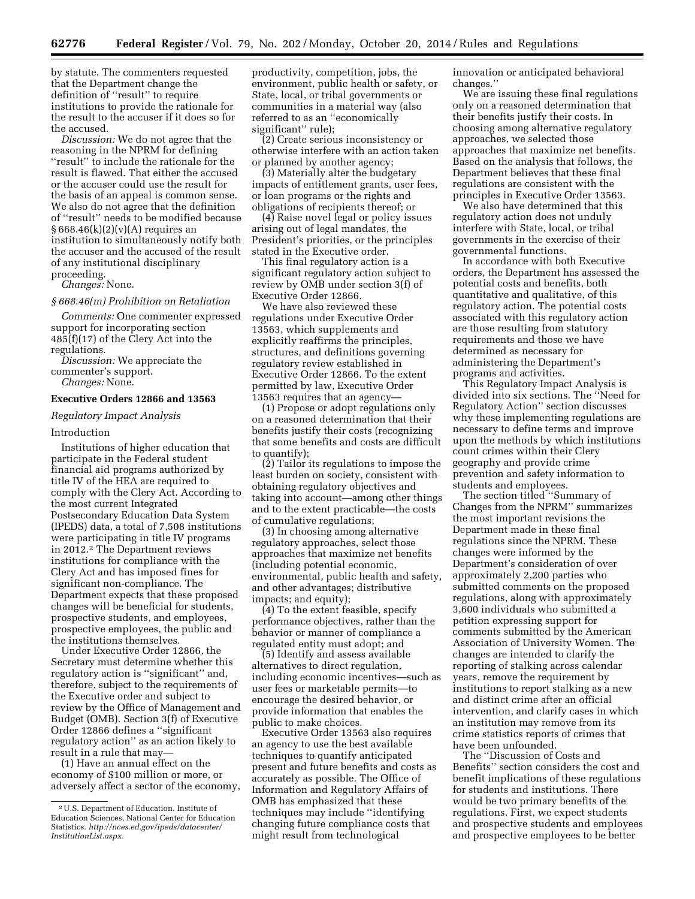by statute. The commenters requested that the Department change the definition of ''result'' to require institutions to provide the rationale for the result to the accuser if it does so for the accused.

*Discussion:* We do not agree that the reasoning in the NPRM for defining ''result'' to include the rationale for the result is flawed. That either the accused or the accuser could use the result for the basis of an appeal is common sense. We also do not agree that the definition of ''result'' needs to be modified because § 668.46(k)(2)(v)(A) requires an institution to simultaneously notify both the accuser and the accused of the result of any institutional disciplinary proceeding.

*Changes:* None.

*§ 668.46(m) Prohibition on Retaliation*

*Comments:* One commenter expressed support for incorporating section 485(f)(17) of the Clery Act into the regulations.

*Discussion:* We appreciate the commenter's support.

*Changes:* None.

## Executive Orders 12866 and 13563

*Regulatory Impact Analysis*

Introduction

Institutions of higher education that participate in the Federal student financial aid programs authorized by title IV of the HEA are required to comply with the Clery Act. According to the most current Integrated Postsecondary Education Data System (IPEDS) data, a total of 7,508 institutions were participating in title IV programs in 2012.[2] The Department reviews institutions for compliance with the Clery Act and has imposed fines for significant non-compliance. The Department expects that these proposed changes will be beneficial for students, prospective students, and employees, prospective employees, the public and the institutions themselves.

Under Executive Order 12866, the Secretary must determine whether this regulatory action is ''significant'' and, therefore, subject to the requirements of the Executive order and subject to review by the Office of Management and Budget (OMB). Section 3(f) of Executive Order 12866 defines a ''significant regulatory action'' as an action likely to result in a rule that may—

(1) Have an annual effect on the economy of $100 million or more, or adversely affect a sector of the economy, productivity, competition, jobs, the environment, public health or safety, or State, local, or tribal governments or communities in a material way (also referred to as an ''economically significant'' rule);

(2) Create serious inconsistency or otherwise interfere with an action taken or planned by another agency;

(3) Materially alter the budgetary impacts of entitlement grants, user fees, or loan programs or the rights and obligations of recipients thereof; or

(4) Raise novel legal or policy issues arising out of legal mandates, the President's priorities, or the principles stated in the Executive order.

This final regulatory action is a significant regulatory action subject to review by OMB under section 3(f) of Executive Order 12866.

We have also reviewed these regulations under Executive Order 13563, which supplements and explicitly reaffirms the principles, structures, and definitions governing regulatory review established in Executive Order 12866. To the extent permitted by law, Executive Order 13563 requires that an agency—

(1) Propose or adopt regulations only on a reasoned determination that their benefits justify their costs (recognizing that some benefits and costs are difficult to quantify);

(2) Tailor its regulations to impose the least burden on society, consistent with obtaining regulatory objectives and taking into account—among other things and to the extent practicable—the costs of cumulative regulations;

(3) In choosing among alternative regulatory approaches, select those approaches that maximize net benefits (including potential economic, environmental, public health and safety, and other advantages; distributive impacts; and equity);

(4) To the extent feasible, specify performance objectives, rather than the behavior or manner of compliance a regulated entity must adopt; and

(5) Identify and assess available alternatives to direct regulation, including economic incentives—such as user fees or marketable permits—to encourage the desired behavior, or provide information that enables the public to make choices.

Executive Order 13563 also requires an agency to use the best available techniques to quantify anticipated present and future benefits and costs as accurately as possible. The Office of Information and Regulatory Affairs of OMB has emphasized that these techniques may include ''identifying changing future compliance costs that might result from technological innovation or anticipated behavioral changes.''

We are issuing these final regulations only on a reasoned determination that their benefits justify their costs. In choosing among alternative regulatory approaches, we selected those approaches that maximize net benefits. Based on the analysis that follows, the Department believes that these final regulations are consistent with the principles in Executive Order 13563.

We also have determined that this regulatory action does not unduly interfere with State, local, or tribal governments in the exercise of their governmental functions.

In accordance with both Executive orders, the Department has assessed the potential costs and benefits, both quantitative and qualitative, of this regulatory action. The potential costs associated with this regulatory action are those resulting from statutory requirements and those we have determined as necessary for administering the Department's programs and activities.

This Regulatory Impact Analysis is divided into six sections. The ''Need for Regulatory Action'' section discusses why these implementing regulations are necessary to define terms and improve upon the methods by which institutions count crimes within their Clery geography and provide crime prevention and safety information to students and employees.

The section titled ''Summary of Changes from the NPRM'' summarizes the most important revisions the Department made in these final regulations since the NPRM. These changes were informed by the Department's consideration of over approximately 2,200 parties who submitted comments on the proposed regulations, along with approximately 3,600 individuals who submitted a petition expressing support for comments submitted by the American Association of University Women. The changes are intended to clarify the reporting of stalking across calendar years, remove the requirement by institutions to report stalking as a new and distinct crime after an official intervention, and clarify cases in which an institution may remove from its crime statistics reports of crimes that have been unfounded.

The ''Discussion of Costs and Benefits'' section considers the cost and benefit implications of these regulations for students and institutions. There would be two primary benefits of the regulations. First, we expect students and prospective students and employees and prospective employees to be better

[2] U.S. Department of Education. Institute of Education Sciences, National Center for Education Statistics. *http://nces.ed.gov/ipeds/datacenter/InstitutionList.aspx.*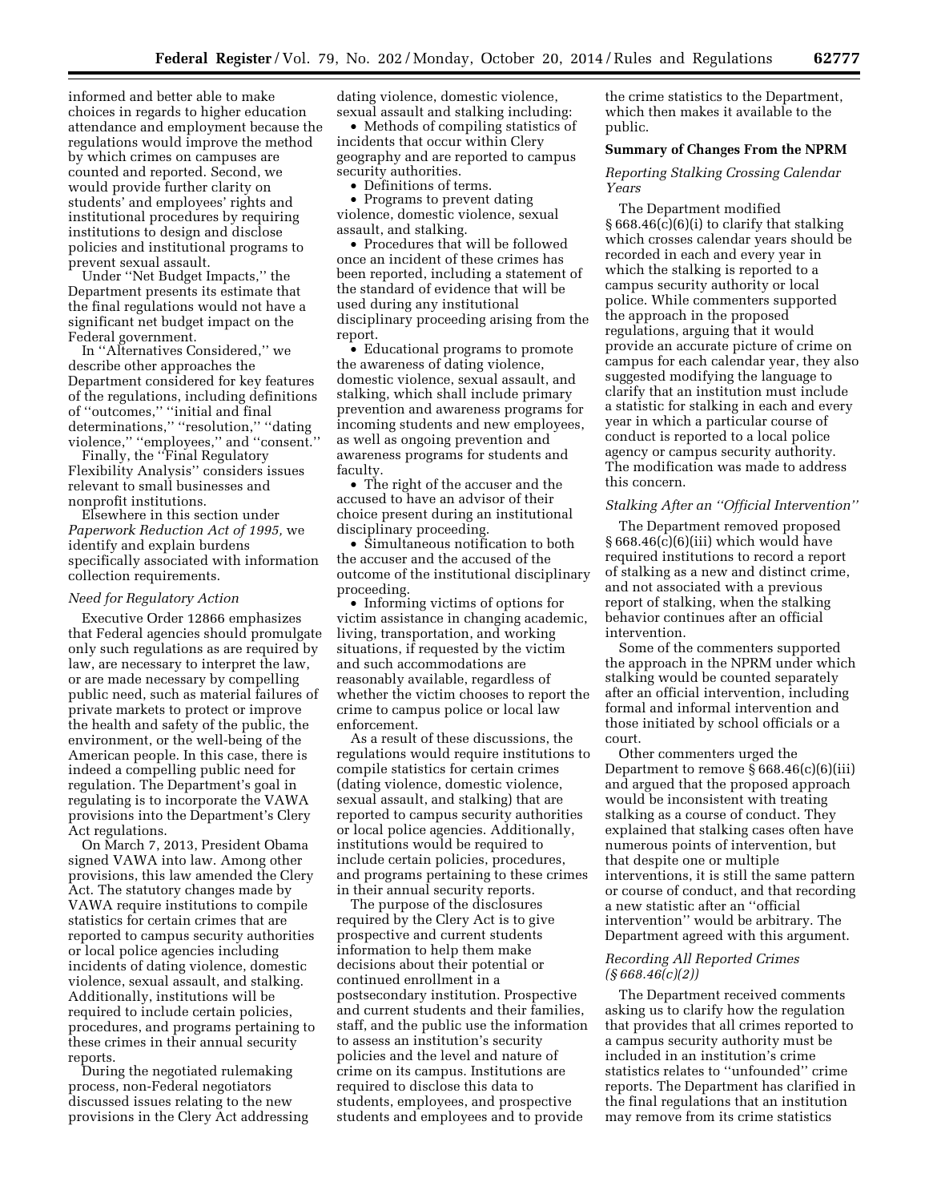informed and better able to make choices in regards to higher education attendance and employment because the regulations would improve the method by which crimes on campuses are counted and reported. Second, we would provide further clarity on students' and employees' rights and institutional procedures by requiring institutions to design and disclose policies and institutional programs to prevent sexual assault.

Under "Net Budget Impacts," the Department presents its estimate that the final regulations would not have a significant net budget impact on the Federal government.

In "Alternatives Considered," we describe other approaches the Department considered for key features of the regulations, including definitions of "outcomes," "initial and final determinations," "resolution," "dating violence," "employees," and "consent."

Finally, the "Final Regulatory Flexibility Analysis" considers issues relevant to small businesses and nonprofit institutions.

Elsewhere in this section under *Paperwork Reduction Act of 1995,* we identify and explain burdens specifically associated with information collection requirements.

*Need for Regulatory Action*

Executive Order 12866 emphasizes that Federal agencies should promulgate only such regulations as are required by law, are necessary to interpret the law, or are made necessary by compelling public need, such as material failures of private markets to protect or improve the health and safety of the public, the environment, or the well-being of the American people. In this case, there is indeed a compelling public need for regulation. The Department's goal in regulating is to incorporate the VAWA provisions into the Department's Clery Act regulations.

On March 7, 2013, President Obama signed VAWA into law. Among other provisions, this law amended the Clery Act. The statutory changes made by VAWA require institutions to compile statistics for certain crimes that are reported to campus security authorities or local police agencies including incidents of dating violence, domestic violence, sexual assault, and stalking. Additionally, institutions will be required to include certain policies, procedures, and programs pertaining to these crimes in their annual security reports.

During the negotiated rulemaking process, non-Federal negotiators discussed issues relating to the new provisions in the Clery Act addressing dating violence, domestic violence, sexual assault and stalking including:

- Methods of compiling statistics of incidents that occur within Clery geography and are reported to campus security authorities.
- Definitions of terms.
- Programs to prevent dating violence, domestic violence, sexual assault, and stalking.
- Procedures that will be followed once an incident of these crimes has been reported, including a statement of the standard of evidence that will be used during any institutional disciplinary proceeding arising from the report.
- Educational programs to promote the awareness of dating violence, domestic violence, sexual assault, and stalking, which shall include primary prevention and awareness programs for incoming students and new employees, as well as ongoing prevention and awareness programs for students and faculty.
- The right of the accuser and the accused to have an advisor of their choice present during an institutional disciplinary proceeding.
- Simultaneous notification to both the accuser and the accused of the outcome of the institutional disciplinary proceeding.
- Informing victims of options for victim assistance in changing academic, living, transportation, and working situations, if requested by the victim and such accommodations are reasonably available, regardless of whether the victim chooses to report the crime to campus police or local law enforcement.

As a result of these discussions, the regulations would require institutions to compile statistics for certain crimes (dating violence, domestic violence, sexual assault, and stalking) that are reported to campus security authorities or local police agencies. Additionally, institutions would be required to include certain policies, procedures, and programs pertaining to these crimes in their annual security reports.

The purpose of the disclosures required by the Clery Act is to give prospective and current students information to help them make decisions about their potential or continued enrollment in a postsecondary institution. Prospective and current students and their families, staff, and the public use the information to assess an institution's security policies and the level and nature of crime on its campus. Institutions are required to disclose this data to students, employees, and prospective students and employees and to provide the crime statistics to the Department, which then makes it available to the public.

**Summary of Changes From the NPRM**

*Reporting Stalking Crossing Calendar Years*

The Department modified § 668.46(c)(6)(i) to clarify that stalking which crosses calendar years should be recorded in each and every year in which the stalking is reported to a campus security authority or local police. While commenters supported the approach in the proposed regulations, arguing that it would provide an accurate picture of crime on campus for each calendar year, they also suggested modifying the language to clarify that an institution must include a statistic for stalking in each and every year in which a particular course of conduct is reported to a local police agency or campus security authority. The modification was made to address this concern.

*Stalking After an "Official Intervention"*

The Department removed proposed § 668.46(c)(6)(iii) which would have required institutions to record a report of stalking as a new and distinct crime, and not associated with a previous report of stalking, when the stalking behavior continues after an official intervention.

Some of the commenters supported the approach in the NPRM under which stalking would be counted separately after an official intervention, including formal and informal intervention and those initiated by school officials or a court.

Other commenters urged the Department to remove § 668.46(c)(6)(iii) and argued that the proposed approach would be inconsistent with treating stalking as a course of conduct. They explained that stalking cases often have numerous points of intervention, but that despite one or multiple interventions, it is still the same pattern or course of conduct, and that recording a new statistic after an "official intervention" would be arbitrary. The Department agreed with this argument.

*Recording All Reported Crimes (§ 668.46(c)(2))*

The Department received comments asking us to clarify how the regulation that provides that all crimes reported to a campus security authority must be included in an institution's crime statistics relates to "unfounded" crime reports. The Department has clarified in the final regulations that an institution may remove from its crime statistics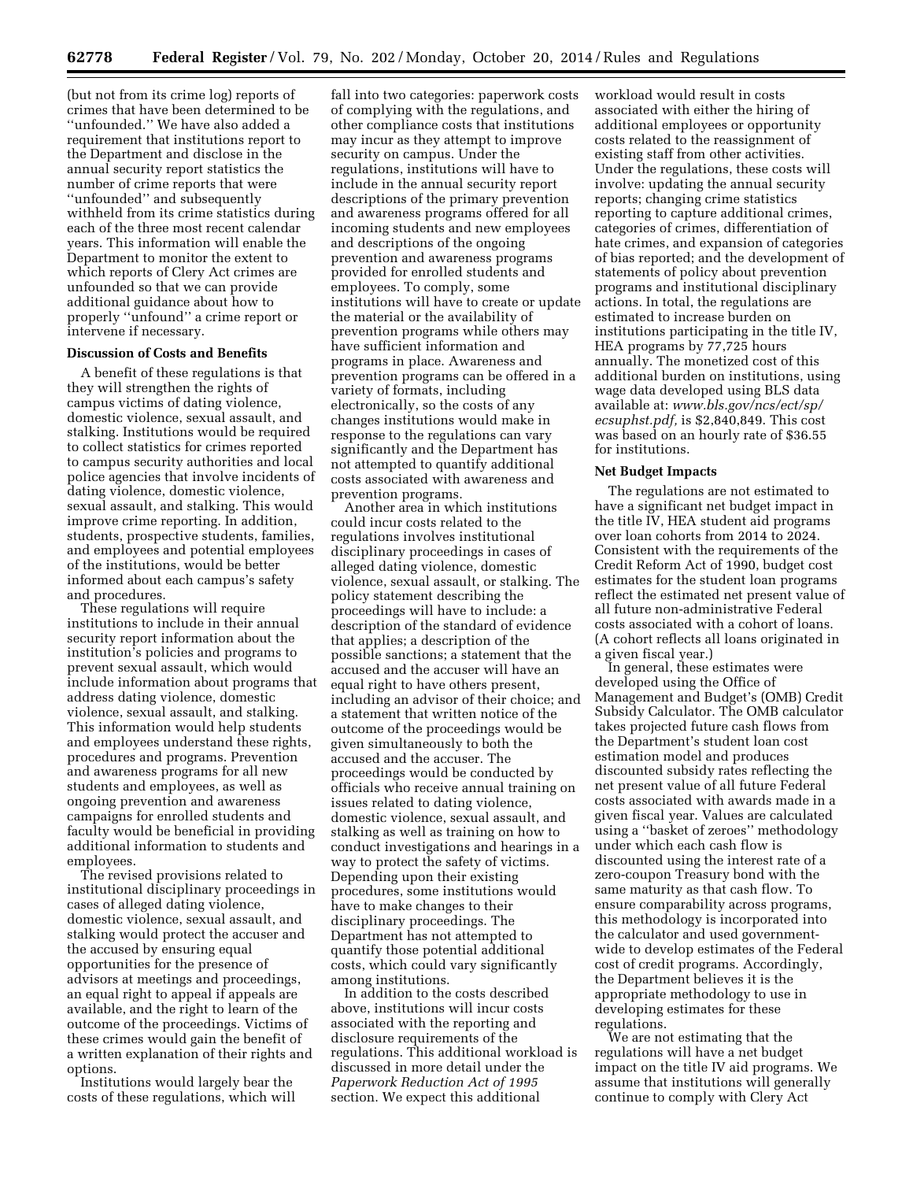(but not from its crime log) reports of crimes that have been determined to be ''unfounded.'' We have also added a requirement that institutions report to the Department and disclose in the annual security report statistics the number of crime reports that were ''unfounded'' and subsequently withheld from its crime statistics during each of the three most recent calendar years. This information will enable the Department to monitor the extent to which reports of Clery Act crimes are unfounded so that we can provide additional guidance about how to properly ''unfound'' a crime report or intervene if necessary.

**Discussion of Costs and Benefits**

A benefit of these regulations is that they will strengthen the rights of campus victims of dating violence, domestic violence, sexual assault, and stalking. Institutions would be required to collect statistics for crimes reported to campus security authorities and local police agencies that involve incidents of dating violence, domestic violence, sexual assault, and stalking. This would improve crime reporting. In addition, students, prospective students, families, and employees and potential employees of the institutions, would be better informed about each campus's safety and procedures.

These regulations will require institutions to include in their annual security report information about the institution's policies and programs to prevent sexual assault, which would include information about programs that address dating violence, domestic violence, sexual assault, and stalking. This information would help students and employees understand these rights, procedures and programs. Prevention and awareness programs for all new students and employees, as well as ongoing prevention and awareness campaigns for enrolled students and faculty would be beneficial in providing additional information to students and employees.

The revised provisions related to institutional disciplinary proceedings in cases of alleged dating violence, domestic violence, sexual assault, and stalking would protect the accuser and the accused by ensuring equal opportunities for the presence of advisors at meetings and proceedings, an equal right to appeal if appeals are available, and the right to learn of the outcome of the proceedings. Victims of these crimes would gain the benefit of a written explanation of their rights and options.

Institutions would largely bear the costs of these regulations, which will fall into two categories: paperwork costs of complying with the regulations, and other compliance costs that institutions may incur as they attempt to improve security on campus. Under the regulations, institutions will have to include in the annual security report descriptions of the primary prevention and awareness programs offered for all incoming students and new employees and descriptions of the ongoing prevention and awareness programs provided for enrolled students and employees. To comply, some institutions will have to create or update the material or the availability of prevention programs while others may have sufficient information and programs in place. Awareness and prevention programs can be offered in a variety of formats, including electronically, so the costs of any changes institutions would make in response to the regulations can vary significantly and the Department has not attempted to quantify additional costs associated with awareness and prevention programs.

Another area in which institutions could incur costs related to the regulations involves institutional disciplinary proceedings in cases of alleged dating violence, domestic violence, sexual assault, or stalking. The policy statement describing the proceedings will have to include: a description of the standard of evidence that applies; a description of the possible sanctions; a statement that the accused and the accuser will have an equal right to have others present, including an advisor of their choice; and a statement that written notice of the outcome of the proceedings would be given simultaneously to both the accused and the accuser. The proceedings would be conducted by officials who receive annual training on issues related to dating violence, domestic violence, sexual assault, and stalking as well as training on how to conduct investigations and hearings in a way to protect the safety of victims. Depending upon their existing procedures, some institutions would have to make changes to their disciplinary proceedings. The Department has not attempted to quantify those potential additional costs, which could vary significantly among institutions.

In addition to the costs described above, institutions will incur costs associated with the reporting and disclosure requirements of the regulations. This additional workload is discussed in more detail under the *Paperwork Reduction Act of 1995* section. We expect this additional workload would result in costs associated with either the hiring of additional employees or opportunity costs related to the reassignment of existing staff from other activities. Under the regulations, these costs will involve: updating the annual security reports; changing crime statistics reporting to capture additional crimes, categories of crimes, differentiation of hate crimes, and expansion of categories of bias reported; and the development of statements of policy about prevention programs and institutional disciplinary actions. In total, the regulations are estimated to increase burden on institutions participating in the title IV, HEA programs by 77,725 hours annually. The monetized cost of this additional burden on institutions, using wage data developed using BLS data available at: *www.bls.gov/ncs/ect/sp/ecsuphst.pdf*, is $2,840,849. This cost was based on an hourly rate of $36.55 for institutions.

**Net Budget Impacts**

The regulations are not estimated to have a significant net budget impact in the title IV, HEA student aid programs over loan cohorts from 2014 to 2024. Consistent with the requirements of the Credit Reform Act of 1990, budget cost estimates for the student loan programs reflect the estimated net present value of all future non-administrative Federal costs associated with a cohort of loans. (A cohort reflects all loans originated in a given fiscal year.)

In general, these estimates were developed using the Office of Management and Budget's (OMB) Credit Subsidy Calculator. The OMB calculator takes projected future cash flows from the Department's student loan cost estimation model and produces discounted subsidy rates reflecting the net present value of all future Federal costs associated with awards made in a given fiscal year. Values are calculated using a ''basket of zeroes'' methodology under which each cash flow is discounted using the interest rate of a zero-coupon Treasury bond with the same maturity as that cash flow. To ensure comparability across programs, this methodology is incorporated into the calculator and used government-wide to develop estimates of the Federal cost of credit programs. Accordingly, the Department believes it is the appropriate methodology to use in developing estimates for these regulations.

We are not estimating that the regulations will have a net budget impact on the title IV aid programs. We assume that institutions will generally continue to comply with Clery Act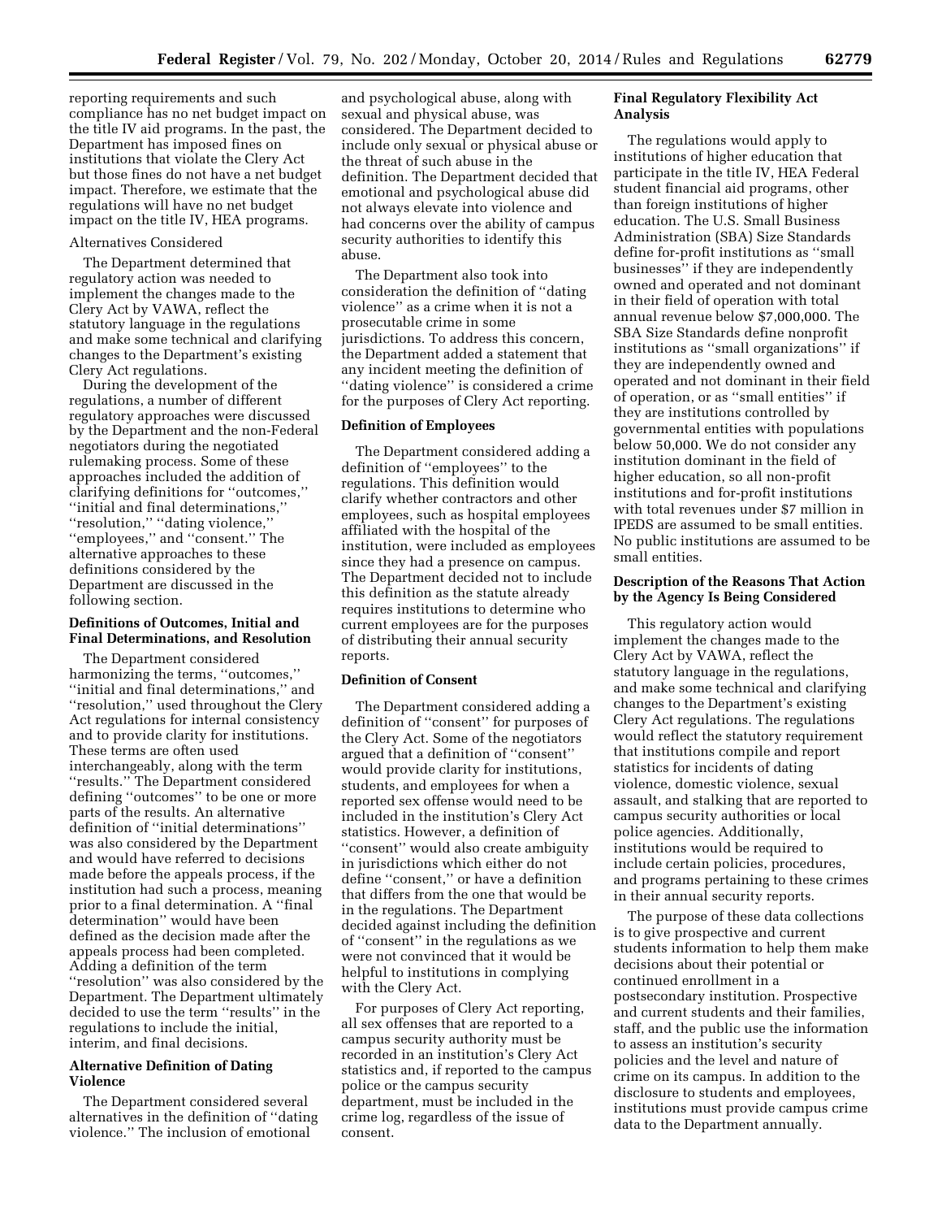reporting requirements and such compliance has no net budget impact on the title IV aid programs. In the past, the Department has imposed fines on institutions that violate the Clery Act but those fines do not have a net budget impact. Therefore, we estimate that the regulations will have no net budget impact on the title IV, HEA programs.

Alternatives Considered

The Department determined that regulatory action was needed to implement the changes made to the Clery Act by VAWA, reflect the statutory language in the regulations and make some technical and clarifying changes to the Department's existing Clery Act regulations.

During the development of the regulations, a number of different regulatory approaches were discussed by the Department and the non-Federal negotiators during the negotiated rulemaking process. Some of these approaches included the addition of clarifying definitions for "outcomes," "initial and final determinations," "resolution," "dating violence," "employees," and "consent." The alternative approaches to these definitions considered by the Department are discussed in the following section.

**Definitions of Outcomes, Initial and Final Determinations, and Resolution**

The Department considered harmonizing the terms, "outcomes," "initial and final determinations," and "resolution," used throughout the Clery Act regulations for internal consistency and to provide clarity for institutions. These terms are often used interchangeably, along with the term "results." The Department considered defining "outcomes" to be one or more parts of the results. An alternative definition of "initial determinations" was also considered by the Department and would have referred to decisions made before the appeals process, if the institution had such a process, meaning prior to a final determination. A "final determination" would have been defined as the decision made after the appeals process had been completed. Adding a definition of the term "resolution" was also considered by the Department. The Department ultimately decided to use the term "results" in the regulations to include the initial, interim, and final decisions.

**Alternative Definition of Dating Violence**

The Department considered several alternatives in the definition of "dating violence." The inclusion of emotional and psychological abuse, along with sexual and physical abuse, was considered. The Department decided to include only sexual or physical abuse or the threat of such abuse in the definition. The Department decided that emotional and psychological abuse did not always elevate into violence and had concerns over the ability of campus security authorities to identify this abuse.

The Department also took into consideration the definition of "dating violence" as a crime when it is not a prosecutable crime in some jurisdictions. To address this concern, the Department added a statement that any incident meeting the definition of "dating violence" is considered a crime for the purposes of Clery Act reporting.

**Definition of Employees**

The Department considered adding a definition of "employees" to the regulations. This definition would clarify whether contractors and other employees, such as hospital employees affiliated with the hospital of the institution, were included as employees since they had a presence on campus. The Department decided not to include this definition as the statute already requires institutions to determine who current employees are for the purposes of distributing their annual security reports.

**Definition of Consent**

The Department considered adding a definition of "consent" for purposes of the Clery Act. Some of the negotiators argued that a definition of "consent" would provide clarity for institutions, students, and employees for when a reported sex offense would need to be included in the institution's Clery Act statistics. However, a definition of "consent" would also create ambiguity in jurisdictions which either do not define "consent," or have a definition that differs from the one that would be in the regulations. The Department decided against including the definition of "consent" in the regulations as we were not convinced that it would be helpful to institutions in complying with the Clery Act.

For purposes of Clery Act reporting, all sex offenses that are reported to a campus security authority must be recorded in an institution's Clery Act statistics and, if reported to the campus police or the campus security department, must be included in the crime log, regardless of the issue of consent.

**Final Regulatory Flexibility Act Analysis**

The regulations would apply to institutions of higher education that participate in the title IV, HEA Federal student financial aid programs, other than foreign institutions of higher education. The U.S. Small Business Administration (SBA) Size Standards define for-profit institutions as "small businesses" if they are independently owned and operated and not dominant in their field of operation with total annual revenue below $7,000,000. The SBA Size Standards define nonprofit institutions as "small organizations" if they are independently owned and operated and not dominant in their field of operation, or as "small entities" if they are institutions controlled by governmental entities with populations below 50,000. We do not consider any institution dominant in the field of higher education, so all non-profit institutions and for-profit institutions with total revenues under $7 million in IPEDS are assumed to be small entities. No public institutions are assumed to be small entities.

**Description of the Reasons That Action by the Agency Is Being Considered**

This regulatory action would implement the changes made to the Clery Act by VAWA, reflect the statutory language in the regulations, and make some technical and clarifying changes to the Department's existing Clery Act regulations. The regulations would reflect the statutory requirement that institutions compile and report statistics for incidents of dating violence, domestic violence, sexual assault, and stalking that are reported to campus security authorities or local police agencies. Additionally, institutions would be required to include certain policies, procedures, and programs pertaining to these crimes in their annual security reports.

The purpose of these data collections is to give prospective and current students information to help them make decisions about their potential or continued enrollment in a postsecondary institution. Prospective and current students and their families, staff, and the public use the information to assess an institution's security policies and the level and nature of crime on its campus. In addition to the disclosure to students and employees, institutions must provide campus crime data to the Department annually.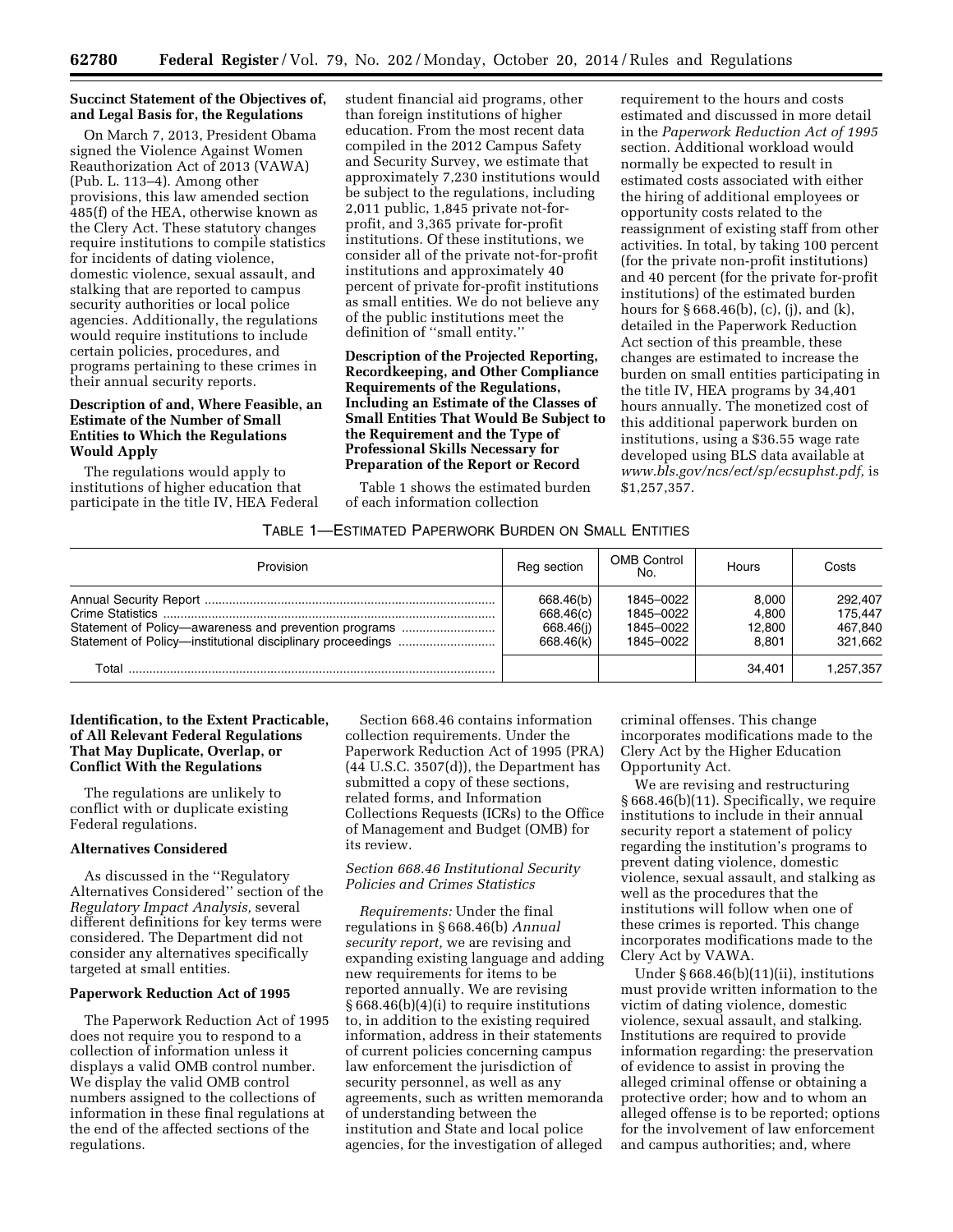**Succinct Statement of the Objectives of, and Legal Basis for, the Regulations**

On March 7, 2013, President Obama signed the Violence Against Women Reauthorization Act of 2013 (VAWA) (Pub. L. 113–4). Among other provisions, this law amended section 485(f) of the HEA, otherwise known as the Clery Act. These statutory changes require institutions to compile statistics for incidents of dating violence, domestic violence, sexual assault, and stalking that are reported to campus security authorities or local police agencies. Additionally, the regulations would require institutions to include certain policies, procedures, and programs pertaining to these crimes in their annual security reports.

**Description of and, Where Feasible, an Estimate of the Number of Small Entities to Which the Regulations Would Apply**

The regulations would apply to institutions of higher education that participate in the title IV, HEA Federal student financial aid programs, other than foreign institutions of higher education. From the most recent data compiled in the 2012 Campus Safety and Security Survey, we estimate that approximately 7,230 institutions would be subject to the regulations, including 2,011 public, 1,845 private not-for-profit, and 3,365 private for-profit institutions. Of these institutions, we consider all of the private not-for-profit institutions and approximately 40 percent of private for-profit institutions as small entities. We do not believe any of the public institutions meet the definition of ''small entity.''

**Description of the Projected Reporting, Recordkeeping, and Other Compliance Requirements of the Regulations, Including an Estimate of the Classes of Small Entities That Would Be Subject to the Requirement and the Type of Professional Skills Necessary for Preparation of the Report or Record**

Table 1 shows the estimated burden of each information collection requirement to the hours and costs estimated and discussed in more detail in the *Paperwork Reduction Act of 1995* section. Additional workload would normally be expected to result in estimated costs associated with either the hiring of additional employees or opportunity costs related to the reassignment of existing staff from other activities. In total, by taking 100 percent (for the private non-profit institutions) and 40 percent (for the private for-profit institutions) of the estimated burden hours for § 668.46(b), (c), (j), and (k), detailed in the Paperwork Reduction Act section of this preamble, these changes are estimated to increase the burden on small entities participating in the title IV, HEA programs by 34,401 hours annually. The monetized cost of this additional paperwork burden on institutions, using a $36.55 wage rate developed using BLS data available at *www.bls.gov/ncs/ect/sp/ecsuphst.pdf,* is $1,257,357.

TABLE 1—ESTIMATED PAPERWORK BURDEN ON SMALL ENTITIES

| Provision | Reg section | OMB Control No. | Hours | Costs |
|---|---|---|---|---|
| Annual Security Report | 668.46(b) | 1845–0022 | 8,000 | 292,407 |
| Crime Statistics | 668.46(c) | 1845–0022 | 4,800 | 175,447 |
| Statement of Policy—awareness and prevention programs | 668.46(j) | 1845–0022 | 12,800 | 467,840 |
| Statement of Policy—institutional disciplinary proceedings | 668.46(k) | 1845–0022 | 8,801 | 321,662 |
| Total | | | 34,401 | 1,257,357 |

**Identification, to the Extent Practicable, of All Relevant Federal Regulations That May Duplicate, Overlap, or Conflict With the Regulations**

The regulations are unlikely to conflict with or duplicate existing Federal regulations.

**Alternatives Considered**

As discussed in the ''Regulatory Alternatives Considered'' section of the *Regulatory Impact Analysis,* several different definitions for key terms were considered. The Department did not consider any alternatives specifically targeted at small entities.

**Paperwork Reduction Act of 1995**

The Paperwork Reduction Act of 1995 does not require you to respond to a collection of information unless it displays a valid OMB control number. We display the valid OMB control numbers assigned to the collections of information in these final regulations at the end of the affected sections of the regulations.

Section 668.46 contains information collection requirements. Under the Paperwork Reduction Act of 1995 (PRA) (44 U.S.C. 3507(d)), the Department has submitted a copy of these sections, related forms, and Information Collections Requests (ICRs) to the Office of Management and Budget (OMB) for its review.

*Section 668.46 Institutional Security Policies and Crimes Statistics*

*Requirements:* Under the final regulations in § 668.46(b) *Annual security report,* we are revising and expanding existing language and adding new requirements for items to be reported annually. We are revising § 668.46(b)(4)(i) to require institutions to, in addition to the existing required information, address in their statements of current policies concerning campus law enforcement the jurisdiction of security personnel, as well as any agreements, such as written memoranda of understanding between the institution and State and local police agencies, for the investigation of alleged criminal offenses. This change incorporates modifications made to the Clery Act by the Higher Education Opportunity Act.

We are revising and restructuring § 668.46(b)(11). Specifically, we require institutions to include in their annual security report a statement of policy regarding the institution's programs to prevent dating violence, domestic violence, sexual assault, and stalking as well as the procedures that the institutions will follow when one of these crimes is reported. This change incorporates modifications made to the Clery Act by VAWA.

Under § 668.46(b)(11)(ii), institutions must provide written information to the victim of dating violence, domestic violence, sexual assault, and stalking. Institutions are required to provide information regarding: the preservation of evidence to assist in proving the alleged criminal offense or obtaining a protective order; how and to whom an alleged offense is to be reported; options for the involvement of law enforcement and campus authorities; and, where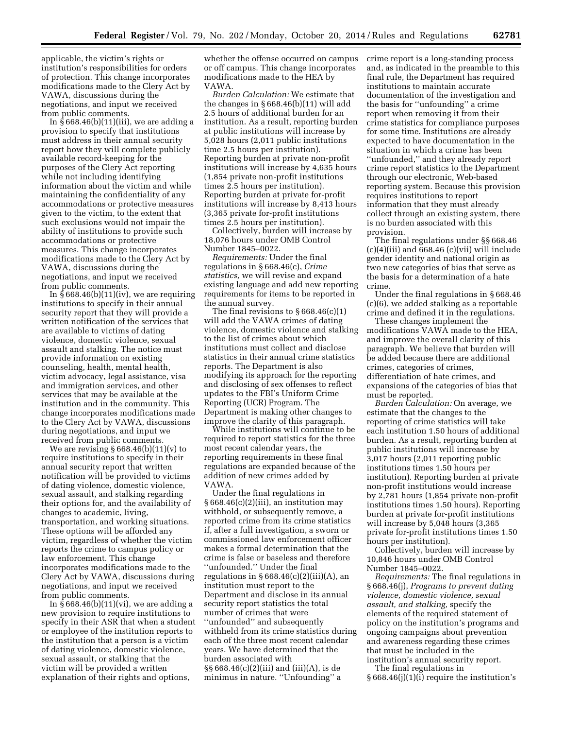applicable, the victim's rights or institution's responsibilities for orders of protection. This change incorporates modifications made to the Clery Act by VAWA, discussions during the negotiations, and input we received from public comments.

In § 668.46(b)(11)(iii), we are adding a provision to specify that institutions must address in their annual security report how they will complete publicly available record-keeping for the purposes of the Clery Act reporting while not including identifying information about the victim and while maintaining the confidentiality of any accommodations or protective measures given to the victim, to the extent that such exclusions would not impair the ability of institutions to provide such accommodations or protective measures. This change incorporates modifications made to the Clery Act by VAWA, discussions during the negotiations, and input we received from public comments.

In § 668.46(b)(11)(iv), we are requiring institutions to specify in their annual security report that they will provide a written notification of the services that are available to victims of dating violence, domestic violence, sexual assault and stalking. The notice must provide information on existing counseling, health, mental health, victim advocacy, legal assistance, visa and immigration services, and other services that may be available at the institution and in the community. This change incorporates modifications made to the Clery Act by VAWA, discussions during negotiations, and input we received from public comments.

We are revising § 668.46(b)(11)(v) to require institutions to specify in their annual security report that written notification will be provided to victims of dating violence, domestic violence, sexual assault, and stalking regarding their options for, and the availability of changes to academic, living, transportation, and working situations. These options will be afforded any victim, regardless of whether the victim reports the crime to campus policy or law enforcement. This change incorporates modifications made to the Clery Act by VAWA, discussions during negotiations, and input we received from public comments.

In § 668.46(b)(11)(vi), we are adding a new provision to require institutions to specify in their ASR that when a student or employee of the institution reports to the institution that a person is a victim of dating violence, domestic violence, sexual assault, or stalking that the victim will be provided a written explanation of their rights and options, whether the offense occurred on campus or off campus. This change incorporates modifications made to the HEA by VAWA.

*Burden Calculation:* We estimate that the changes in § 668.46(b)(11) will add 2.5 hours of additional burden for an institution. As a result, reporting burden at public institutions will increase by 5,028 hours (2,011 public institutions time 2.5 hours per institution). Reporting burden at private non-profit institutions will increase by 4,635 hours (1,854 private non-profit institutions times 2.5 hours per institution). Reporting burden at private for-profit institutions will increase by 8,413 hours (3,365 private for-profit institutions times 2.5 hours per institution).

Collectively, burden will increase by 18,076 hours under OMB Control Number 1845–0022.

*Requirements:* Under the final regulations in § 668.46(c), *Crime statistics,* we will revise and expand existing language and add new reporting requirements for items to be reported in the annual survey.

The final revisions to § 668.46(c)(1) will add the VAWA crimes of dating violence, domestic violence and stalking to the list of crimes about which institutions must collect and disclose statistics in their annual crime statistics reports. The Department is also modifying its approach for the reporting and disclosing of sex offenses to reflect updates to the FBI's Uniform Crime Reporting (UCR) Program. The Department is making other changes to improve the clarity of this paragraph.

While institutions will continue to be required to report statistics for the three most recent calendar years, the reporting requirements in these final regulations are expanded because of the addition of new crimes added by VAWA.

Under the final regulations in § 668.46(c)(2)(iii), an institution may withhold, or subsequently remove, a reported crime from its crime statistics if, after a full investigation, a sworn or commissioned law enforcement officer makes a formal determination that the crime is false or baseless and therefore "unfounded." Under the final regulations in § 668.46(c)(2)(iii)(A), an institution must report to the Department and disclose in its annual security report statistics the total number of crimes that were "unfounded" and subsequently withheld from its crime statistics during each of the three most recent calendar years. We have determined that the burden associated with §§ 668.46(c)(2)(iii) and (iii)(A), is de minimus in nature. "Unfounding" a crime report is a long-standing process and, as indicated in the preamble to this final rule, the Department has required institutions to maintain accurate documentation of the investigation and the basis for "unfounding" a crime report when removing it from their crime statistics for compliance purposes for some time. Institutions are already expected to have documentation in the situation in which a crime has been "unfounded," and they already report crime report statistics to the Department through our electronic, Web-based reporting system. Because this provision requires institutions to report information that they must already collect through an existing system, there is no burden associated with this provision.

The final regulations under §§ 668.46 (c)(4)(iii) and 668.46 (c)(vii) will include gender identity and national origin as two new categories of bias that serve as the basis for a determination of a hate crime.

Under the final regulations in § 668.46 (c)(6), we added stalking as a reportable crime and defined it in the regulations.

These changes implement the modifications VAWA made to the HEA, and improve the overall clarity of this paragraph. We believe that burden will be added because there are additional crimes, categories of crimes, differentiation of hate crimes, and expansions of the categories of bias that must be reported.

*Burden Calculation:* On average, we estimate that the changes to the reporting of crime statistics will take each institution 1.50 hours of additional burden. As a result, reporting burden at public institutions will increase by 3,017 hours (2,011 reporting public institutions times 1.50 hours per institution). Reporting burden at private non-profit institutions would increase by 2,781 hours (1,854 private non-profit institutions times 1.50 hours). Reporting burden at private for-profit institutions will increase by 5,048 hours (3,365 private for-profit institutions times 1.50 hours per institution).

Collectively, burden will increase by 10,846 hours under OMB Control Number 1845–0022.

*Requirements:* The final regulations in § 668.46(j), *Programs to prevent dating violence, domestic violence, sexual assault, and stalking,* specify the elements of the required statement of policy on the institution's programs and ongoing campaigns about prevention and awareness regarding these crimes that must be included in the institution's annual security report.

The final regulations in § 668.46(j)(1)(i) require the institution's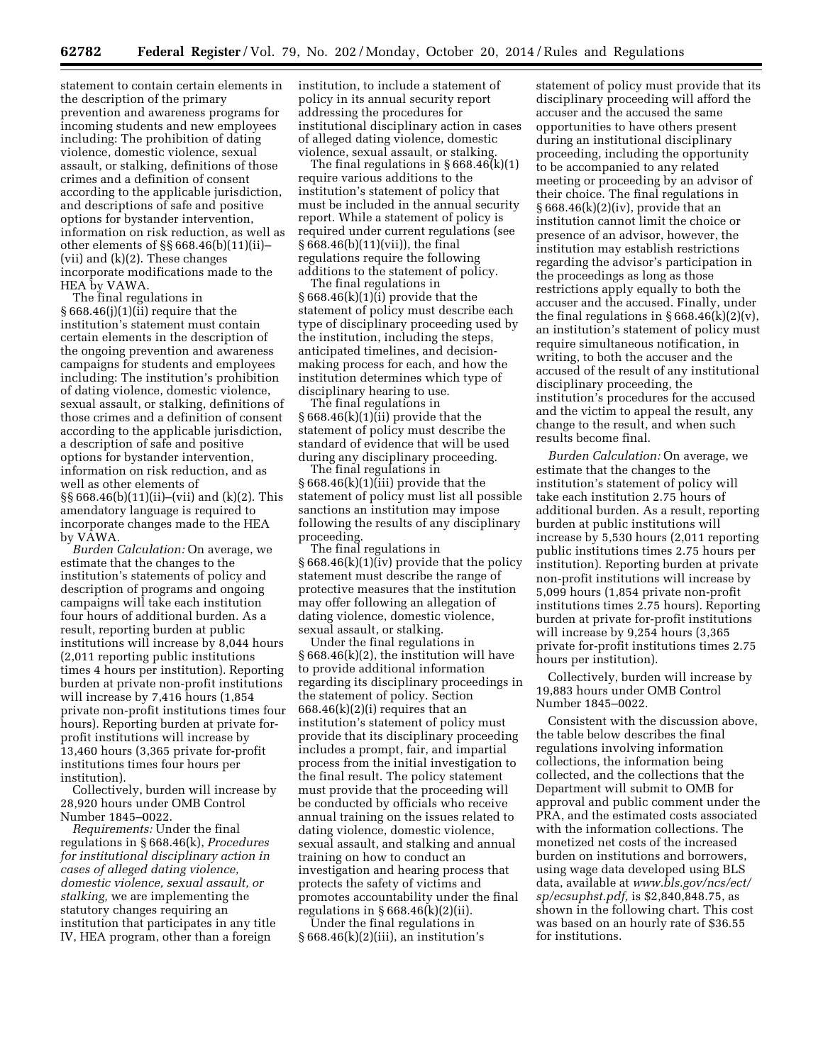statement to contain certain elements in the description of the primary prevention and awareness programs for incoming students and new employees including: The prohibition of dating violence, domestic violence, sexual assault, or stalking, definitions of those crimes and a definition of consent according to the applicable jurisdiction, and descriptions of safe and positive options for bystander intervention, information on risk reduction, as well as other elements of §§ 668.46(b)(11)(ii)–(vii) and (k)(2). These changes incorporate modifications made to the HEA by VAWA.

The final regulations in § 668.46(j)(1)(ii) require that the institution's statement must contain certain elements in the description of the ongoing prevention and awareness campaigns for students and employees including: The institution's prohibition of dating violence, domestic violence, sexual assault, or stalking, definitions of those crimes and a definition of consent according to the applicable jurisdiction, a description of safe and positive options for bystander intervention, information on risk reduction, and as well as other elements of §§ 668.46(b)(11)(ii)–(vii) and (k)(2). This amendatory language is required to incorporate changes made to the HEA by VAWA.

*Burden Calculation:* On average, we estimate that the changes to the institution's statements of policy and description of programs and ongoing campaigns will take each institution four hours of additional burden. As a result, reporting burden at public institutions will increase by 8,044 hours (2,011 reporting public institutions times 4 hours per institution). Reporting burden at private non-profit institutions will increase by 7,416 hours (1,854 private non-profit institutions times four hours). Reporting burden at private for-profit institutions will increase by 13,460 hours (3,365 private for-profit institutions times four hours per institution).

Collectively, burden will increase by 28,920 hours under OMB Control Number 1845–0022.

*Requirements:* Under the final regulations in § 668.46(k), *Procedures for institutional disciplinary action in cases of alleged dating violence, domestic violence, sexual assault, or stalking,* we are implementing the statutory changes requiring an institution that participates in any title IV, HEA program, other than a foreign institution, to include a statement of policy in its annual security report addressing the procedures for institutional disciplinary action in cases of alleged dating violence, domestic violence, sexual assault, or stalking.

The final regulations in § 668.46(k)(1) require various additions to the institution's statement of policy that must be included in the annual security report. While a statement of policy is required under current regulations (see § 668.46(b)(11)(vii)), the final regulations require the following additions to the statement of policy.

The final regulations in § 668.46(k)(1)(i) provide that the statement of policy must describe each type of disciplinary proceeding used by the institution, including the steps, anticipated timelines, and decision-making process for each, and how the institution determines which type of disciplinary hearing to use.

The final regulations in § 668.46(k)(1)(ii) provide that the statement of policy must describe the standard of evidence that will be used during any disciplinary proceeding.

The final regulations in § 668.46(k)(1)(iii) provide that the statement of policy must list all possible sanctions an institution may impose following the results of any disciplinary proceeding.

The final regulations in § 668.46(k)(1)(iv) provide that the policy statement must describe the range of protective measures that the institution may offer following an allegation of dating violence, domestic violence, sexual assault, or stalking.

Under the final regulations in § 668.46(k)(2), the institution will have to provide additional information regarding its disciplinary proceedings in the statement of policy. Section 668.46(k)(2)(i) requires that an institution's statement of policy must provide that its disciplinary proceeding includes a prompt, fair, and impartial process from the initial investigation to the final result. The policy statement must provide that the proceeding will be conducted by officials who receive annual training on the issues related to dating violence, domestic violence, sexual assault, and stalking and annual training on how to conduct an investigation and hearing process that protects the safety of victims and promotes accountability under the final regulations in § 668.46(k)(2)(ii).

Under the final regulations in § 668.46(k)(2)(iii), an institution's statement of policy must provide that its disciplinary proceeding will afford the accuser and the accused the same opportunities to have others present during an institutional disciplinary proceeding, including the opportunity to be accompanied to any related meeting or proceeding by an advisor of their choice. The final regulations in § 668.46(k)(2)(iv), provide that an institution cannot limit the choice or presence of an advisor, however, the institution may establish restrictions regarding the advisor's participation in the proceedings as long as those restrictions apply equally to both the accuser and the accused. Finally, under the final regulations in § 668.46(k)(2)(v), an institution's statement of policy must require simultaneous notification, in writing, to both the accuser and the accused of the result of any institutional disciplinary proceeding, the institution's procedures for the accused and the victim to appeal the result, any change to the result, and when such results become final.

*Burden Calculation:* On average, we estimate that the changes to the institution's statement of policy will take each institution 2.75 hours of additional burden. As a result, reporting burden at public institutions will increase by 5,530 hours (2,011 reporting public institutions times 2.75 hours per institution). Reporting burden at private non-profit institutions will increase by 5,099 hours (1,854 private non-profit institutions times 2.75 hours). Reporting burden at private for-profit institutions will increase by 9,254 hours (3,365 private for-profit institutions times 2.75 hours per institution).

Collectively, burden will increase by 19,883 hours under OMB Control Number 1845–0022.

Consistent with the discussion above, the table below describes the final regulations involving information collections, the information being collected, and the collections that the Department will submit to OMB for approval and public comment under the PRA, and the estimated costs associated with the information collections. The monetized net costs of the increased burden on institutions and borrowers, using wage data developed using BLS data, available at *www.bls.gov/ncs/ect/sp/ecsuphst.pdf,* is $2,840,848.75, as shown in the following chart. This cost was based on an hourly rate of $36.55 for institutions.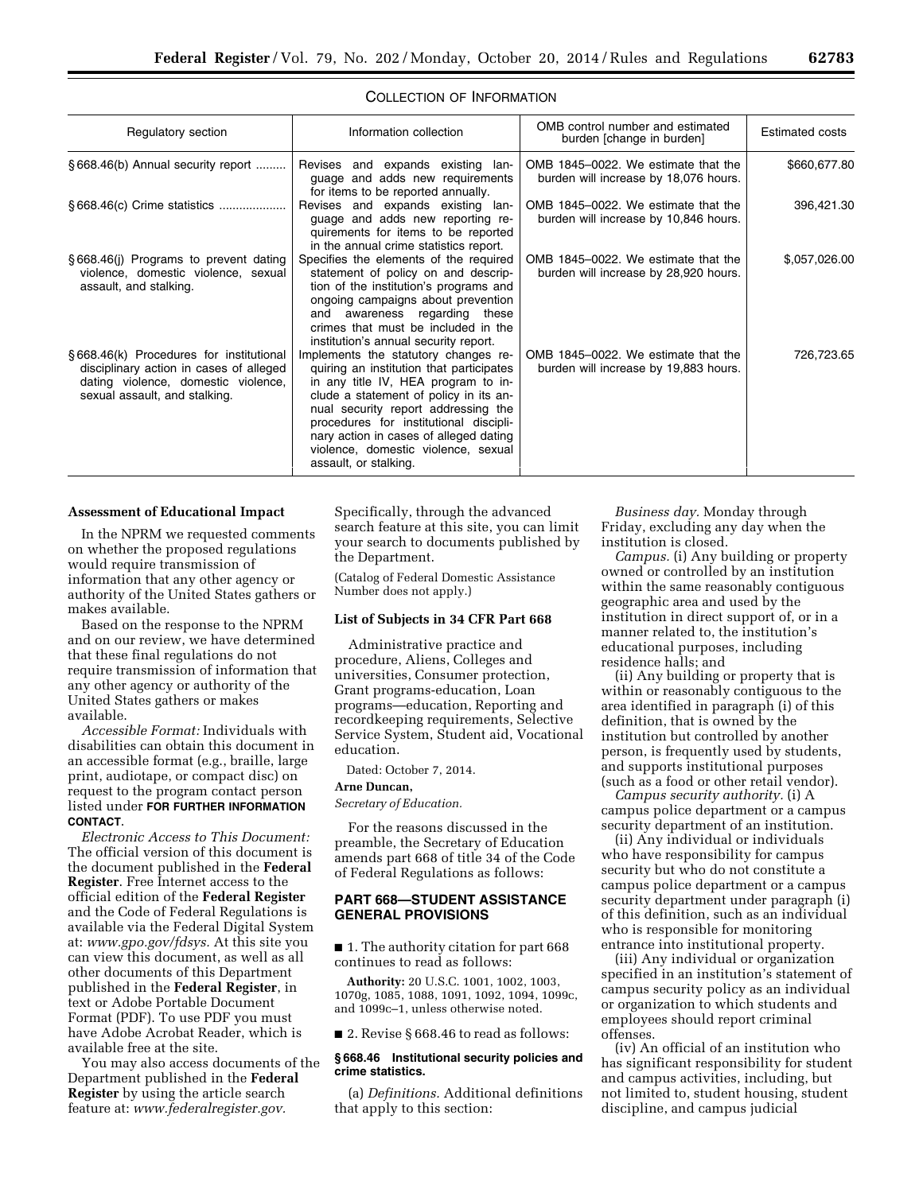COLLECTION OF INFORMATION

| Regulatory section | Information collection | OMB control number and estimated burden [change in burden] | Estimated costs |
| --- | --- | --- | --- |
| § 668.46(b) Annual security report | Revises and expands existing language and adds new requirements for items to be reported annually. | OMB 1845–0022. We estimate that the burden will increase by 18,076 hours. | $660,677.80 |
| § 668.46(c) Crime statistics | Revises and expands existing language and adds new reporting requirements for items to be reported in the annual crime statistics report. | OMB 1845–0022. We estimate that the burden will increase by 10,846 hours. | 396,421.30 |
| § 668.46(j) Programs to prevent dating violence, domestic violence, sexual assault, and stalking. | Specifies the elements of the required statement of policy on and description of the institution's programs and ongoing campaigns about prevention and awareness regarding these crimes that must be included in the institution's annual security report. | OMB 1845–0022. We estimate that the burden will increase by 28,920 hours. | $,057,026.00 |
| § 668.46(k) Procedures for institutional disciplinary action in cases of alleged dating violence, domestic violence, sexual assault, and stalking. | Implements the statutory changes requiring an institution that participates in any title IV, HEA program to include a statement of policy in its annual security report addressing the procedures for institutional disciplinary action in cases of alleged dating violence, domestic violence, sexual assault, or stalking. | OMB 1845–0022. We estimate that the burden will increase by 19,883 hours. | 726,723.65 |

**Assessment of Educational Impact**

In the NPRM we requested comments on whether the proposed regulations would require transmission of information that any other agency or authority of the United States gathers or makes available.

Based on the response to the NPRM and on our review, we have determined that these final regulations do not require transmission of information that any other agency or authority of the United States gathers or makes available.

*Accessible Format:* Individuals with disabilities can obtain this document in an accessible format (e.g., braille, large print, audiotape, or compact disc) on request to the program contact person listed under **FOR FURTHER INFORMATION CONTACT**.

*Electronic Access to This Document:* The official version of this document is the document published in the **Federal Register**. Free Internet access to the official edition of the **Federal Register** and the Code of Federal Regulations is available via the Federal Digital System at: *www.gpo.gov/fdsys.* At this site you can view this document, as well as all other documents of this Department published in the **Federal Register**, in text or Adobe Portable Document Format (PDF). To use PDF you must have Adobe Acrobat Reader, which is available free at the site.

You may also access documents of the Department published in the **Federal Register** by using the article search feature at: *www.federalregister.gov.* Specifically, through the advanced search feature at this site, you can limit your search to documents published by the Department.

(Catalog of Federal Domestic Assistance Number does not apply.)

**List of Subjects in 34 CFR Part 668**

Administrative practice and procedure, Aliens, Colleges and universities, Consumer protection, Grant programs-education, Loan programs—education, Reporting and recordkeeping requirements, Selective Service System, Student aid, Vocational education.

Dated: October 7, 2014.

**Arne Duncan,**

*Secretary of Education.*

For the reasons discussed in the preamble, the Secretary of Education amends part 668 of title 34 of the Code of Federal Regulations as follows:

## PART 668—STUDENT ASSISTANCE GENERAL PROVISIONS

■ 1. The authority citation for part 668 continues to read as follows:

**Authority:** 20 U.S.C. 1001, 1002, 1003, 1070g, 1085, 1088, 1091, 1092, 1094, 1099c, and 1099c–1, unless otherwise noted.

■ 2. Revise § 668.46 to read as follows:

**§ 668.46 Institutional security policies and crime statistics.**

(a) *Definitions.* Additional definitions that apply to this section:

*Business day.* Monday through Friday, excluding any day when the institution is closed.

*Campus.* (i) Any building or property owned or controlled by an institution within the same reasonably contiguous geographic area and used by the institution in direct support of, or in a manner related to, the institution's educational purposes, including residence halls; and

(ii) Any building or property that is within or reasonably contiguous to the area identified in paragraph (i) of this definition, that is owned by the institution but controlled by another person, is frequently used by students, and supports institutional purposes (such as a food or other retail vendor).

*Campus security authority.* (i) A campus police department or a campus security department of an institution.

(ii) Any individual or individuals who have responsibility for campus security but who do not constitute a campus police department or a campus security department under paragraph (i) of this definition, such as an individual who is responsible for monitoring entrance into institutional property.

(iii) Any individual or organization specified in an institution's statement of campus security policy as an individual or organization to which students and employees should report criminal offenses.

(iv) An official of an institution who has significant responsibility for student and campus activities, including, but not limited to, student housing, student discipline, and campus judicial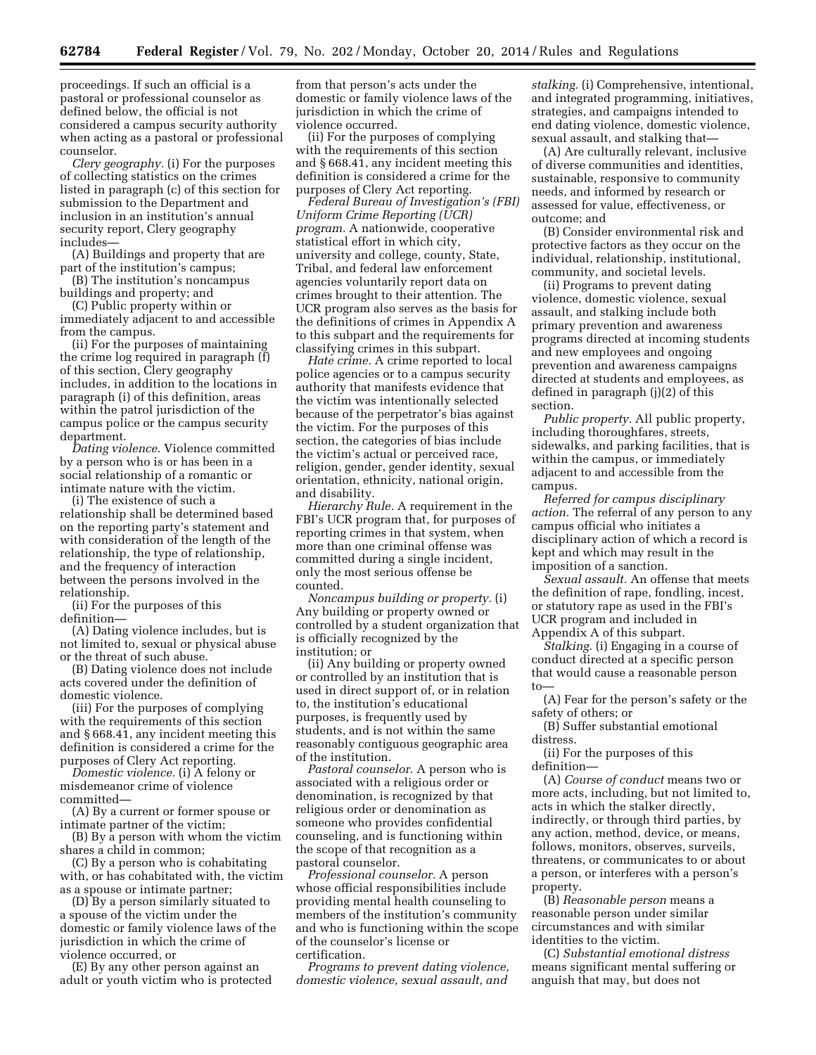proceedings. If such an official is a pastoral or professional counselor as defined below, the official is not considered a campus security authority when acting as a pastoral or professional counselor.

*Clery geography.* (i) For the purposes of collecting statistics on the crimes listed in paragraph (c) of this section for submission to the Department and inclusion in an institution's annual security report, Clery geography includes—

(A) Buildings and property that are part of the institution's campus;

(B) The institution's noncampus buildings and property; and

(C) Public property within or immediately adjacent to and accessible from the campus.

(ii) For the purposes of maintaining the crime log required in paragraph (f) of this section, Clery geography includes, in addition to the locations in paragraph (i) of this definition, areas within the patrol jurisdiction of the campus police or the campus security department.

*Dating violence.* Violence committed by a person who is or has been in a social relationship of a romantic or intimate nature with the victim.

(i) The existence of such a relationship shall be determined based on the reporting party's statement and with consideration of the length of the relationship, the type of relationship, and the frequency of interaction between the persons involved in the relationship.

(ii) For the purposes of this definition—

(A) Dating violence includes, but is not limited to, sexual or physical abuse or the threat of such abuse.

(B) Dating violence does not include acts covered under the definition of domestic violence.

(iii) For the purposes of complying with the requirements of this section and § 668.41, any incident meeting this definition is considered a crime for the purposes of Clery Act reporting.

*Domestic violence.* (i) A felony or misdemeanor crime of violence committed—

(A) By a current or former spouse or intimate partner of the victim;

(B) By a person with whom the victim shares a child in common;

(C) By a person who is cohabitating with, or has cohabitated with, the victim as a spouse or intimate partner;

(D) By a person similarly situated to a spouse of the victim under the domestic or family violence laws of the jurisdiction in which the crime of violence occurred, or

(E) By any other person against an adult or youth victim who is protected from that person's acts under the domestic or family violence laws of the jurisdiction in which the crime of violence occurred.

(ii) For the purposes of complying with the requirements of this section and § 668.41, any incident meeting this definition is considered a crime for the purposes of Clery Act reporting.

*Federal Bureau of Investigation's (FBI) Uniform Crime Reporting (UCR) program.* A nationwide, cooperative statistical effort in which city, university and college, county, State, Tribal, and federal law enforcement agencies voluntarily report data on crimes brought to their attention. The UCR program also serves as the basis for the definitions of crimes in Appendix A to this subpart and the requirements for classifying crimes in this subpart.

*Hate crime.* A crime reported to local police agencies or to a campus security authority that manifests evidence that the victim was intentionally selected because of the perpetrator's bias against the victim. For the purposes of this section, the categories of bias include the victim's actual or perceived race, religion, gender, gender identity, sexual orientation, ethnicity, national origin, and disability.

*Hierarchy Rule.* A requirement in the FBI's UCR program that, for purposes of reporting crimes in that system, when more than one criminal offense was committed during a single incident, only the most serious offense be counted.

*Noncampus building or property.* (i) Any building or property owned or controlled by a student organization that is officially recognized by the institution; or

(ii) Any building or property owned or controlled by an institution that is used in direct support of, or in relation to, the institution's educational purposes, is frequently used by students, and is not within the same reasonably contiguous geographic area of the institution.

*Pastoral counselor.* A person who is associated with a religious order or denomination, is recognized by that religious order or denomination as someone who provides confidential counseling, and is functioning within the scope of that recognition as a pastoral counselor.

*Professional counselor.* A person whose official responsibilities include providing mental health counseling to members of the institution's community and who is functioning within the scope of the counselor's license or certification.

*Programs to prevent dating violence, domestic violence, sexual assault, and stalking.* (i) Comprehensive, intentional, and integrated programming, initiatives, strategies, and campaigns intended to end dating violence, domestic violence, sexual assault, and stalking that—

(A) Are culturally relevant, inclusive of diverse communities and identities, sustainable, responsive to community needs, and informed by research or assessed for value, effectiveness, or outcome; and

(B) Consider environmental risk and protective factors as they occur on the individual, relationship, institutional, community, and societal levels.

(ii) Programs to prevent dating violence, domestic violence, sexual assault, and stalking include both primary prevention and awareness programs directed at incoming students and new employees and ongoing prevention and awareness campaigns directed at students and employees, as defined in paragraph (j)(2) of this section.

*Public property.* All public property, including thoroughfares, streets, sidewalks, and parking facilities, that is within the campus, or immediately adjacent to and accessible from the campus.

*Referred for campus disciplinary action.* The referral of any person to any campus official who initiates a disciplinary action of which a record is kept and which may result in the imposition of a sanction.

*Sexual assault.* An offense that meets the definition of rape, fondling, incest, or statutory rape as used in the FBI's UCR program and included in Appendix A of this subpart.

*Stalking.* (i) Engaging in a course of conduct directed at a specific person that would cause a reasonable person to—

(A) Fear for the person's safety or the safety of others; or

(B) Suffer substantial emotional distress.

(ii) For the purposes of this definition—

(A) *Course of conduct* means two or more acts, including, but not limited to, acts in which the stalker directly, indirectly, or through third parties, by any action, method, device, or means, follows, monitors, observes, surveils, threatens, or communicates to or about a person, or interferes with a person's property.

(B) *Reasonable person* means a reasonable person under similar circumstances and with similar identities to the victim.

(C) *Substantial emotional distress* means significant mental suffering or anguish that may, but does not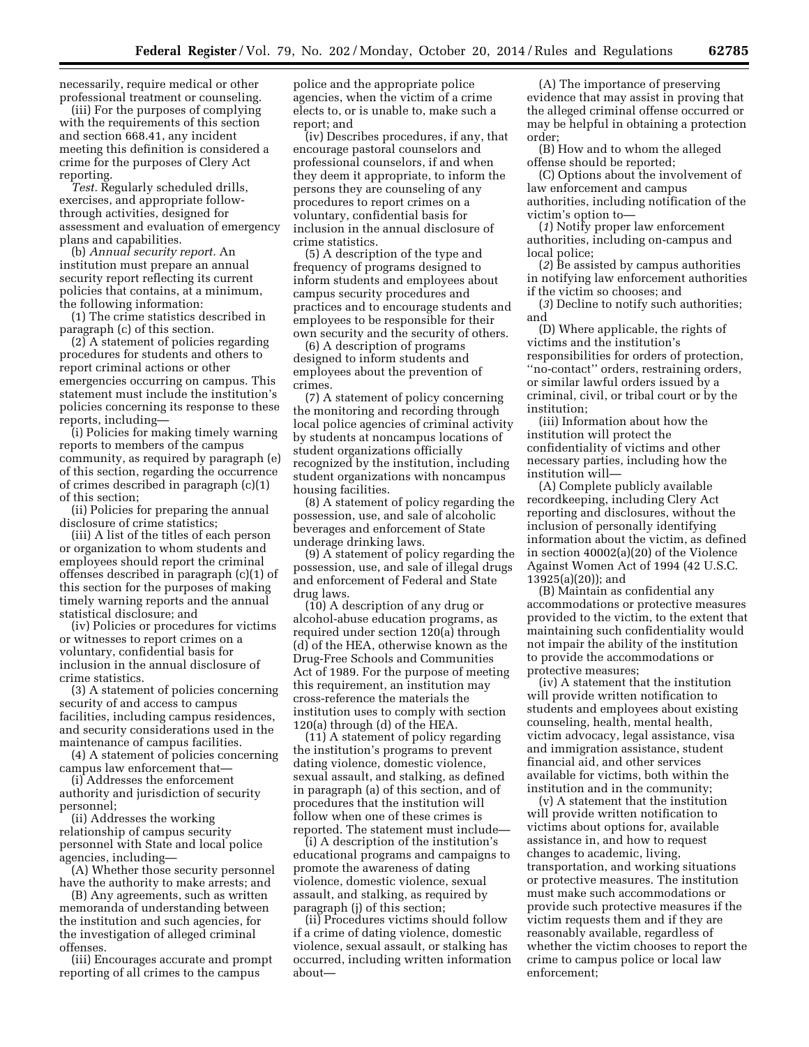necessarily, require medical or other professional treatment or counseling.

(iii) For the purposes of complying with the requirements of this section and section 668.41, any incident meeting this definition is considered a crime for the purposes of Clery Act reporting.

*Test.* Regularly scheduled drills, exercises, and appropriate follow-through activities, designed for assessment and evaluation of emergency plans and capabilities.

(b) *Annual security report.* An institution must prepare an annual security report reflecting its current policies that contains, at a minimum, the following information:

(1) The crime statistics described in paragraph (c) of this section.

(2) A statement of policies regarding procedures for students and others to report criminal actions or other emergencies occurring on campus. This statement must include the institution's policies concerning its response to these reports, including—

(i) Policies for making timely warning reports to members of the campus community, as required by paragraph (e) of this section, regarding the occurrence of crimes described in paragraph (c)(1) of this section;

(ii) Policies for preparing the annual disclosure of crime statistics;

(iii) A list of the titles of each person or organization to whom students and employees should report the criminal offenses described in paragraph (c)(1) of this section for the purposes of making timely warning reports and the annual statistical disclosure; and

(iv) Policies or procedures for victims or witnesses to report crimes on a voluntary, confidential basis for inclusion in the annual disclosure of crime statistics.

(3) A statement of policies concerning security of and access to campus facilities, including campus residences, and security considerations used in the maintenance of campus facilities.

(4) A statement of policies concerning campus law enforcement that—

(i) Addresses the enforcement authority and jurisdiction of security personnel;

(ii) Addresses the working relationship of campus security personnel with State and local police agencies, including—

(A) Whether those security personnel have the authority to make arrests; and

(B) Any agreements, such as written memoranda of understanding between the institution and such agencies, for the investigation of alleged criminal offenses.

(iii) Encourages accurate and prompt reporting of all crimes to the campus police and the appropriate police agencies, when the victim of a crime elects to, or is unable to, make such a report; and

(iv) Describes procedures, if any, that encourage pastoral counselors and professional counselors, if and when they deem it appropriate, to inform the persons they are counseling of any procedures to report crimes on a voluntary, confidential basis for inclusion in the annual disclosure of crime statistics.

(5) A description of the type and frequency of programs designed to inform students and employees about campus security procedures and practices and to encourage students and employees to be responsible for their own security and the security of others.

(6) A description of programs designed to inform students and employees about the prevention of crimes.

(7) A statement of policy concerning the monitoring and recording through local police agencies of criminal activity by students at noncampus locations of student organizations officially recognized by the institution, including student organizations with noncampus housing facilities.

(8) A statement of policy regarding the possession, use, and sale of alcoholic beverages and enforcement of State underage drinking laws.

(9) A statement of policy regarding the possession, use, and sale of illegal drugs and enforcement of Federal and State drug laws.

(10) A description of any drug or alcohol-abuse education programs, as required under section 120(a) through (d) of the HEA, otherwise known as the Drug-Free Schools and Communities Act of 1989. For the purpose of meeting this requirement, an institution may cross-reference the materials the institution uses to comply with section 120(a) through (d) of the HEA.

(11) A statement of policy regarding the institution's programs to prevent dating violence, domestic violence, sexual assault, and stalking, as defined in paragraph (a) of this section, and of procedures that the institution will follow when one of these crimes is reported. The statement must include—

(i) A description of the institution's educational programs and campaigns to promote the awareness of dating violence, domestic violence, sexual assault, and stalking, as required by paragraph (j) of this section;

(ii) Procedures victims should follow if a crime of dating violence, domestic violence, sexual assault, or stalking has occurred, including written information about—

(A) The importance of preserving evidence that may assist in proving that the alleged criminal offense occurred or may be helpful in obtaining a protection order;

(B) How and to whom the alleged offense should be reported;

(C) Options about the involvement of law enforcement and campus authorities, including notification of the victim's option to—

(*1*) Notify proper law enforcement authorities, including on-campus and local police;

(*2*) Be assisted by campus authorities in notifying law enforcement authorities if the victim so chooses; and

(*3*) Decline to notify such authorities; and

(D) Where applicable, the rights of victims and the institution's responsibilities for orders of protection, "no-contact" orders, restraining orders, or similar lawful orders issued by a criminal, civil, or tribal court or by the institution;

(iii) Information about how the institution will protect the confidentiality of victims and other necessary parties, including how the institution will—

(A) Complete publicly available recordkeeping, including Clery Act reporting and disclosures, without the inclusion of personally identifying information about the victim, as defined in section 40002(a)(20) of the Violence Against Women Act of 1994 (42 U.S.C. 13925(a)(20)); and

(B) Maintain as confidential any accommodations or protective measures provided to the victim, to the extent that maintaining such confidentiality would not impair the ability of the institution to provide the accommodations or protective measures;

(iv) A statement that the institution will provide written notification to students and employees about existing counseling, health, mental health, victim advocacy, legal assistance, visa and immigration assistance, student financial aid, and other services available for victims, both within the institution and in the community;

(v) A statement that the institution will provide written notification to victims about options for, available assistance in, and how to request changes to academic, living, transportation, and working situations or protective measures. The institution must make such accommodations or provide such protective measures if the victim requests them and if they are reasonably available, regardless of whether the victim chooses to report the crime to campus police or local law enforcement;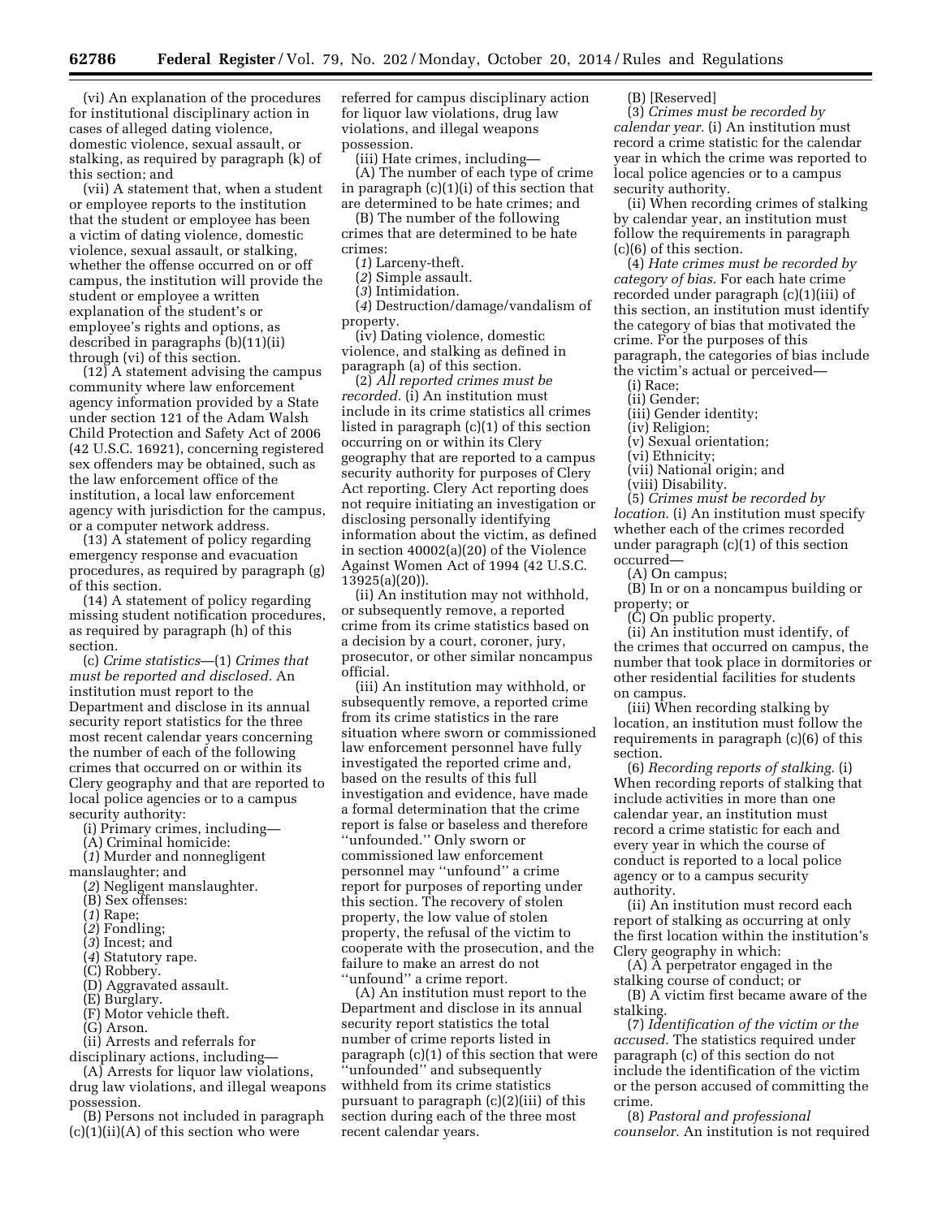(vi) An explanation of the procedures for institutional disciplinary action in cases of alleged dating violence, domestic violence, sexual assault, or stalking, as required by paragraph (k) of this section; and

(vii) A statement that, when a student or employee reports to the institution that the student or employee has been a victim of dating violence, domestic violence, sexual assault, or stalking, whether the offense occurred on or off campus, the institution will provide the student or employee a written explanation of the student's or employee's rights and options, as described in paragraphs (b)(11)(ii) through (vi) of this section.

(12) A statement advising the campus community where law enforcement agency information provided by a State under section 121 of the Adam Walsh Child Protection and Safety Act of 2006 (42 U.S.C. 16921), concerning registered sex offenders may be obtained, such as the law enforcement office of the institution, a local law enforcement agency with jurisdiction for the campus, or a computer network address.

(13) A statement of policy regarding emergency response and evacuation procedures, as required by paragraph (g) of this section.

(14) A statement of policy regarding missing student notification procedures, as required by paragraph (h) of this section.

(c) *Crime statistics*—(1) *Crimes that must be reported and disclosed.* An institution must report to the Department and disclose in its annual security report statistics for the three most recent calendar years concerning the number of each of the following crimes that occurred on or within its Clery geography and that are reported to local police agencies or to a campus security authority:

(i) Primary crimes, including—

(A) Criminal homicide:

(*1*) Murder and nonnegligent manslaughter; and

(*2*) Negligent manslaughter.

(B) Sex offenses:

(*1*) Rape;

(*2*) Fondling;

(*3*) Incest; and

(*4*) Statutory rape.

(C) Robbery.

(D) Aggravated assault.

(E) Burglary.

(F) Motor vehicle theft.

(G) Arson.

(ii) Arrests and referrals for disciplinary actions, including—

(A) Arrests for liquor law violations, drug law violations, and illegal weapons possession.

(B) Persons not included in paragraph (c)(1)(ii)(A) of this section who were referred for campus disciplinary action for liquor law violations, drug law violations, and illegal weapons possession.

(iii) Hate crimes, including—

(A) The number of each type of crime in paragraph (c)(1)(i) of this section that are determined to be hate crimes; and

(B) The number of the following crimes that are determined to be hate crimes:

(*1*) Larceny-theft.

(*2*) Simple assault.

(*3*) Intimidation.

(*4*) Destruction/damage/vandalism of property.

(iv) Dating violence, domestic violence, and stalking as defined in paragraph (a) of this section.

(2) *All reported crimes must be recorded.* (i) An institution must include in its crime statistics all crimes listed in paragraph (c)(1) of this section occurring on or within its Clery geography that are reported to a campus security authority for purposes of Clery Act reporting. Clery Act reporting does not require initiating an investigation or disclosing personally identifying information about the victim, as defined in section 40002(a)(20) of the Violence Against Women Act of 1994 (42 U.S.C. 13925(a)(20)).

(ii) An institution may not withhold, or subsequently remove, a reported crime from its crime statistics based on a decision by a court, coroner, jury, prosecutor, or other similar noncampus official.

(iii) An institution may withhold, or subsequently remove, a reported crime from its crime statistics in the rare situation where sworn or commissioned law enforcement personnel have fully investigated the reported crime and, based on the results of this full investigation and evidence, have made a formal determination that the crime report is false or baseless and therefore "unfounded." Only sworn or commissioned law enforcement personnel may "unfound" a crime report for purposes of reporting under this section. The recovery of stolen property, the low value of stolen property, the refusal of the victim to cooperate with the prosecution, and the failure to make an arrest do not "unfound" a crime report.

(A) An institution must report to the Department and disclose in its annual security report statistics the total number of crime reports listed in paragraph (c)(1) of this section that were "unfounded" and subsequently withheld from its crime statistics pursuant to paragraph (c)(2)(iii) of this section during each of the three most recent calendar years.

(B) [Reserved]

(3) *Crimes must be recorded by calendar year.* (i) An institution must record a crime statistic for the calendar year in which the crime was reported to local police agencies or to a campus security authority.

(ii) When recording crimes of stalking by calendar year, an institution must follow the requirements in paragraph (c)(6) of this section.

(4) *Hate crimes must be recorded by category of bias.* For each hate crime recorded under paragraph (c)(1)(iii) of this section, an institution must identify the category of bias that motivated the crime. For the purposes of this paragraph, the categories of bias include the victim's actual or perceived—

(i) Race;

(ii) Gender;

(iii) Gender identity;

(iv) Religion;

(v) Sexual orientation;

(vi) Ethnicity;

(vii) National origin; and

(viii) Disability.

(5) *Crimes must be recorded by location.* (i) An institution must specify whether each of the crimes recorded under paragraph (c)(1) of this section occurred—

(A) On campus;

(B) In or on a noncampus building or property; or

(C) On public property.

(ii) An institution must identify, of the crimes that occurred on campus, the number that took place in dormitories or other residential facilities for students on campus.

(iii) When recording stalking by location, an institution must follow the requirements in paragraph (c)(6) of this section.

(6) *Recording reports of stalking.* (i) When recording reports of stalking that include activities in more than one calendar year, an institution must record a crime statistic for each and every year in which the course of conduct is reported to a local police agency or to a campus security authority.

(ii) An institution must record each report of stalking as occurring at only the first location within the institution's Clery geography in which:

(A) A perpetrator engaged in the stalking course of conduct; or

(B) A victim first became aware of the stalking.

(7) *Identification of the victim or the accused.* The statistics required under paragraph (c) of this section do not include the identification of the victim or the person accused of committing the crime.

(8) *Pastoral and professional counselor.* An institution is not required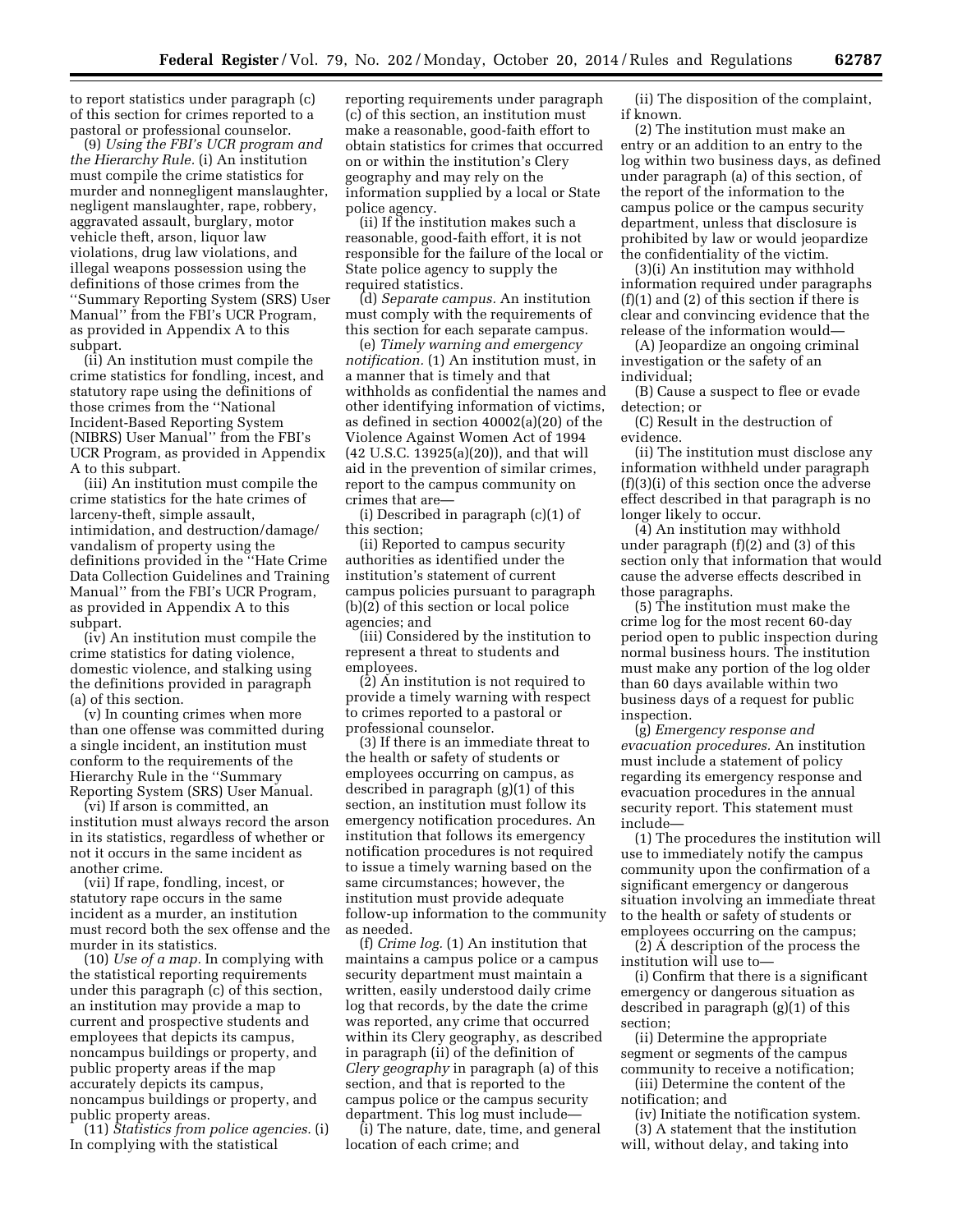to report statistics under paragraph (c) of this section for crimes reported to a pastoral or professional counselor.

(9) *Using the FBI's UCR program and the Hierarchy Rule.* (i) An institution must compile the crime statistics for murder and nonnegligent manslaughter, negligent manslaughter, rape, robbery, aggravated assault, burglary, motor vehicle theft, arson, liquor law violations, drug law violations, and illegal weapons possession using the definitions of those crimes from the ''Summary Reporting System (SRS) User Manual'' from the FBI's UCR Program, as provided in Appendix A to this subpart.

(ii) An institution must compile the crime statistics for fondling, incest, and statutory rape using the definitions of those crimes from the ''National Incident-Based Reporting System (NIBRS) User Manual'' from the FBI's UCR Program, as provided in Appendix A to this subpart.

(iii) An institution must compile the crime statistics for the hate crimes of larceny-theft, simple assault, intimidation, and destruction/damage/vandalism of property using the definitions provided in the ''Hate Crime Data Collection Guidelines and Training Manual'' from the FBI's UCR Program, as provided in Appendix A to this subpart.

(iv) An institution must compile the crime statistics for dating violence, domestic violence, and stalking using the definitions provided in paragraph (a) of this section.

(v) In counting crimes when more than one offense was committed during a single incident, an institution must conform to the requirements of the Hierarchy Rule in the ''Summary Reporting System (SRS) User Manual.

(vi) If arson is committed, an institution must always record the arson in its statistics, regardless of whether or not it occurs in the same incident as another crime.

(vii) If rape, fondling, incest, or statutory rape occurs in the same incident as a murder, an institution must record both the sex offense and the murder in its statistics.

(10) *Use of a map.* In complying with the statistical reporting requirements under this paragraph (c) of this section, an institution may provide a map to current and prospective students and employees that depicts its campus, noncampus buildings or property, and public property areas if the map accurately depicts its campus, noncampus buildings or property, and public property areas.

(11) *Statistics from police agencies.* (i) In complying with the statistical reporting requirements under paragraph (c) of this section, an institution must make a reasonable, good-faith effort to obtain statistics for crimes that occurred on or within the institution's Clery geography and may rely on the information supplied by a local or State police agency.

(ii) If the institution makes such a reasonable, good-faith effort, it is not responsible for the failure of the local or State police agency to supply the required statistics.

(d) *Separate campus.* An institution must comply with the requirements of this section for each separate campus.

(e) *Timely warning and emergency notification.* (1) An institution must, in a manner that is timely and that withholds as confidential the names and other identifying information of victims, as defined in section 40002(a)(20) of the Violence Against Women Act of 1994 (42 U.S.C. 13925(a)(20)), and that will aid in the prevention of similar crimes, report to the campus community on crimes that are—

(i) Described in paragraph (c)(1) of this section;

(ii) Reported to campus security authorities as identified under the institution's statement of current campus policies pursuant to paragraph (b)(2) of this section or local police agencies; and

(iii) Considered by the institution to represent a threat to students and employees.

(2) An institution is not required to provide a timely warning with respect to crimes reported to a pastoral or professional counselor.

(3) If there is an immediate threat to the health or safety of students or employees occurring on campus, as described in paragraph (g)(1) of this section, an institution must follow its emergency notification procedures. An institution that follows its emergency notification procedures is not required to issue a timely warning based on the same circumstances; however, the institution must provide adequate follow-up information to the community as needed.

(f) *Crime log.* (1) An institution that maintains a campus police or a campus security department must maintain a written, easily understood daily crime log that records, by the date the crime was reported, any crime that occurred within its Clery geography, as described in paragraph (ii) of the definition of *Clery geography* in paragraph (a) of this section, and that is reported to the campus police or the campus security department. This log must include—

(i) The nature, date, time, and general location of each crime; and

(ii) The disposition of the complaint, if known.

(2) The institution must make an entry or an addition to an entry to the log within two business days, as defined under paragraph (a) of this section, of the report of the information to the campus police or the campus security department, unless that disclosure is prohibited by law or would jeopardize the confidentiality of the victim.

(3)(i) An institution may withhold information required under paragraphs (f)(1) and (2) of this section if there is clear and convincing evidence that the release of the information would—

(A) Jeopardize an ongoing criminal investigation or the safety of an individual;

(B) Cause a suspect to flee or evade detection; or

(C) Result in the destruction of evidence.

(ii) The institution must disclose any information withheld under paragraph (f)(3)(i) of this section once the adverse effect described in that paragraph is no longer likely to occur.

(4) An institution may withhold under paragraph (f)(2) and (3) of this section only that information that would cause the adverse effects described in those paragraphs.

(5) The institution must make the crime log for the most recent 60-day period open to public inspection during normal business hours. The institution must make any portion of the log older than 60 days available within two business days of a request for public inspection.

(g) *Emergency response and evacuation procedures.* An institution must include a statement of policy regarding its emergency response and evacuation procedures in the annual security report. This statement must include—

(1) The procedures the institution will use to immediately notify the campus community upon the confirmation of a significant emergency or dangerous situation involving an immediate threat to the health or safety of students or employees occurring on the campus;

(2) A description of the process the institution will use to—

(i) Confirm that there is a significant emergency or dangerous situation as described in paragraph (g)(1) of this section;

(ii) Determine the appropriate segment or segments of the campus community to receive a notification;

(iii) Determine the content of the notification; and

(iv) Initiate the notification system.

(3) A statement that the institution will, without delay, and taking into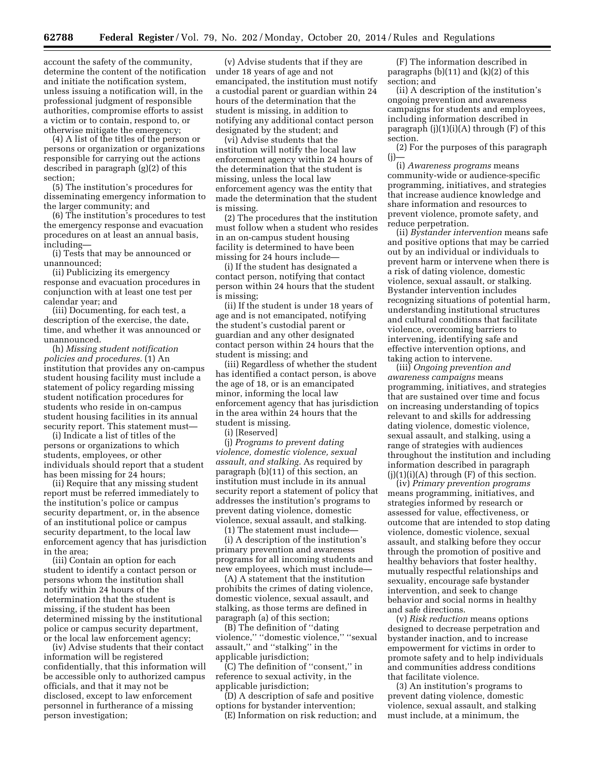account the safety of the community, determine the content of the notification and initiate the notification system, unless issuing a notification will, in the professional judgment of responsible authorities, compromise efforts to assist a victim or to contain, respond to, or otherwise mitigate the emergency;

(4) A list of the titles of the person or persons or organization or organizations responsible for carrying out the actions described in paragraph (g)(2) of this section;

(5) The institution's procedures for disseminating emergency information to the larger community; and

(6) The institution's procedures to test the emergency response and evacuation procedures on at least an annual basis, including—

(i) Tests that may be announced or unannounced;

(ii) Publicizing its emergency response and evacuation procedures in conjunction with at least one test per calendar year; and

(iii) Documenting, for each test, a description of the exercise, the date, time, and whether it was announced or unannounced.

(h) *Missing student notification policies and procedures.* (1) An institution that provides any on-campus student housing facility must include a statement of policy regarding missing student notification procedures for students who reside in on-campus student housing facilities in its annual security report. This statement must—

(i) Indicate a list of titles of the persons or organizations to which students, employees, or other individuals should report that a student has been missing for 24 hours;

(ii) Require that any missing student report must be referred immediately to the institution's police or campus security department, or, in the absence of an institutional police or campus security department, to the local law enforcement agency that has jurisdiction in the area;

(iii) Contain an option for each student to identify a contact person or persons whom the institution shall notify within 24 hours of the determination that the student is missing, if the student has been determined missing by the institutional police or campus security department, or the local law enforcement agency;

(iv) Advise students that their contact information will be registered confidentially, that this information will be accessible only to authorized campus officials, and that it may not be disclosed, except to law enforcement personnel in furtherance of a missing person investigation;

(v) Advise students that if they are under 18 years of age and not emancipated, the institution must notify a custodial parent or guardian within 24 hours of the determination that the student is missing, in addition to notifying any additional contact person designated by the student; and

(vi) Advise students that the institution will notify the local law enforcement agency within 24 hours of the determination that the student is missing, unless the local law enforcement agency was the entity that made the determination that the student is missing.

(2) The procedures that the institution must follow when a student who resides in an on-campus student housing facility is determined to have been missing for 24 hours include—

(i) If the student has designated a contact person, notifying that contact person within 24 hours that the student is missing;

(ii) If the student is under 18 years of age and is not emancipated, notifying the student's custodial parent or guardian and any other designated contact person within 24 hours that the student is missing; and

(iii) Regardless of whether the student has identified a contact person, is above the age of 18, or is an emancipated minor, informing the local law enforcement agency that has jurisdiction in the area within 24 hours that the student is missing.

(i) [Reserved]

(j) *Programs to prevent dating violence, domestic violence, sexual assault, and stalking.* As required by paragraph (b)(11) of this section, an institution must include in its annual security report a statement of policy that addresses the institution's programs to prevent dating violence, domestic violence, sexual assault, and stalking.

(1) The statement must include—

(i) A description of the institution's primary prevention and awareness programs for all incoming students and new employees, which must include—

(A) A statement that the institution prohibits the crimes of dating violence, domestic violence, sexual assault, and stalking, as those terms are defined in paragraph (a) of this section;

(B) The definition of "dating violence," "domestic violence," "sexual assault," and "stalking" in the applicable jurisdiction;

(C) The definition of "consent," in reference to sexual activity, in the applicable jurisdiction;

(D) A description of safe and positive options for bystander intervention;

(E) Information on risk reduction; and

(F) The information described in paragraphs (b)(11) and (k)(2) of this section; and

(ii) A description of the institution's ongoing prevention and awareness campaigns for students and employees, including information described in paragraph (j)(1)(i)(A) through (F) of this section.

(2) For the purposes of this paragraph (j)—

(i) *Awareness programs* means community-wide or audience-specific programming, initiatives, and strategies that increase audience knowledge and share information and resources to prevent violence, promote safety, and reduce perpetration.

(ii) *Bystander intervention* means safe and positive options that may be carried out by an individual or individuals to prevent harm or intervene when there is a risk of dating violence, domestic violence, sexual assault, or stalking. Bystander intervention includes recognizing situations of potential harm, understanding institutional structures and cultural conditions that facilitate violence, overcoming barriers to intervening, identifying safe and effective intervention options, and taking action to intervene.

(iii) *Ongoing prevention and awareness campaigns* means programming, initiatives, and strategies that are sustained over time and focus on increasing understanding of topics relevant to and skills for addressing dating violence, domestic violence, sexual assault, and stalking, using a range of strategies with audiences throughout the institution and including information described in paragraph (j)(1)(i)(A) through (F) of this section.

(iv) *Primary prevention programs* means programming, initiatives, and strategies informed by research or assessed for value, effectiveness, or outcome that are intended to stop dating violence, domestic violence, sexual assault, and stalking before they occur through the promotion of positive and healthy behaviors that foster healthy, mutually respectful relationships and sexuality, encourage safe bystander intervention, and seek to change behavior and social norms in healthy and safe directions.

(v) *Risk reduction* means options designed to decrease perpetration and bystander inaction, and to increase empowerment for victims in order to promote safety and to help individuals and communities address conditions that facilitate violence.

(3) An institution's programs to prevent dating violence, domestic violence, sexual assault, and stalking must include, at a minimum, the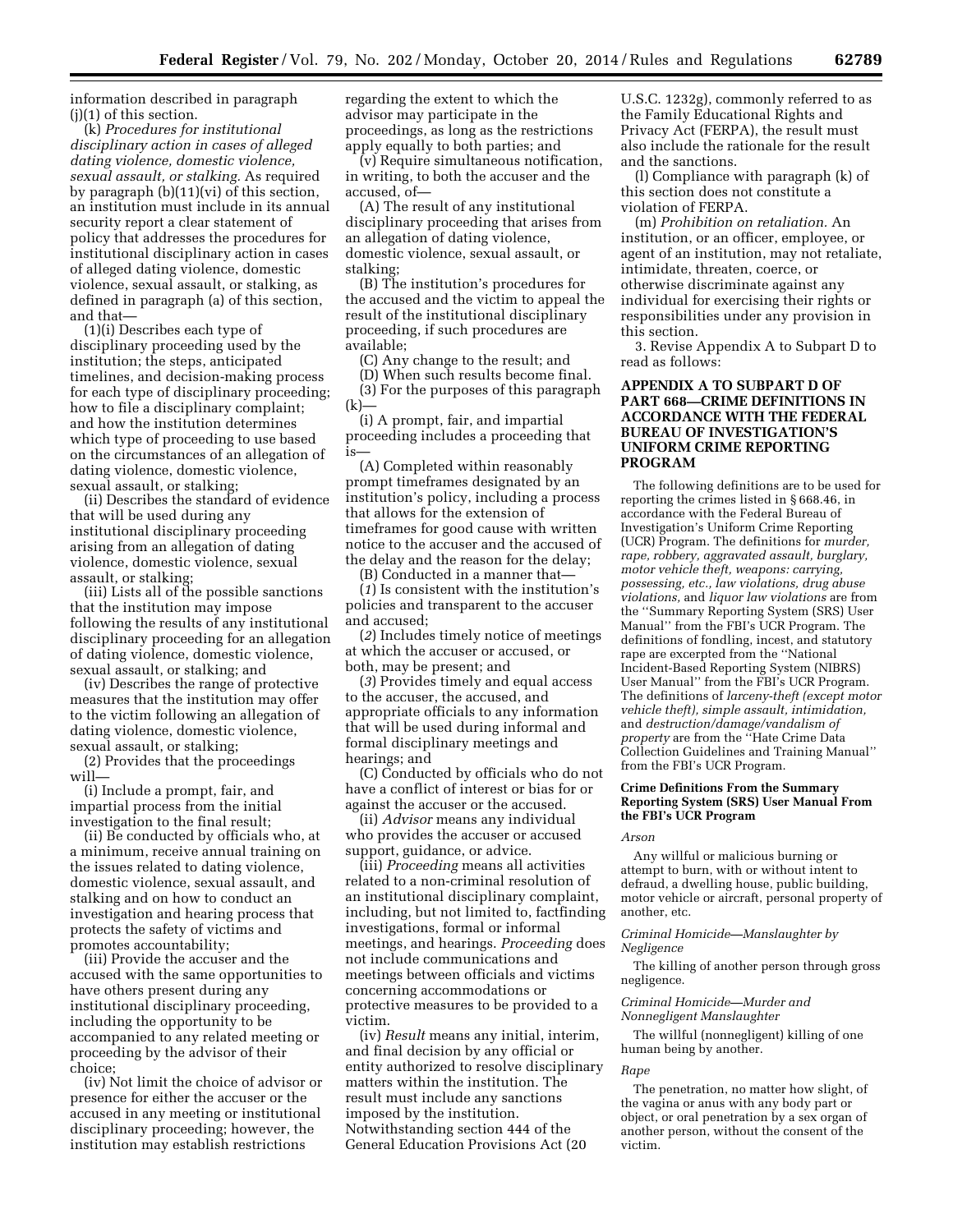information described in paragraph (j)(1) of this section.

(k) *Procedures for institutional disciplinary action in cases of alleged dating violence, domestic violence, sexual assault, or stalking.* As required by paragraph (b)(11)(vi) of this section, an institution must include in its annual security report a clear statement of policy that addresses the procedures for institutional disciplinary action in cases of alleged dating violence, domestic violence, sexual assault, or stalking, as defined in paragraph (a) of this section, and that—

(1)(i) Describes each type of disciplinary proceeding used by the institution; the steps, anticipated timelines, and decision-making process for each type of disciplinary proceeding; how to file a disciplinary complaint; and how the institution determines which type of proceeding to use based on the circumstances of an allegation of dating violence, domestic violence, sexual assault, or stalking;

(ii) Describes the standard of evidence that will be used during any institutional disciplinary proceeding arising from an allegation of dating violence, domestic violence, sexual assault, or stalking;

(iii) Lists all of the possible sanctions that the institution may impose following the results of any institutional disciplinary proceeding for an allegation of dating violence, domestic violence, sexual assault, or stalking; and

(iv) Describes the range of protective measures that the institution may offer to the victim following an allegation of dating violence, domestic violence, sexual assault, or stalking;

(2) Provides that the proceedings will—

(i) Include a prompt, fair, and impartial process from the initial investigation to the final result;

(ii) Be conducted by officials who, at a minimum, receive annual training on the issues related to dating violence, domestic violence, sexual assault, and stalking and on how to conduct an investigation and hearing process that protects the safety of victims and promotes accountability;

(iii) Provide the accuser and the accused with the same opportunities to have others present during any institutional disciplinary proceeding, including the opportunity to be accompanied to any related meeting or proceeding by the advisor of their choice;

(iv) Not limit the choice of advisor or presence for either the accuser or the accused in any meeting or institutional disciplinary proceeding; however, the institution may establish restrictions regarding the extent to which the advisor may participate in the proceedings, as long as the restrictions apply equally to both parties; and

(v) Require simultaneous notification, in writing, to both the accuser and the accused, of—

(A) The result of any institutional disciplinary proceeding that arises from an allegation of dating violence, domestic violence, sexual assault, or stalking;

(B) The institution's procedures for the accused and the victim to appeal the result of the institutional disciplinary proceeding, if such procedures are available;

(C) Any change to the result; and

(D) When such results become final.

(3) For the purposes of this paragraph (k)—

(i) A prompt, fair, and impartial proceeding includes a proceeding that is—

(A) Completed within reasonably prompt timeframes designated by an institution's policy, including a process that allows for the extension of timeframes for good cause with written notice to the accuser and the accused of the delay and the reason for the delay;

(B) Conducted in a manner that—

(*1*) Is consistent with the institution's policies and transparent to the accuser and accused;

(*2*) Includes timely notice of meetings at which the accuser or accused, or both, may be present; and

(*3*) Provides timely and equal access to the accuser, the accused, and appropriate officials to any information that will be used during informal and formal disciplinary meetings and hearings; and

(C) Conducted by officials who do not have a conflict of interest or bias for or against the accuser or the accused.

(ii) *Advisor* means any individual who provides the accuser or accused support, guidance, or advice.

(iii) *Proceeding* means all activities related to a non-criminal resolution of an institutional disciplinary complaint, including, but not limited to, factfinding investigations, formal or informal meetings, and hearings. *Proceeding* does not include communications and meetings between officials and victims concerning accommodations or protective measures to be provided to a victim.

(iv) *Result* means any initial, interim, and final decision by any official or entity authorized to resolve disciplinary matters within the institution. The result must include any sanctions imposed by the institution. Notwithstanding section 444 of the General Education Provisions Act (20 U.S.C. 1232g), commonly referred to as the Family Educational Rights and Privacy Act (FERPA), the result must also include the rationale for the result and the sanctions.

(l) Compliance with paragraph (k) of this section does not constitute a violation of FERPA.

(m) *Prohibition on retaliation.* An institution, or an officer, employee, or agent of an institution, may not retaliate, intimidate, threaten, coerce, or otherwise discriminate against any individual for exercising their rights or responsibilities under any provision in this section.

3. Revise Appendix A to Subpart D to read as follows:

## APPENDIX A TO SUBPART D OF PART 668—CRIME DEFINITIONS IN ACCORDANCE WITH THE FEDERAL BUREAU OF INVESTIGATION'S UNIFORM CRIME REPORTING PROGRAM

The following definitions are to be used for reporting the crimes listed in § 668.46, in accordance with the Federal Bureau of Investigation's Uniform Crime Reporting (UCR) Program. The definitions for *murder, rape, robbery, aggravated assault, burglary, motor vehicle theft, weapons: carrying, possessing, etc., law violations, drug abuse violations,* and *liquor law violations* are from the "Summary Reporting System (SRS) User Manual" from the FBI's UCR Program. The definitions of fondling, incest, and statutory rape are excerpted from the "National Incident-Based Reporting System (NIBRS) User Manual" from the FBI's UCR Program. The definitions of *larceny-theft (except motor vehicle theft), simple assault, intimidation,* and *destruction/damage/vandalism of property* are from the "Hate Crime Data Collection Guidelines and Training Manual" from the FBI's UCR Program.

### Crime Definitions From the Summary Reporting System (SRS) User Manual From the FBI's UCR Program

*Arson*

Any willful or malicious burning or attempt to burn, with or without intent to defraud, a dwelling house, public building, motor vehicle or aircraft, personal property of another, etc.

*Criminal Homicide—Manslaughter by Negligence*

The killing of another person through gross negligence.

*Criminal Homicide—Murder and Nonnegligent Manslaughter*

The willful (nonnegligent) killing of one human being by another.

*Rape*

The penetration, no matter how slight, of the vagina or anus with any body part or object, or oral penetration by a sex organ of another person, without the consent of the victim.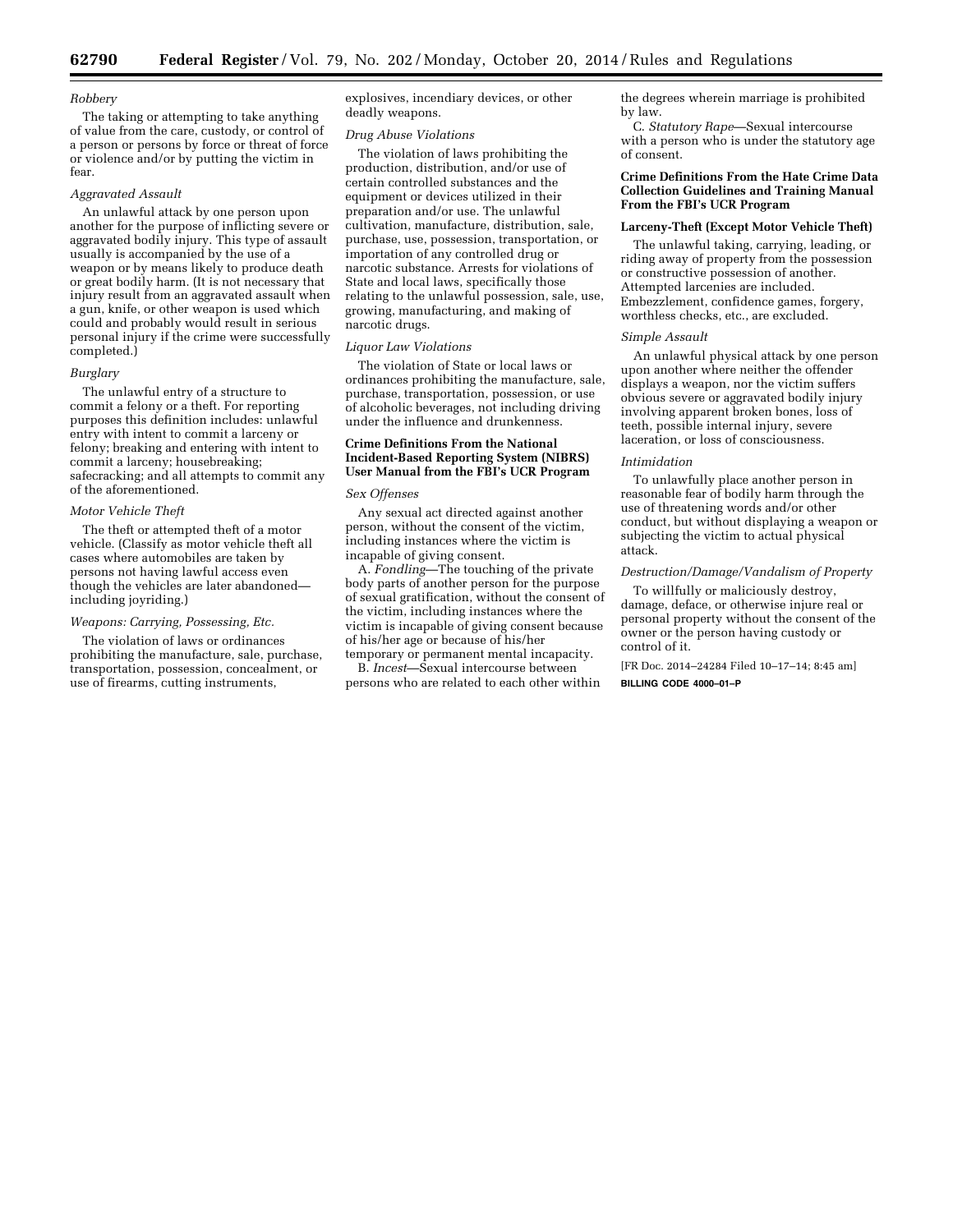*Robbery*

The taking or attempting to take anything of value from the care, custody, or control of a person or persons by force or threat of force or violence and/or by putting the victim in fear.

*Aggravated Assault*

An unlawful attack by one person upon another for the purpose of inflicting severe or aggravated bodily injury. This type of assault usually is accompanied by the use of a weapon or by means likely to produce death or great bodily harm. (It is not necessary that injury result from an aggravated assault when a gun, knife, or other weapon is used which could and probably would result in serious personal injury if the crime were successfully completed.)

*Burglary*

The unlawful entry of a structure to commit a felony or a theft. For reporting purposes this definition includes: unlawful entry with intent to commit a larceny or felony; breaking and entering with intent to commit a larceny; housebreaking; safecracking; and all attempts to commit any of the aforementioned.

*Motor Vehicle Theft*

The theft or attempted theft of a motor vehicle. (Classify as motor vehicle theft all cases where automobiles are taken by persons not having lawful access even though the vehicles are later abandoned—including joyriding.)

*Weapons: Carrying, Possessing, Etc.*

The violation of laws or ordinances prohibiting the manufacture, sale, purchase, transportation, possession, concealment, or use of firearms, cutting instruments, explosives, incendiary devices, or other deadly weapons.

*Drug Abuse Violations*

The violation of laws prohibiting the production, distribution, and/or use of certain controlled substances and the equipment or devices utilized in their preparation and/or use. The unlawful cultivation, manufacture, distribution, sale, purchase, use, possession, transportation, or importation of any controlled drug or narcotic substance. Arrests for violations of State and local laws, specifically those relating to the unlawful possession, sale, use, growing, manufacturing, and making of narcotic drugs.

*Liquor Law Violations*

The violation of State or local laws or ordinances prohibiting the manufacture, sale, purchase, transportation, possession, or use of alcoholic beverages, not including driving under the influence and drunkenness.

**Crime Definitions From the National Incident-Based Reporting System (NIBRS) User Manual from the FBI's UCR Program**

*Sex Offenses*

Any sexual act directed against another person, without the consent of the victim, including instances where the victim is incapable of giving consent.

A. *Fondling*—The touching of the private body parts of another person for the purpose of sexual gratification, without the consent of the victim, including instances where the victim is incapable of giving consent because of his/her age or because of his/her temporary or permanent mental incapacity.

B. *Incest*—Sexual intercourse between persons who are related to each other within the degrees wherein marriage is prohibited by law.

C. *Statutory Rape*—Sexual intercourse with a person who is under the statutory age of consent.

**Crime Definitions From the Hate Crime Data Collection Guidelines and Training Manual From the FBI's UCR Program**

**Larceny-Theft (Except Motor Vehicle Theft)**

The unlawful taking, carrying, leading, or riding away of property from the possession or constructive possession of another. Attempted larcenies are included. Embezzlement, confidence games, forgery, worthless checks, etc., are excluded.

*Simple Assault*

An unlawful physical attack by one person upon another where neither the offender displays a weapon, nor the victim suffers obvious severe or aggravated bodily injury involving apparent broken bones, loss of teeth, possible internal injury, severe laceration, or loss of consciousness.

*Intimidation*

To unlawfully place another person in reasonable fear of bodily harm through the use of threatening words and/or other conduct, but without displaying a weapon or subjecting the victim to actual physical attack.

*Destruction/Damage/Vandalism of Property*

To willfully or maliciously destroy, damage, deface, or otherwise injure real or personal property without the consent of the owner or the person having custody or control of it.

[FR Doc. 2014–24284 Filed 10–17–14; 8:45 am]

**BILLING CODE 4000–01–P**